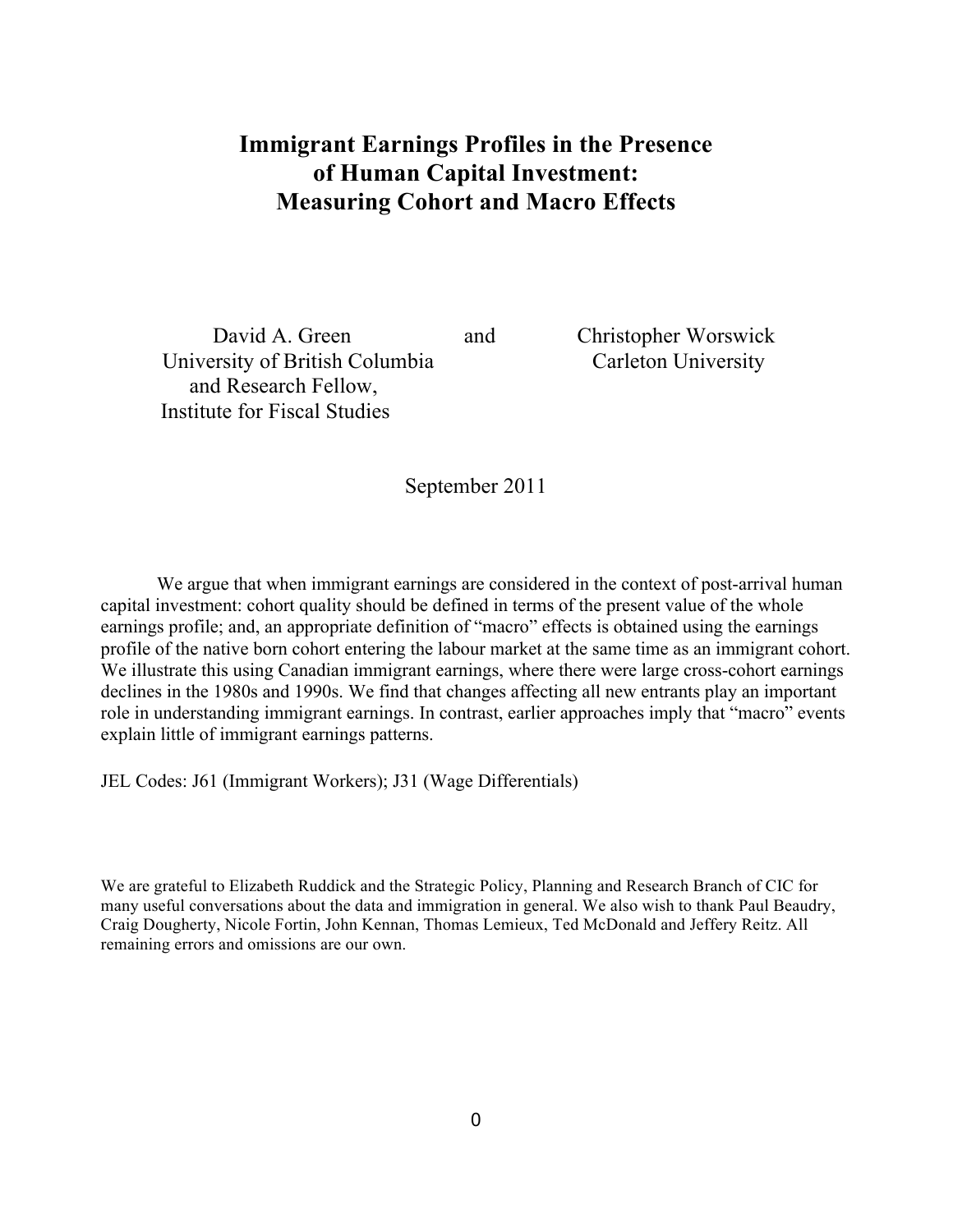# Immigrant Earnings Profiles in the Presence of Human Capital Investment: Measuring Cohort and Macro Effects

David A. Green
University of British Columbia
and Research Fellow,
Institute for Fiscal Studies

and

Christopher Worswick
Carleton University

September 2011

We argue that when immigrant earnings are considered in the context of post-arrival human capital investment: cohort quality should be defined in terms of the present value of the whole earnings profile; and, an appropriate definition of "macro" effects is obtained using the earnings profile of the native born cohort entering the labour market at the same time as an immigrant cohort. We illustrate this using Canadian immigrant earnings, where there were large cross-cohort earnings declines in the 1980s and 1990s. We find that changes affecting all new entrants play an important role in understanding immigrant earnings. In contrast, earlier approaches imply that "macro" events explain little of immigrant earnings patterns.

JEL Codes: J61 (Immigrant Workers); J31 (Wage Differentials)

We are grateful to Elizabeth Ruddick and the Strategic Policy, Planning and Research Branch of CIC for many useful conversations about the data and immigration in general. We also wish to thank Paul Beaudry, Craig Dougherty, Nicole Fortin, John Kennan, Thomas Lemieux, Ted McDonald and Jeffery Reitz. All remaining errors and omissions are our own.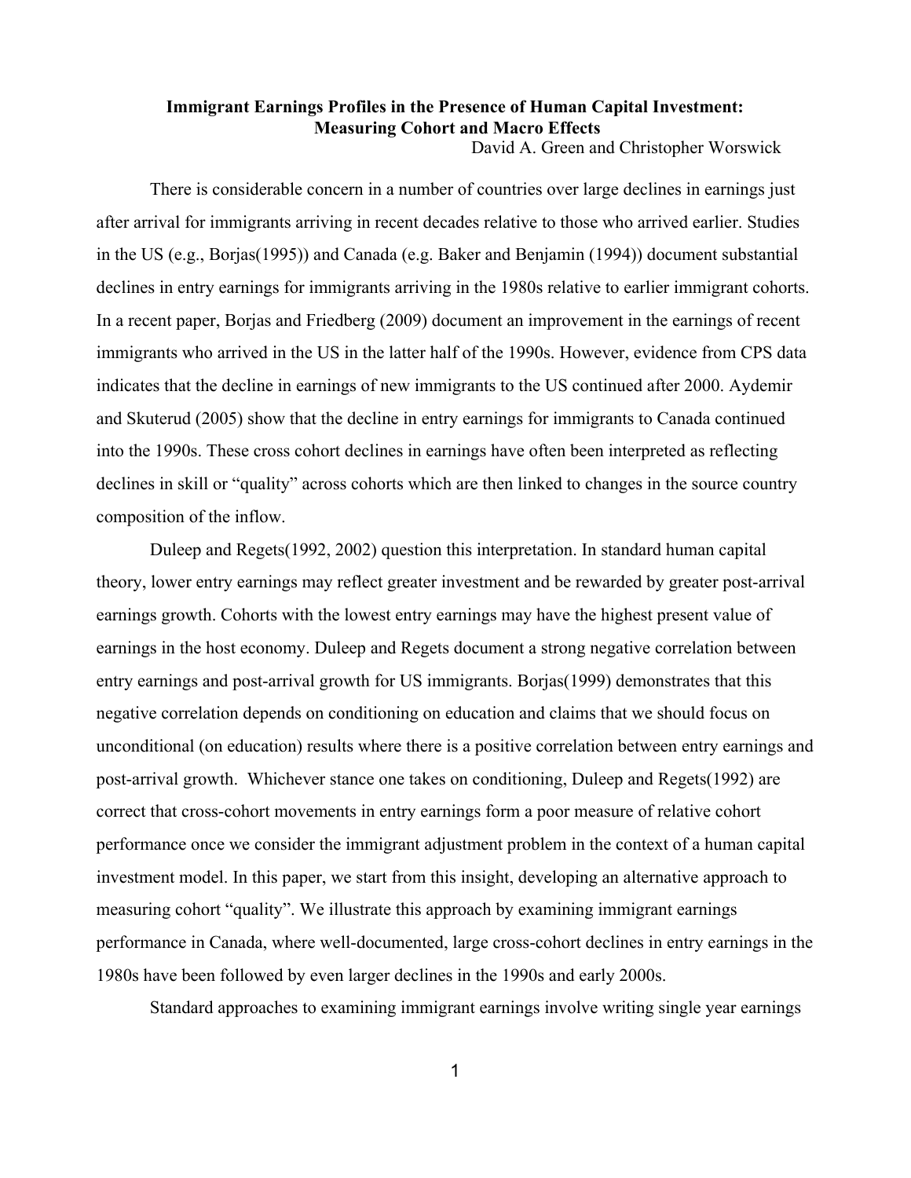# Immigrant Earnings Profiles in the Presence of Human Capital Investment: Measuring Cohort and Macro Effects

David A. Green and Christopher Worswick

There is considerable concern in a number of countries over large declines in earnings just after arrival for immigrants arriving in recent decades relative to those who arrived earlier. Studies in the US (e.g., Borjas(1995)) and Canada (e.g. Baker and Benjamin (1994)) document substantial declines in entry earnings for immigrants arriving in the 1980s relative to earlier immigrant cohorts. In a recent paper, Borjas and Friedberg (2009) document an improvement in the earnings of recent immigrants who arrived in the US in the latter half of the 1990s. However, evidence from CPS data indicates that the decline in earnings of new immigrants to the US continued after 2000. Aydemir and Skuterud (2005) show that the decline in entry earnings for immigrants to Canada continued into the 1990s. These cross cohort declines in earnings have often been interpreted as reflecting declines in skill or "quality" across cohorts which are then linked to changes in the source country composition of the inflow.

Duleep and Regets(1992, 2002) question this interpretation. In standard human capital theory, lower entry earnings may reflect greater investment and be rewarded by greater post-arrival earnings growth. Cohorts with the lowest entry earnings may have the highest present value of earnings in the host economy. Duleep and Regets document a strong negative correlation between entry earnings and post-arrival growth for US immigrants. Borjas(1999) demonstrates that this negative correlation depends on conditioning on education and claims that we should focus on unconditional (on education) results where there is a positive correlation between entry earnings and post-arrival growth. Whichever stance one takes on conditioning, Duleep and Regets(1992) are correct that cross-cohort movements in entry earnings form a poor measure of relative cohort performance once we consider the immigrant adjustment problem in the context of a human capital investment model. In this paper, we start from this insight, developing an alternative approach to measuring cohort "quality". We illustrate this approach by examining immigrant earnings performance in Canada, where well-documented, large cross-cohort declines in entry earnings in the 1980s have been followed by even larger declines in the 1990s and early 2000s.

Standard approaches to examining immigrant earnings involve writing single year earnings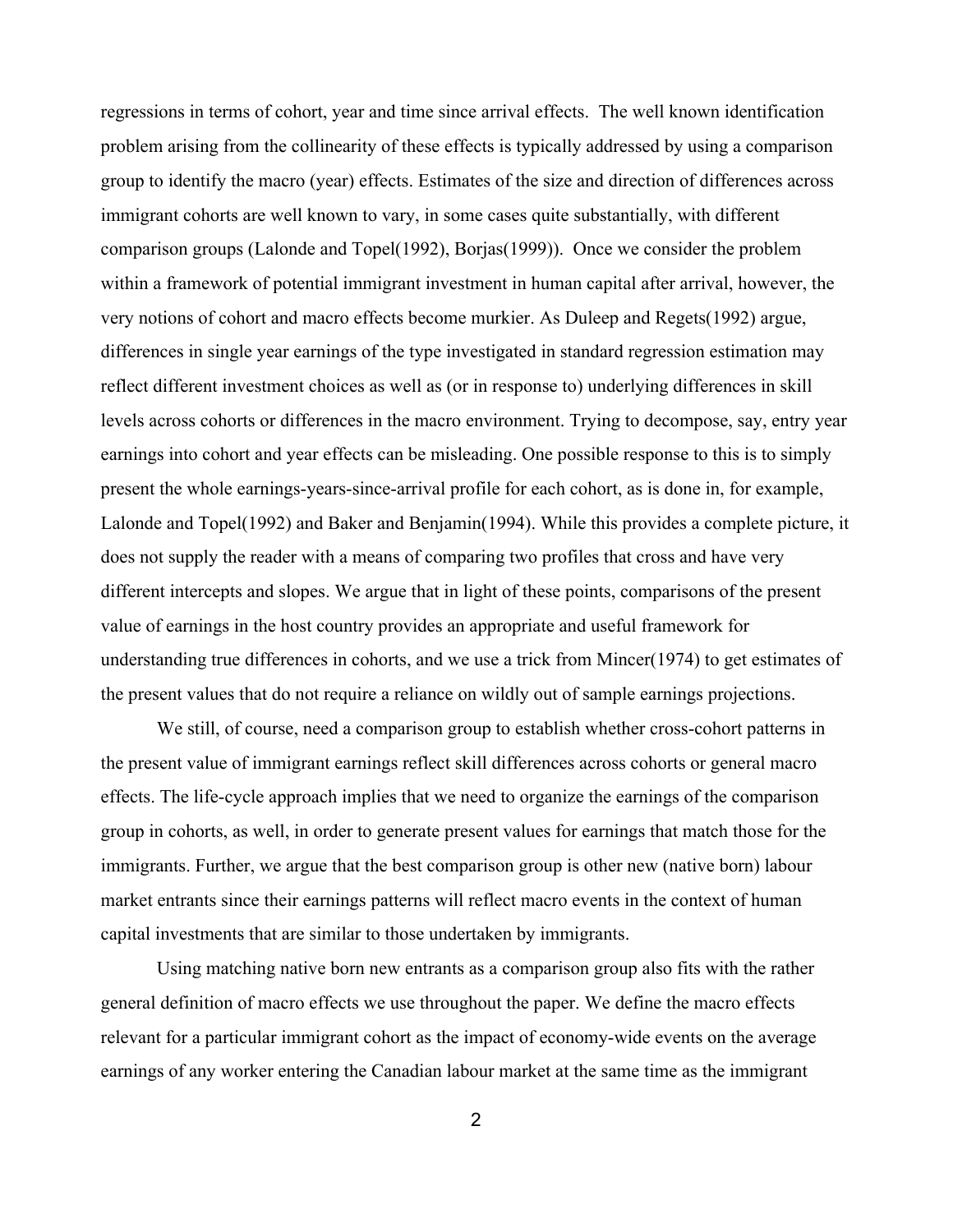regressions in terms of cohort, year and time since arrival effects. The well known identification problem arising from the collinearity of these effects is typically addressed by using a comparison group to identify the macro (year) effects. Estimates of the size and direction of differences across immigrant cohorts are well known to vary, in some cases quite substantially, with different comparison groups (Lalonde and Topel(1992), Borjas(1999)). Once we consider the problem within a framework of potential immigrant investment in human capital after arrival, however, the very notions of cohort and macro effects become murkier. As Duleep and Regets(1992) argue, differences in single year earnings of the type investigated in standard regression estimation may reflect different investment choices as well as (or in response to) underlying differences in skill levels across cohorts or differences in the macro environment. Trying to decompose, say, entry year earnings into cohort and year effects can be misleading. One possible response to this is to simply present the whole earnings-years-since-arrival profile for each cohort, as is done in, for example, Lalonde and Topel(1992) and Baker and Benjamin(1994). While this provides a complete picture, it does not supply the reader with a means of comparing two profiles that cross and have very different intercepts and slopes. We argue that in light of these points, comparisons of the present value of earnings in the host country provides an appropriate and useful framework for understanding true differences in cohorts, and we use a trick from Mincer(1974) to get estimates of the present values that do not require a reliance on wildly out of sample earnings projections.

We still, of course, need a comparison group to establish whether cross-cohort patterns in the present value of immigrant earnings reflect skill differences across cohorts or general macro effects. The life-cycle approach implies that we need to organize the earnings of the comparison group in cohorts, as well, in order to generate present values for earnings that match those for the immigrants. Further, we argue that the best comparison group is other new (native born) labour market entrants since their earnings patterns will reflect macro events in the context of human capital investments that are similar to those undertaken by immigrants.

Using matching native born new entrants as a comparison group also fits with the rather general definition of macro effects we use throughout the paper. We define the macro effects relevant for a particular immigrant cohort as the impact of economy-wide events on the average earnings of any worker entering the Canadian labour market at the same time as the immigrant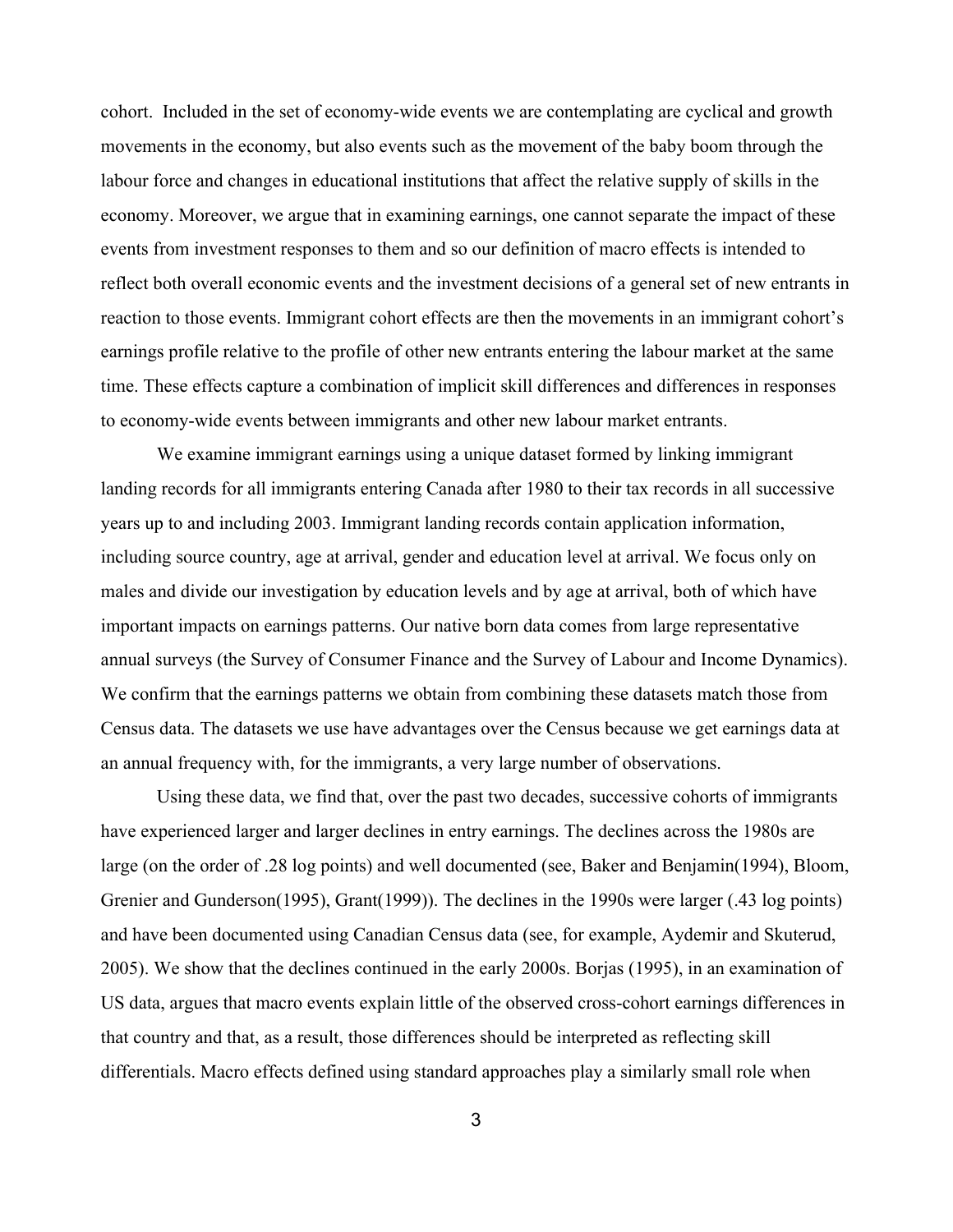cohort. Included in the set of economy-wide events we are contemplating are cyclical and growth movements in the economy, but also events such as the movement of the baby boom through the labour force and changes in educational institutions that affect the relative supply of skills in the economy. Moreover, we argue that in examining earnings, one cannot separate the impact of these events from investment responses to them and so our definition of macro effects is intended to reflect both overall economic events and the investment decisions of a general set of new entrants in reaction to those events. Immigrant cohort effects are then the movements in an immigrant cohort's earnings profile relative to the profile of other new entrants entering the labour market at the same time. These effects capture a combination of implicit skill differences and differences in responses to economy-wide events between immigrants and other new labour market entrants.

We examine immigrant earnings using a unique dataset formed by linking immigrant landing records for all immigrants entering Canada after 1980 to their tax records in all successive years up to and including 2003. Immigrant landing records contain application information, including source country, age at arrival, gender and education level at arrival. We focus only on males and divide our investigation by education levels and by age at arrival, both of which have important impacts on earnings patterns. Our native born data comes from large representative annual surveys (the Survey of Consumer Finance and the Survey of Labour and Income Dynamics). We confirm that the earnings patterns we obtain from combining these datasets match those from Census data. The datasets we use have advantages over the Census because we get earnings data at an annual frequency with, for the immigrants, a very large number of observations.

Using these data, we find that, over the past two decades, successive cohorts of immigrants have experienced larger and larger declines in entry earnings. The declines across the 1980s are large (on the order of .28 log points) and well documented (see, Baker and Benjamin(1994), Bloom, Grenier and Gunderson(1995), Grant(1999)). The declines in the 1990s were larger (.43 log points) and have been documented using Canadian Census data (see, for example, Aydemir and Skuterud, 2005). We show that the declines continued in the early 2000s. Borjas (1995), in an examination of US data, argues that macro events explain little of the observed cross-cohort earnings differences in that country and that, as a result, those differences should be interpreted as reflecting skill differentials. Macro effects defined using standard approaches play a similarly small role when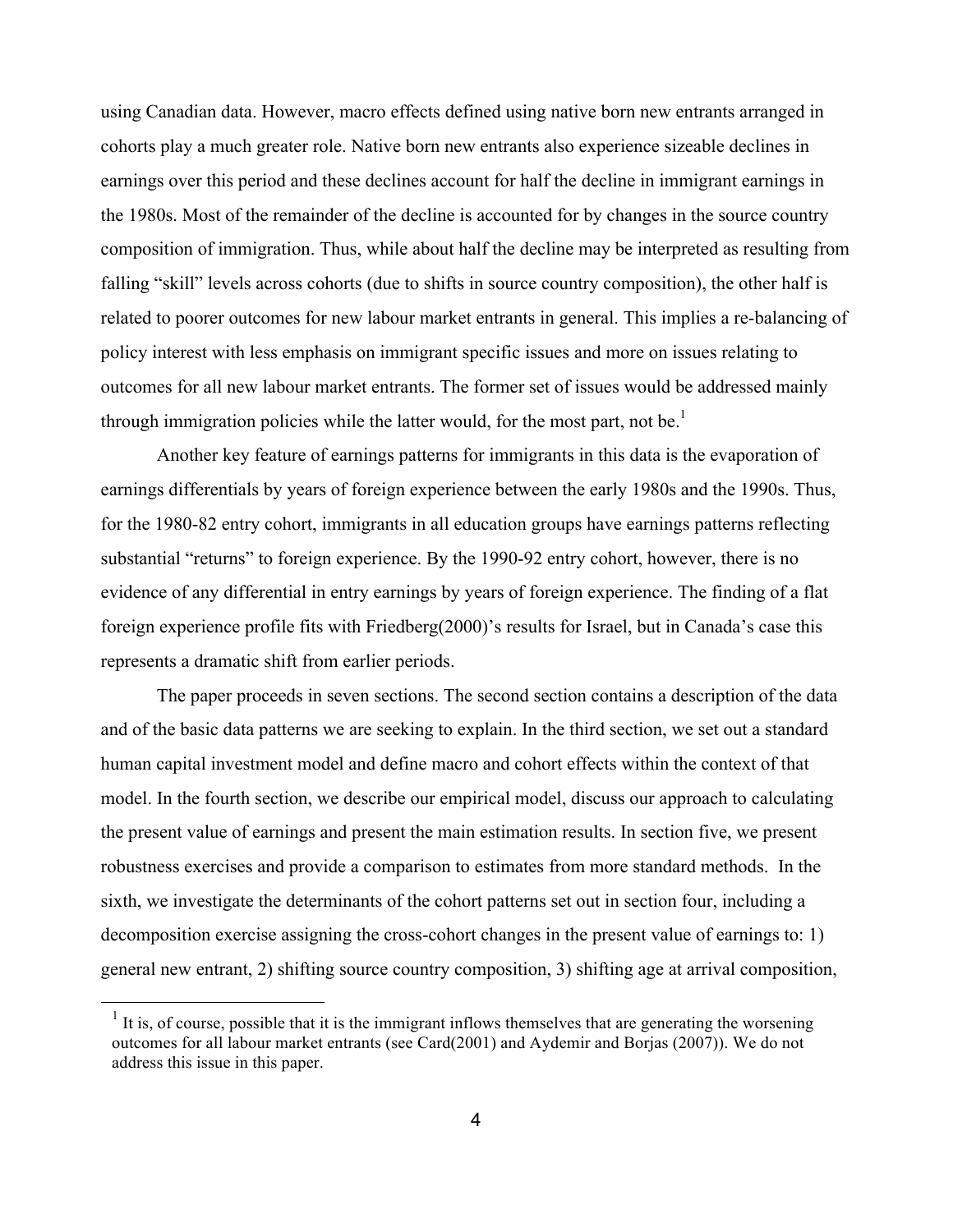using Canadian data. However, macro effects defined using native born new entrants arranged in cohorts play a much greater role. Native born new entrants also experience sizeable declines in earnings over this period and these declines account for half the decline in immigrant earnings in the 1980s. Most of the remainder of the decline is accounted for by changes in the source country composition of immigration. Thus, while about half the decline may be interpreted as resulting from falling "skill" levels across cohorts (due to shifts in source country composition), the other half is related to poorer outcomes for new labour market entrants in general. This implies a re-balancing of policy interest with less emphasis on immigrant specific issues and more on issues relating to outcomes for all new labour market entrants. The former set of issues would be addressed mainly through immigration policies while the latter would, for the most part, not be.[1]

Another key feature of earnings patterns for immigrants in this data is the evaporation of earnings differentials by years of foreign experience between the early 1980s and the 1990s. Thus, for the 1980-82 entry cohort, immigrants in all education groups have earnings patterns reflecting substantial "returns" to foreign experience. By the 1990-92 entry cohort, however, there is no evidence of any differential in entry earnings by years of foreign experience. The finding of a flat foreign experience profile fits with Friedberg(2000)'s results for Israel, but in Canada's case this represents a dramatic shift from earlier periods.

The paper proceeds in seven sections. The second section contains a description of the data and of the basic data patterns we are seeking to explain. In the third section, we set out a standard human capital investment model and define macro and cohort effects within the context of that model. In the fourth section, we describe our empirical model, discuss our approach to calculating the present value of earnings and present the main estimation results. In section five, we present robustness exercises and provide a comparison to estimates from more standard methods. In the sixth, we investigate the determinants of the cohort patterns set out in section four, including a decomposition exercise assigning the cross-cohort changes in the present value of earnings to: 1) general new entrant, 2) shifting source country composition, 3) shifting age at arrival composition,

[1] It is, of course, possible that it is the immigrant inflows themselves that are generating the worsening outcomes for all labour market entrants (see Card(2001) and Aydemir and Borjas (2007)). We do not address this issue in this paper.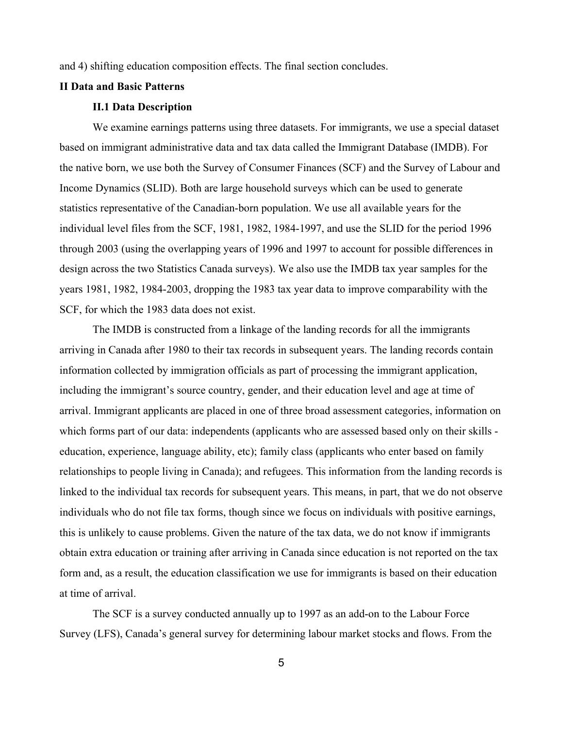and 4) shifting education composition effects. The final section concludes.

## II Data and Basic Patterns

### II.1 Data Description

We examine earnings patterns using three datasets. For immigrants, we use a special dataset based on immigrant administrative data and tax data called the Immigrant Database (IMDB). For the native born, we use both the Survey of Consumer Finances (SCF) and the Survey of Labour and Income Dynamics (SLID). Both are large household surveys which can be used to generate statistics representative of the Canadian-born population. We use all available years for the individual level files from the SCF, 1981, 1982, 1984-1997, and use the SLID for the period 1996 through 2003 (using the overlapping years of 1996 and 1997 to account for possible differences in design across the two Statistics Canada surveys). We also use the IMDB tax year samples for the years 1981, 1982, 1984-2003, dropping the 1983 tax year data to improve comparability with the SCF, for which the 1983 data does not exist.

The IMDB is constructed from a linkage of the landing records for all the immigrants arriving in Canada after 1980 to their tax records in subsequent years. The landing records contain information collected by immigration officials as part of processing the immigrant application, including the immigrant's source country, gender, and their education level and age at time of arrival. Immigrant applicants are placed in one of three broad assessment categories, information on which forms part of our data: independents (applicants who are assessed based only on their skills - education, experience, language ability, etc); family class (applicants who enter based on family relationships to people living in Canada); and refugees. This information from the landing records is linked to the individual tax records for subsequent years. This means, in part, that we do not observe individuals who do not file tax forms, though since we focus on individuals with positive earnings, this is unlikely to cause problems. Given the nature of the tax data, we do not know if immigrants obtain extra education or training after arriving in Canada since education is not reported on the tax form and, as a result, the education classification we use for immigrants is based on their education at time of arrival.

The SCF is a survey conducted annually up to 1997 as an add-on to the Labour Force Survey (LFS), Canada's general survey for determining labour market stocks and flows. From the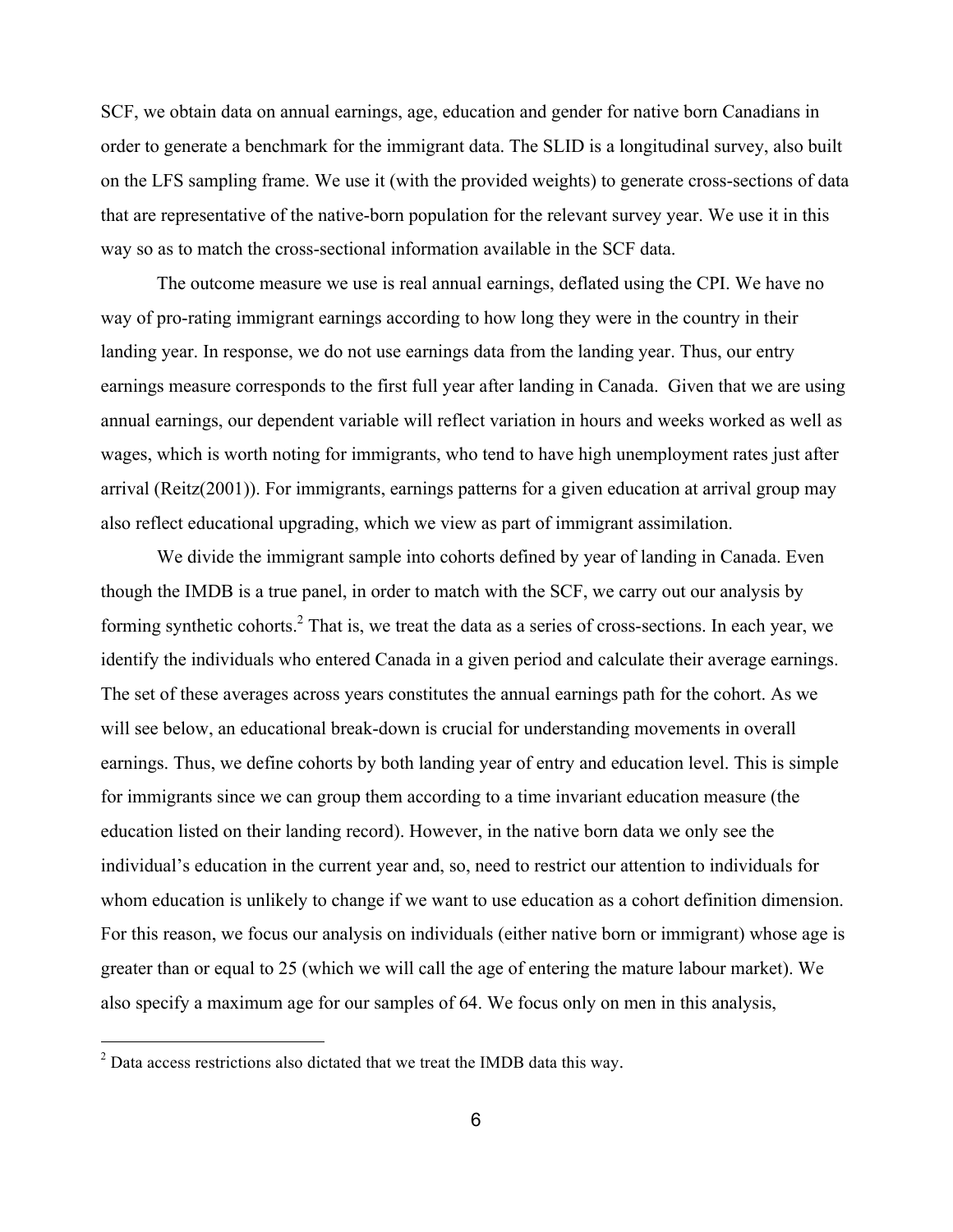SCF, we obtain data on annual earnings, age, education and gender for native born Canadians in order to generate a benchmark for the immigrant data. The SLID is a longitudinal survey, also built on the LFS sampling frame. We use it (with the provided weights) to generate cross-sections of data that are representative of the native-born population for the relevant survey year. We use it in this way so as to match the cross-sectional information available in the SCF data.

The outcome measure we use is real annual earnings, deflated using the CPI. We have no way of pro-rating immigrant earnings according to how long they were in the country in their landing year. In response, we do not use earnings data from the landing year. Thus, our entry earnings measure corresponds to the first full year after landing in Canada. Given that we are using annual earnings, our dependent variable will reflect variation in hours and weeks worked as well as wages, which is worth noting for immigrants, who tend to have high unemployment rates just after arrival (Reitz(2001)). For immigrants, earnings patterns for a given education at arrival group may also reflect educational upgrading, which we view as part of immigrant assimilation.

We divide the immigrant sample into cohorts defined by year of landing in Canada. Even though the IMDB is a true panel, in order to match with the SCF, we carry out our analysis by forming synthetic cohorts.[2] That is, we treat the data as a series of cross-sections. In each year, we identify the individuals who entered Canada in a given period and calculate their average earnings. The set of these averages across years constitutes the annual earnings path for the cohort. As we will see below, an educational break-down is crucial for understanding movements in overall earnings. Thus, we define cohorts by both landing year of entry and education level. This is simple for immigrants since we can group them according to a time invariant education measure (the education listed on their landing record). However, in the native born data we only see the individual's education in the current year and, so, need to restrict our attention to individuals for whom education is unlikely to change if we want to use education as a cohort definition dimension. For this reason, we focus our analysis on individuals (either native born or immigrant) whose age is greater than or equal to 25 (which we will call the age of entering the mature labour market). We also specify a maximum age for our samples of 64. We focus only on men in this analysis,

[2] Data access restrictions also dictated that we treat the IMDB data this way.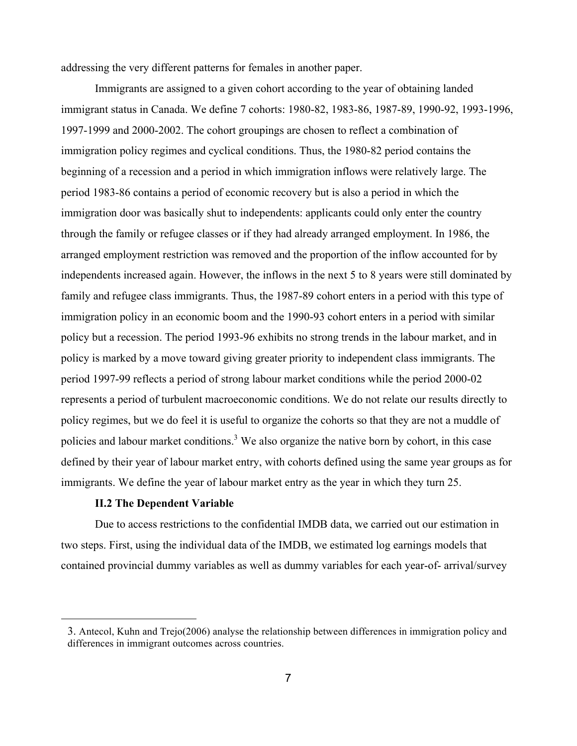addressing the very different patterns for females in another paper.

Immigrants are assigned to a given cohort according to the year of obtaining landed immigrant status in Canada. We define 7 cohorts: 1980-82, 1983-86, 1987-89, 1990-92, 1993-1996, 1997-1999 and 2000-2002. The cohort groupings are chosen to reflect a combination of immigration policy regimes and cyclical conditions. Thus, the 1980-82 period contains the beginning of a recession and a period in which immigration inflows were relatively large. The period 1983-86 contains a period of economic recovery but is also a period in which the immigration door was basically shut to independents: applicants could only enter the country through the family or refugee classes or if they had already arranged employment. In 1986, the arranged employment restriction was removed and the proportion of the inflow accounted for by independents increased again. However, the inflows in the next 5 to 8 years were still dominated by family and refugee class immigrants. Thus, the 1987-89 cohort enters in a period with this type of immigration policy in an economic boom and the 1990-93 cohort enters in a period with similar policy but a recession. The period 1993-96 exhibits no strong trends in the labour market, and in policy is marked by a move toward giving greater priority to independent class immigrants. The period 1997-99 reflects a period of strong labour market conditions while the period 2000-02 represents a period of turbulent macroeconomic conditions. We do not relate our results directly to policy regimes, but we do feel it is useful to organize the cohorts so that they are not a muddle of policies and labour market conditions.[3] We also organize the native born by cohort, in this case defined by their year of labour market entry, with cohorts defined using the same year groups as for immigrants. We define the year of labour market entry as the year in which they turn 25.

### II.2 The Dependent Variable

Due to access restrictions to the confidential IMDB data, we carried out our estimation in two steps. First, using the individual data of the IMDB, we estimated log earnings models that contained provincial dummy variables as well as dummy variables for each year-of- arrival/survey

---

3. Antecol, Kuhn and Trejo(2006) analyse the relationship between differences in immigration policy and differences in immigrant outcomes across countries.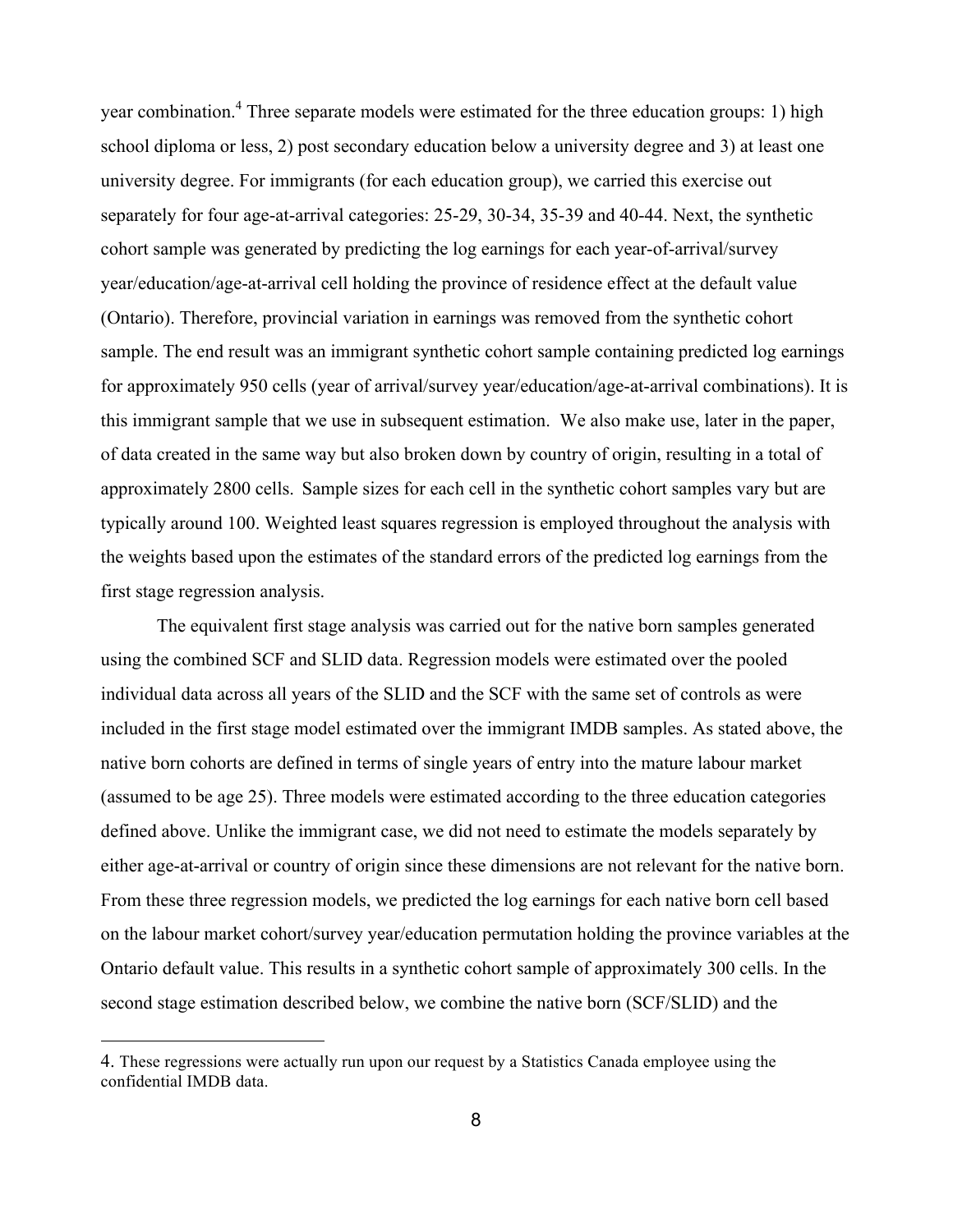year combination.[4] Three separate models were estimated for the three education groups: 1) high school diploma or less, 2) post secondary education below a university degree and 3) at least one university degree. For immigrants (for each education group), we carried this exercise out separately for four age-at-arrival categories: 25-29, 30-34, 35-39 and 40-44. Next, the synthetic cohort sample was generated by predicting the log earnings for each year-of-arrival/survey year/education/age-at-arrival cell holding the province of residence effect at the default value (Ontario). Therefore, provincial variation in earnings was removed from the synthetic cohort sample. The end result was an immigrant synthetic cohort sample containing predicted log earnings for approximately 950 cells (year of arrival/survey year/education/age-at-arrival combinations). It is this immigrant sample that we use in subsequent estimation. We also make use, later in the paper, of data created in the same way but also broken down by country of origin, resulting in a total of approximately 2800 cells. Sample sizes for each cell in the synthetic cohort samples vary but are typically around 100. Weighted least squares regression is employed throughout the analysis with the weights based upon the estimates of the standard errors of the predicted log earnings from the first stage regression analysis.

The equivalent first stage analysis was carried out for the native born samples generated using the combined SCF and SLID data. Regression models were estimated over the pooled individual data across all years of the SLID and the SCF with the same set of controls as were included in the first stage model estimated over the immigrant IMDB samples. As stated above, the native born cohorts are defined in terms of single years of entry into the mature labour market (assumed to be age 25). Three models were estimated according to the three education categories defined above. Unlike the immigrant case, we did not need to estimate the models separately by either age-at-arrival or country of origin since these dimensions are not relevant for the native born. From these three regression models, we predicted the log earnings for each native born cell based on the labour market cohort/survey year/education permutation holding the province variables at the Ontario default value. This results in a synthetic cohort sample of approximately 300 cells. In the second stage estimation described below, we combine the native born (SCF/SLID) and the

4. These regressions were actually run upon our request by a Statistics Canada employee using the confidential IMDB data.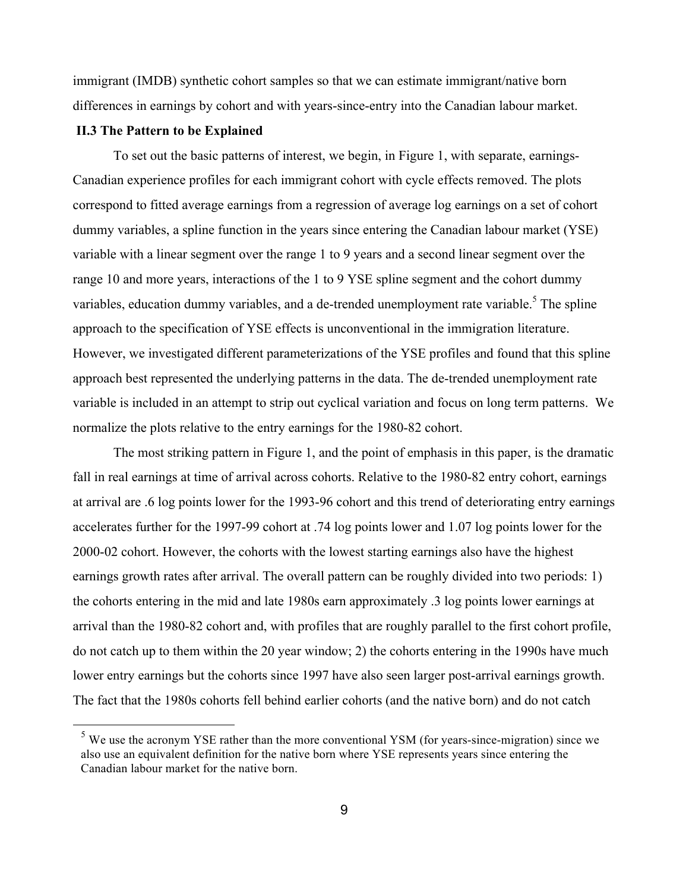immigrant (IMDB) synthetic cohort samples so that we can estimate immigrant/native born differences in earnings by cohort and with years-since-entry into the Canadian labour market.

### II.3 The Pattern to be Explained

To set out the basic patterns of interest, we begin, in Figure 1, with separate, earnings-Canadian experience profiles for each immigrant cohort with cycle effects removed. The plots correspond to fitted average earnings from a regression of average log earnings on a set of cohort dummy variables, a spline function in the years since entering the Canadian labour market (YSE) variable with a linear segment over the range 1 to 9 years and a second linear segment over the range 10 and more years, interactions of the 1 to 9 YSE spline segment and the cohort dummy variables, education dummy variables, and a de-trended unemployment rate variable.[5] The spline approach to the specification of YSE effects is unconventional in the immigration literature. However, we investigated different parameterizations of the YSE profiles and found that this spline approach best represented the underlying patterns in the data. The de-trended unemployment rate variable is included in an attempt to strip out cyclical variation and focus on long term patterns. We normalize the plots relative to the entry earnings for the 1980-82 cohort.

The most striking pattern in Figure 1, and the point of emphasis in this paper, is the dramatic fall in real earnings at time of arrival across cohorts. Relative to the 1980-82 entry cohort, earnings at arrival are .6 log points lower for the 1993-96 cohort and this trend of deteriorating entry earnings accelerates further for the 1997-99 cohort at .74 log points lower and 1.07 log points lower for the 2000-02 cohort. However, the cohorts with the lowest starting earnings also have the highest earnings growth rates after arrival. The overall pattern can be roughly divided into two periods: 1) the cohorts entering in the mid and late 1980s earn approximately .3 log points lower earnings at arrival than the 1980-82 cohort and, with profiles that are roughly parallel to the first cohort profile, do not catch up to them within the 20 year window; 2) the cohorts entering in the 1990s have much lower entry earnings but the cohorts since 1997 have also seen larger post-arrival earnings growth. The fact that the 1980s cohorts fell behind earlier cohorts (and the native born) and do not catch

[5] We use the acronym YSE rather than the more conventional YSM (for years-since-migration) since we also use an equivalent definition for the native born where YSE represents years since entering the Canadian labour market for the native born.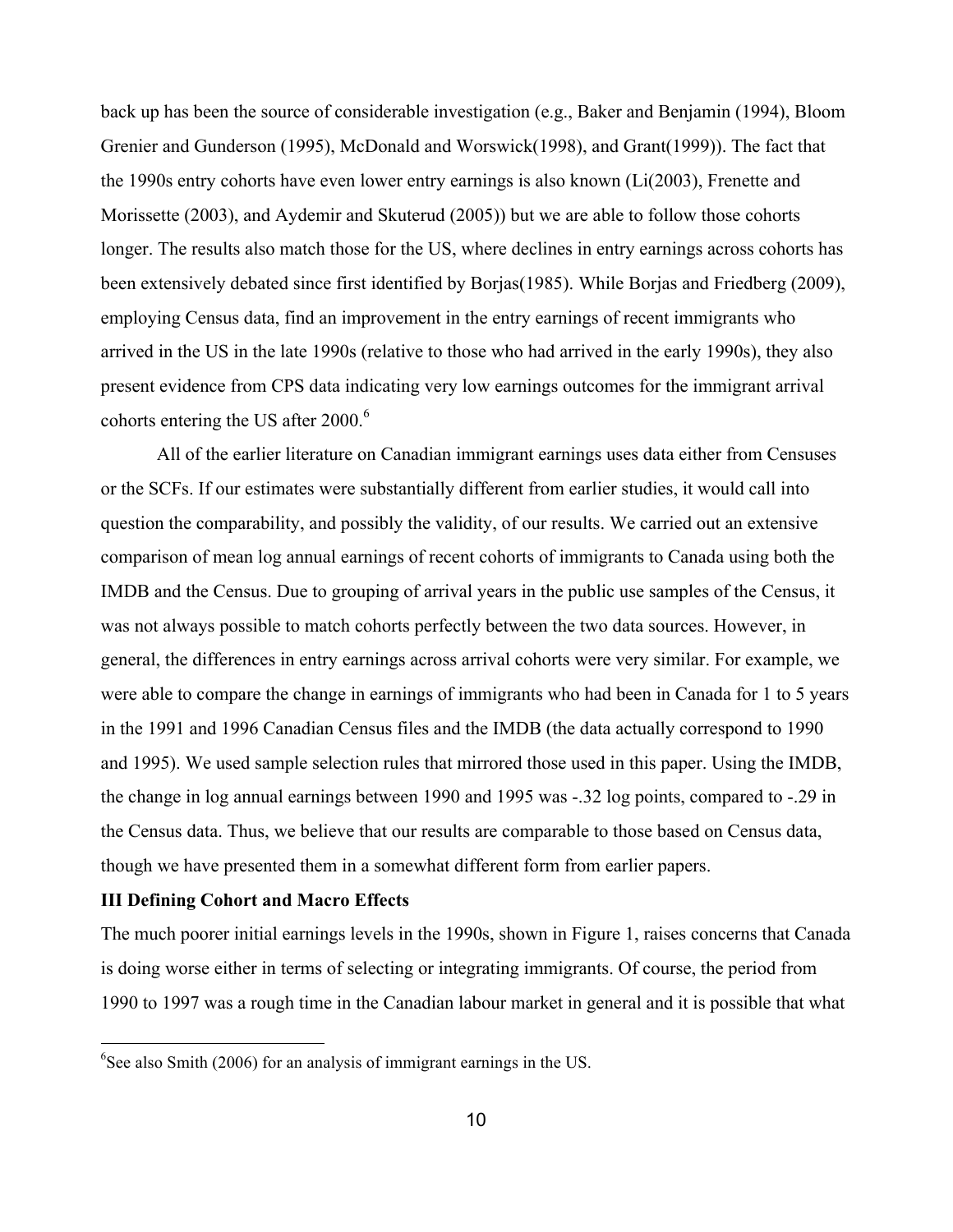back up has been the source of considerable investigation (e.g., Baker and Benjamin (1994), Bloom Grenier and Gunderson (1995), McDonald and Worswick(1998), and Grant(1999)). The fact that the 1990s entry cohorts have even lower entry earnings is also known (Li(2003), Frenette and Morissette (2003), and Aydemir and Skuterud (2005)) but we are able to follow those cohorts longer. The results also match those for the US, where declines in entry earnings across cohorts has been extensively debated since first identified by Borjas(1985). While Borjas and Friedberg (2009), employing Census data, find an improvement in the entry earnings of recent immigrants who arrived in the US in the late 1990s (relative to those who had arrived in the early 1990s), they also present evidence from CPS data indicating very low earnings outcomes for the immigrant arrival cohorts entering the US after 2000.[6]

All of the earlier literature on Canadian immigrant earnings uses data either from Censuses or the SCFs. If our estimates were substantially different from earlier studies, it would call into question the comparability, and possibly the validity, of our results. We carried out an extensive comparison of mean log annual earnings of recent cohorts of immigrants to Canada using both the IMDB and the Census. Due to grouping of arrival years in the public use samples of the Census, it was not always possible to match cohorts perfectly between the two data sources. However, in general, the differences in entry earnings across arrival cohorts were very similar. For example, we were able to compare the change in earnings of immigrants who had been in Canada for 1 to 5 years in the 1991 and 1996 Canadian Census files and the IMDB (the data actually correspond to 1990 and 1995). We used sample selection rules that mirrored those used in this paper. Using the IMDB, the change in log annual earnings between 1990 and 1995 was -.32 log points, compared to -.29 in the Census data. Thus, we believe that our results are comparable to those based on Census data, though we have presented them in a somewhat different form from earlier papers.

**III Defining Cohort and Macro Effects**

The much poorer initial earnings levels in the 1990s, shown in Figure 1, raises concerns that Canada is doing worse either in terms of selecting or integrating immigrants. Of course, the period from 1990 to 1997 was a rough time in the Canadian labour market in general and it is possible that what

[6]See also Smith (2006) for an analysis of immigrant earnings in the US.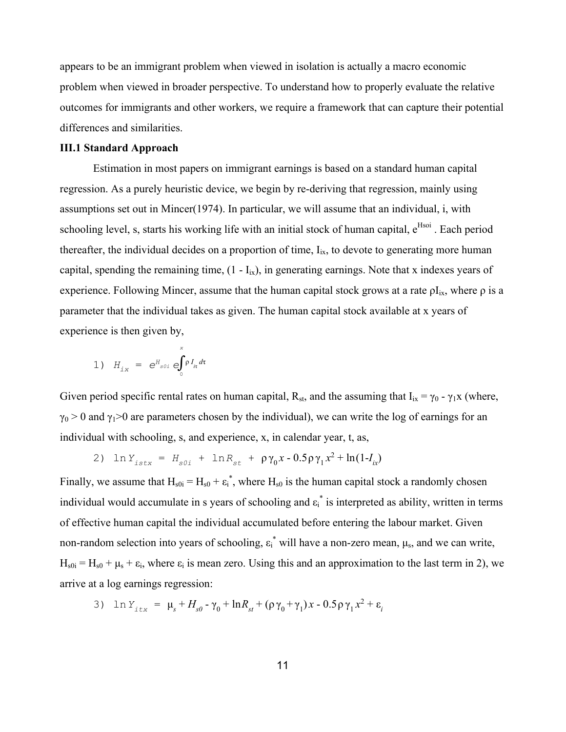appears to be an immigrant problem when viewed in isolation is actually a macro economic problem when viewed in broader perspective. To understand how to properly evaluate the relative outcomes for immigrants and other workers, we require a framework that can capture their potential differences and similarities.

**III.1 Standard Approach**

Estimation in most papers on immigrant earnings is based on a standard human capital regression. As a purely heuristic device, we begin by re-deriving that regression, mainly using assumptions set out in Mincer(1974). In particular, we will assume that an individual, i, with schooling level, s, starts his working life with an initial stock of human capital, $e^{H_{soi}}$. Each period thereafter, the individual decides on a proportion of time, $I_{ix}$, to devote to generating more human capital, spending the remaining time, $(1 - I_{ix})$, in generating earnings. Note that x indexes years of experience. Following Mincer, assume that the human capital stock grows at a rate $\rho I_{ix}$, where $\rho$ is a parameter that the individual takes as given. The human capital stock available at x years of experience is then given by,

$$1)\quad H_{ix} = e^{H_{s0i}} e^{\int_0^x \rho I_{i\tau} d\tau}$$

Given period specific rental rates on human capital, $R_{st}$, and the assuming that $I_{ix} = \gamma_0 - \gamma_1 x$ (where, $\gamma_0 > 0$ and $\gamma_1 > 0$ are parameters chosen by the individual), we can write the log of earnings for an individual with schooling, s, and experience, x, in calendar year, t, as,

$$2)\quad \ln Y_{istx} = H_{s0i} + \ln R_{st} + \rho\gamma_0 x - 0.5\rho\gamma_1 x^2 + \ln(1 - I_{ix})$$

Finally, we assume that $H_{s0i} = H_{s0} + \varepsilon_i^*$, where $H_{s0}$ is the human capital stock a randomly chosen individual would accumulate in s years of schooling and $\varepsilon_i^*$ is interpreted as ability, written in terms of effective human capital the individual accumulated before entering the labour market. Given non-random selection into years of schooling, $\varepsilon_i^*$ will have a non-zero mean, $\mu_s$, and we can write, $H_{s0i} = H_{s0} + \mu_s + \varepsilon_i$, where $\varepsilon_i$ is mean zero. Using this and an approximation to the last term in 2), we arrive at a log earnings regression:

$$3)\quad \ln Y_{itx} = \mu_s + H_{s0} - \gamma_0 + \ln R_{st} + (\rho\gamma_0 + \gamma_1)x - 0.5\rho\gamma_1 x^2 + \varepsilon_i$$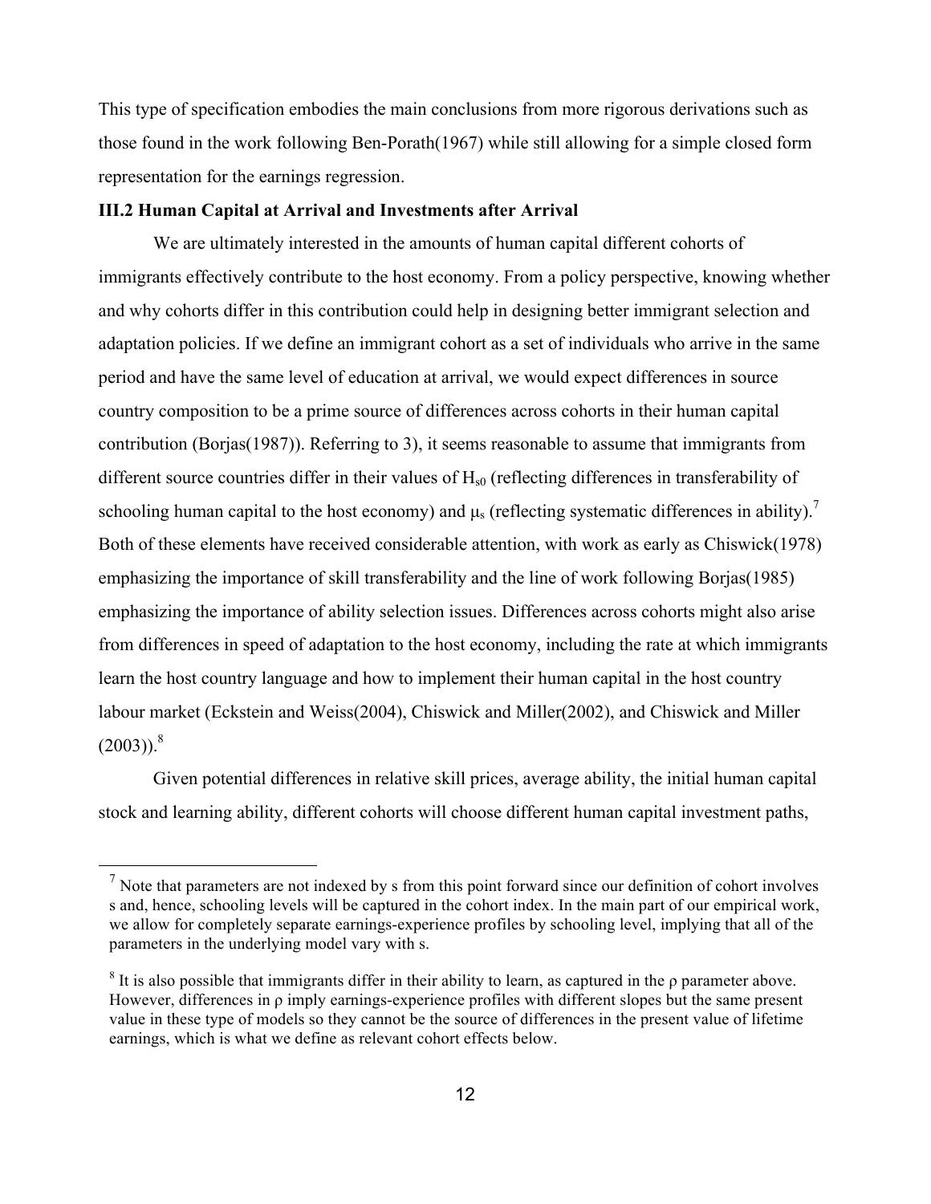This type of specification embodies the main conclusions from more rigorous derivations such as those found in the work following Ben-Porath(1967) while still allowing for a simple closed form representation for the earnings regression.

### III.2 Human Capital at Arrival and Investments after Arrival

We are ultimately interested in the amounts of human capital different cohorts of immigrants effectively contribute to the host economy. From a policy perspective, knowing whether and why cohorts differ in this contribution could help in designing better immigrant selection and adaptation policies. If we define an immigrant cohort as a set of individuals who arrive in the same period and have the same level of education at arrival, we would expect differences in source country composition to be a prime source of differences across cohorts in their human capital contribution (Borjas(1987)). Referring to 3), it seems reasonable to assume that immigrants from different source countries differ in their values of $H_{s0}$ (reflecting differences in transferability of schooling human capital to the host economy) and $\mu_s$ (reflecting systematic differences in ability).[7] Both of these elements have received considerable attention, with work as early as Chiswick(1978) emphasizing the importance of skill transferability and the line of work following Borjas(1985) emphasizing the importance of ability selection issues. Differences across cohorts might also arise from differences in speed of adaptation to the host economy, including the rate at which immigrants learn the host country language and how to implement their human capital in the host country labour market (Eckstein and Weiss(2004), Chiswick and Miller(2002), and Chiswick and Miller (2003)).[8]

Given potential differences in relative skill prices, average ability, the initial human capital stock and learning ability, different cohorts will choose different human capital investment paths,

---

[7] Note that parameters are not indexed by s from this point forward since our definition of cohort involves s and, hence, schooling levels will be captured in the cohort index. In the main part of our empirical work, we allow for completely separate earnings-experience profiles by schooling level, implying that all of the parameters in the underlying model vary with s.

[8] It is also possible that immigrants differ in their ability to learn, as captured in the $\rho$ parameter above. However, differences in $\rho$ imply earnings-experience profiles with different slopes but the same present value in these type of models so they cannot be the source of differences in the present value of lifetime earnings, which is what we define as relevant cohort effects below.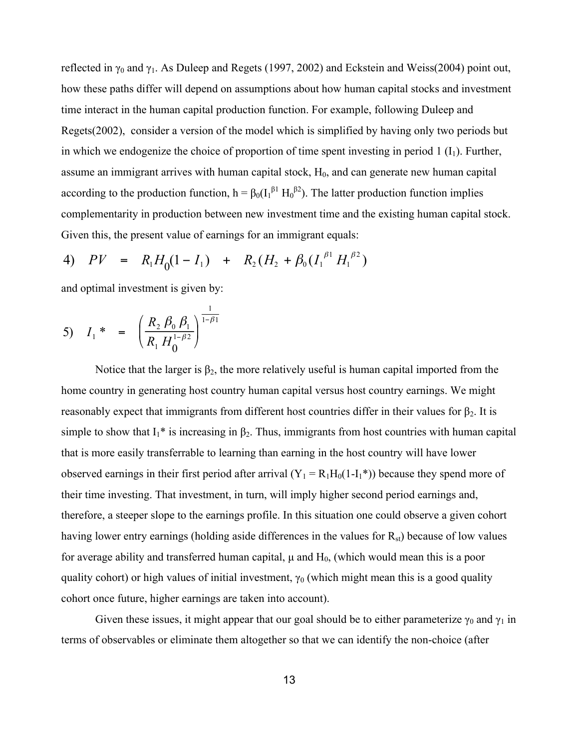reflected in $\gamma_0$ and $\gamma_1$. As Duleep and Regets (1997, 2002) and Eckstein and Weiss(2004) point out, how these paths differ will depend on assumptions about how human capital stocks and investment time interact in the human capital production function. For example, following Duleep and Regets(2002), consider a version of the model which is simplified by having only two periods but in which we endogenize the choice of proportion of time spent investing in period 1 ($I_1$). Further, assume an immigrant arrives with human capital stock, $H_0$, and can generate new human capital according to the production function, $h = \beta_0(I_1^{\beta 1} H_0^{\beta 2})$. The latter production function implies complementarity in production between new investment time and the existing human capital stock. Given this, the present value of earnings for an immigrant equals:

$$4) \quad PV \;=\; R_1 H_0(1 - I_1) \;+\; R_2(H_2 + \beta_0(I_1^{\beta 1} H_1^{\beta 2})$$

and optimal investment is given by:

$$5) \quad I_1^* \;=\; \left(\frac{R_2\,\beta_0\,\beta_1}{R_1\,H_0^{1-\beta 2}}\right)^{\frac{1}{1-\beta 1}}$$

Notice that the larger is $\beta_2$, the more relatively useful is human capital imported from the home country in generating host country human capital versus host country earnings. We might reasonably expect that immigrants from different host countries differ in their values for $\beta_2$. It is simple to show that $I_1^*$ is increasing in $\beta_2$. Thus, immigrants from host countries with human capital that is more easily transferrable to learning than earning in the host country will have lower observed earnings in their first period after arrival ($Y_1 = R_1H_0(1-I_1^*)$) because they spend more of their time investing. That investment, in turn, will imply higher second period earnings and, therefore, a steeper slope to the earnings profile. In this situation one could observe a given cohort having lower entry earnings (holding aside differences in the values for $R_{st}$) because of low values for average ability and transferred human capital, $\mu$ and $H_0$, (which would mean this is a poor quality cohort) or high values of initial investment, $\gamma_0$ (which might mean this is a good quality cohort once future, higher earnings are taken into account).

Given these issues, it might appear that our goal should be to either parameterize $\gamma_0$ and $\gamma_1$ in terms of observables or eliminate them altogether so that we can identify the non-choice (after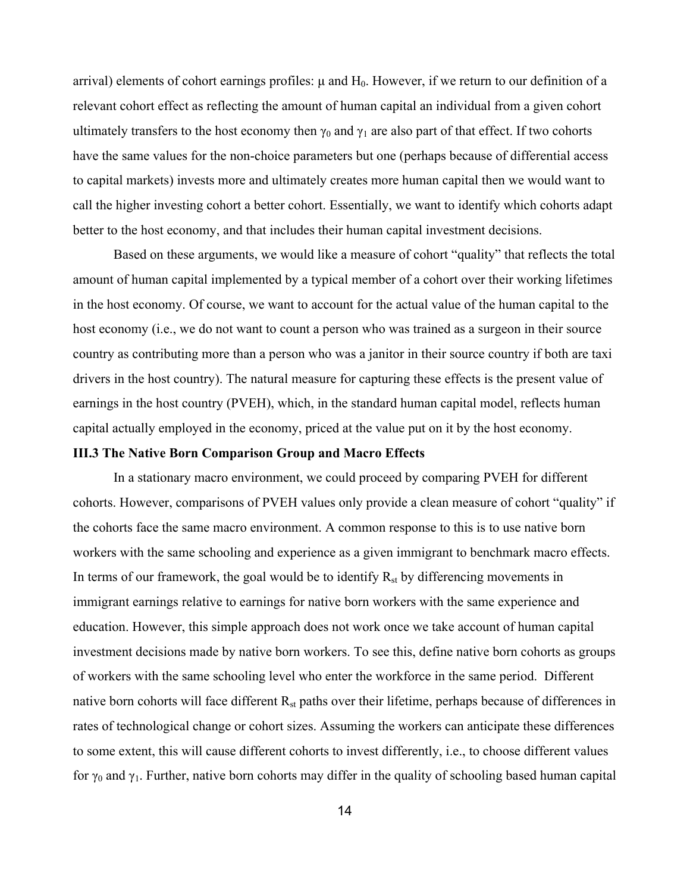arrival) elements of cohort earnings profiles: $\mu$ and $H_0$. However, if we return to our definition of a relevant cohort effect as reflecting the amount of human capital an individual from a given cohort ultimately transfers to the host economy then $\gamma_0$ and $\gamma_1$ are also part of that effect. If two cohorts have the same values for the non-choice parameters but one (perhaps because of differential access to capital markets) invests more and ultimately creates more human capital then we would want to call the higher investing cohort a better cohort. Essentially, we want to identify which cohorts adapt better to the host economy, and that includes their human capital investment decisions.

Based on these arguments, we would like a measure of cohort "quality" that reflects the total amount of human capital implemented by a typical member of a cohort over their working lifetimes in the host economy. Of course, we want to account for the actual value of the human capital to the host economy (i.e., we do not want to count a person who was trained as a surgeon in their source country as contributing more than a person who was a janitor in their source country if both are taxi drivers in the host country). The natural measure for capturing these effects is the present value of earnings in the host country (PVEH), which, in the standard human capital model, reflects human capital actually employed in the economy, priced at the value put on it by the host economy.

### III.3 The Native Born Comparison Group and Macro Effects

In a stationary macro environment, we could proceed by comparing PVEH for different cohorts. However, comparisons of PVEH values only provide a clean measure of cohort "quality" if the cohorts face the same macro environment. A common response to this is to use native born workers with the same schooling and experience as a given immigrant to benchmark macro effects. In terms of our framework, the goal would be to identify $R_{st}$ by differencing movements in immigrant earnings relative to earnings for native born workers with the same experience and education. However, this simple approach does not work once we take account of human capital investment decisions made by native born workers. To see this, define native born cohorts as groups of workers with the same schooling level who enter the workforce in the same period. Different native born cohorts will face different $R_{st}$ paths over their lifetime, perhaps because of differences in rates of technological change or cohort sizes. Assuming the workers can anticipate these differences to some extent, this will cause different cohorts to invest differently, i.e., to choose different values for $\gamma_0$ and $\gamma_1$. Further, native born cohorts may differ in the quality of schooling based human capital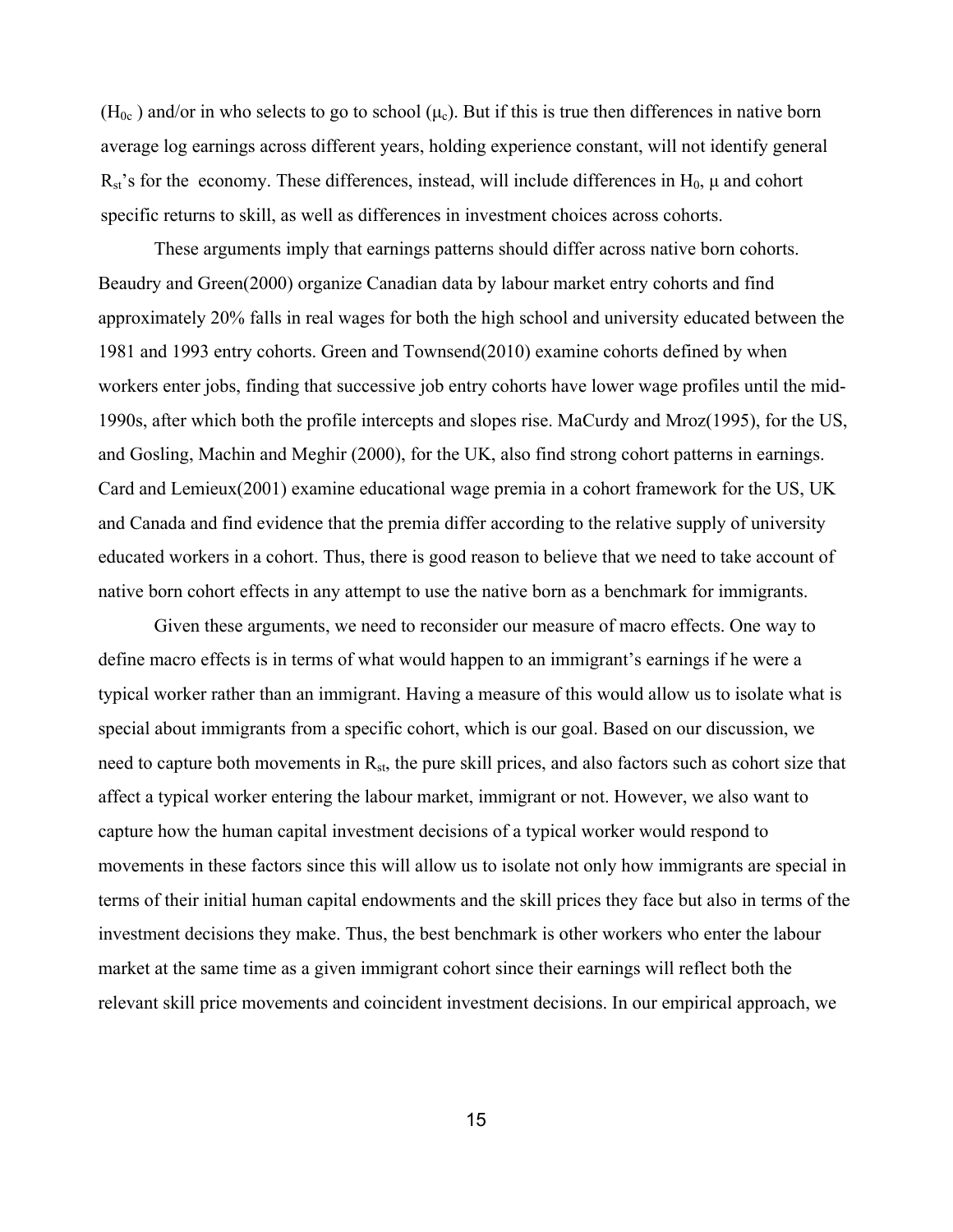($H_{0c}$ ) and/or in who selects to go to school ($\mu_c$). But if this is true then differences in native born average log earnings across different years, holding experience constant, will not identify general $R_{st}$'s for the economy. These differences, instead, will include differences in $H_0$, $\mu$ and cohort specific returns to skill, as well as differences in investment choices across cohorts.

These arguments imply that earnings patterns should differ across native born cohorts. Beaudry and Green(2000) organize Canadian data by labour market entry cohorts and find approximately 20% falls in real wages for both the high school and university educated between the 1981 and 1993 entry cohorts. Green and Townsend(2010) examine cohorts defined by when workers enter jobs, finding that successive job entry cohorts have lower wage profiles until the mid-1990s, after which both the profile intercepts and slopes rise. MaCurdy and Mroz(1995), for the US, and Gosling, Machin and Meghir (2000), for the UK, also find strong cohort patterns in earnings. Card and Lemieux(2001) examine educational wage premia in a cohort framework for the US, UK and Canada and find evidence that the premia differ according to the relative supply of university educated workers in a cohort. Thus, there is good reason to believe that we need to take account of native born cohort effects in any attempt to use the native born as a benchmark for immigrants.

Given these arguments, we need to reconsider our measure of macro effects. One way to define macro effects is in terms of what would happen to an immigrant's earnings if he were a typical worker rather than an immigrant. Having a measure of this would allow us to isolate what is special about immigrants from a specific cohort, which is our goal. Based on our discussion, we need to capture both movements in $R_{st}$, the pure skill prices, and also factors such as cohort size that affect a typical worker entering the labour market, immigrant or not. However, we also want to capture how the human capital investment decisions of a typical worker would respond to movements in these factors since this will allow us to isolate not only how immigrants are special in terms of their initial human capital endowments and the skill prices they face but also in terms of the investment decisions they make. Thus, the best benchmark is other workers who enter the labour market at the same time as a given immigrant cohort since their earnings will reflect both the relevant skill price movements and coincident investment decisions. In our empirical approach, we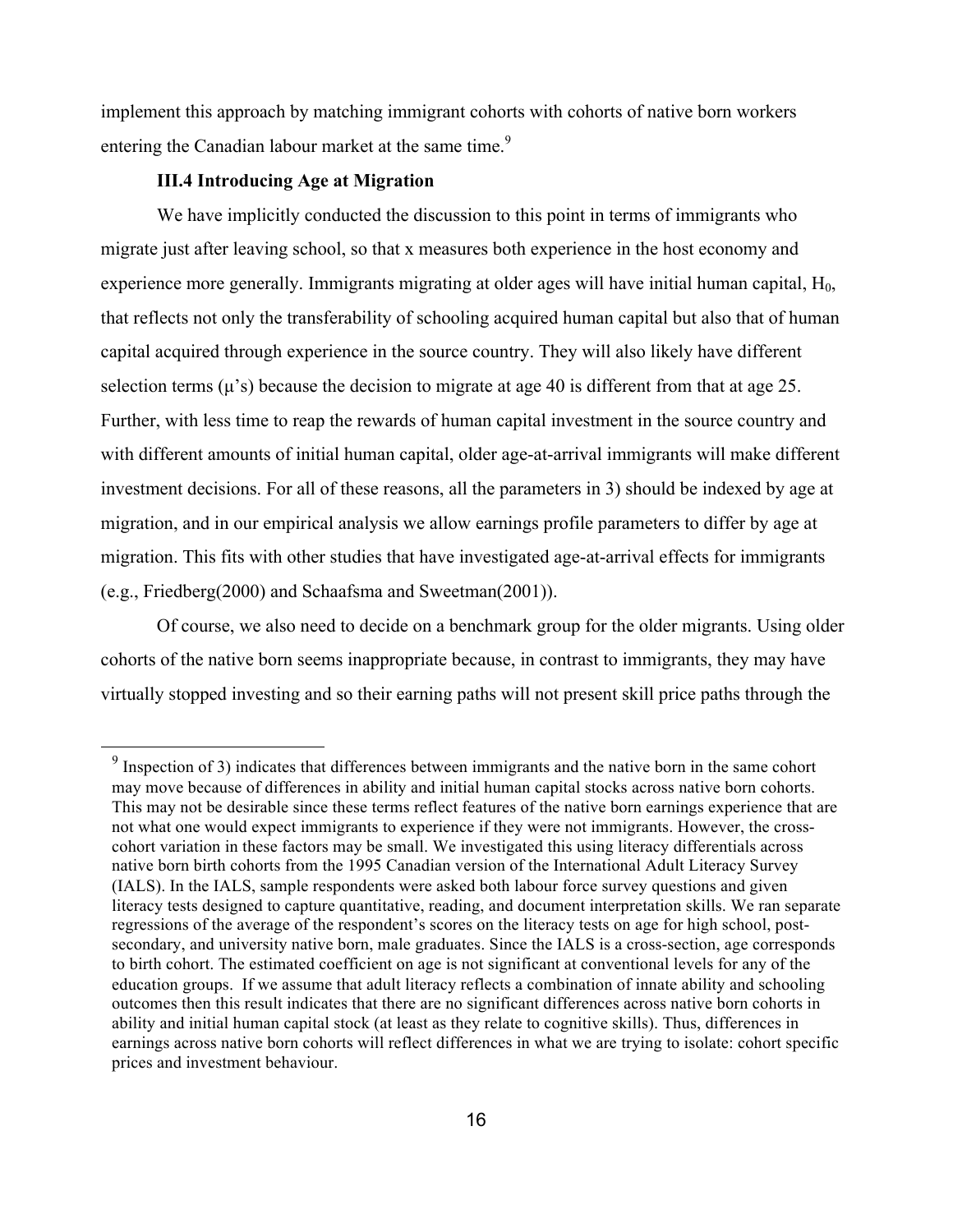implement this approach by matching immigrant cohorts with cohorts of native born workers entering the Canadian labour market at the same time.[9]

### III.4 Introducing Age at Migration

We have implicitly conducted the discussion to this point in terms of immigrants who migrate just after leaving school, so that x measures both experience in the host economy and experience more generally. Immigrants migrating at older ages will have initial human capital, $H_0$, that reflects not only the transferability of schooling acquired human capital but also that of human capital acquired through experience in the source country. They will also likely have different selection terms ($\mu$'s) because the decision to migrate at age 40 is different from that at age 25. Further, with less time to reap the rewards of human capital investment in the source country and with different amounts of initial human capital, older age-at-arrival immigrants will make different investment decisions. For all of these reasons, all the parameters in 3) should be indexed by age at migration, and in our empirical analysis we allow earnings profile parameters to differ by age at migration. This fits with other studies that have investigated age-at-arrival effects for immigrants (e.g., Friedberg(2000) and Schaafsma and Sweetman(2001)).

Of course, we also need to decide on a benchmark group for the older migrants. Using older cohorts of the native born seems inappropriate because, in contrast to immigrants, they may have virtually stopped investing and so their earning paths will not present skill price paths through the

---

[9] Inspection of 3) indicates that differences between immigrants and the native born in the same cohort may move because of differences in ability and initial human capital stocks across native born cohorts. This may not be desirable since these terms reflect features of the native born earnings experience that are not what one would expect immigrants to experience if they were not immigrants. However, the cross-cohort variation in these factors may be small. We investigated this using literacy differentials across native born birth cohorts from the 1995 Canadian version of the International Adult Literacy Survey (IALS). In the IALS, sample respondents were asked both labour force survey questions and given literacy tests designed to capture quantitative, reading, and document interpretation skills. We ran separate regressions of the average of the respondent's scores on the literacy tests on age for high school, post-secondary, and university native born, male graduates. Since the IALS is a cross-section, age corresponds to birth cohort. The estimated coefficient on age is not significant at conventional levels for any of the education groups. If we assume that adult literacy reflects a combination of innate ability and schooling outcomes then this result indicates that there are no significant differences across native born cohorts in ability and initial human capital stock (at least as they relate to cognitive skills). Thus, differences in earnings across native born cohorts will reflect differences in what we are trying to isolate: cohort specific prices and investment behaviour.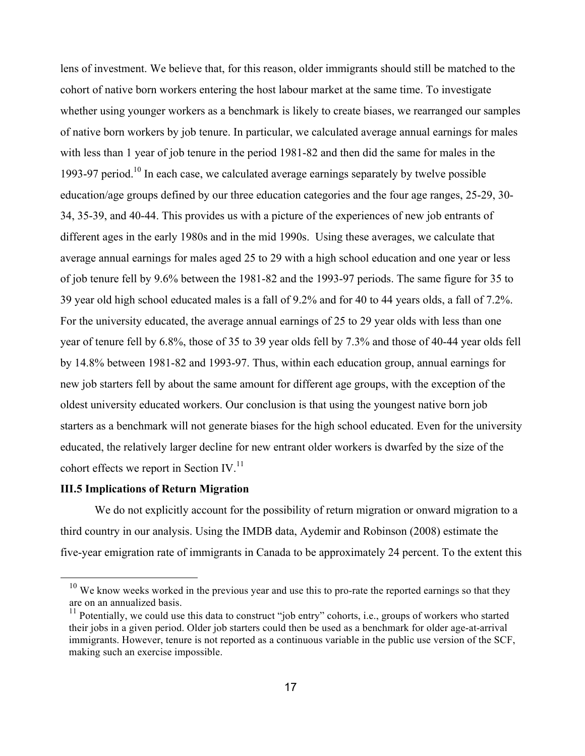lens of investment. We believe that, for this reason, older immigrants should still be matched to the cohort of native born workers entering the host labour market at the same time. To investigate whether using younger workers as a benchmark is likely to create biases, we rearranged our samples of native born workers by job tenure. In particular, we calculated average annual earnings for males with less than 1 year of job tenure in the period 1981-82 and then did the same for males in the 1993-97 period.[10] In each case, we calculated average earnings separately by twelve possible education/age groups defined by our three education categories and the four age ranges, 25-29, 30-34, 35-39, and 40-44. This provides us with a picture of the experiences of new job entrants of different ages in the early 1980s and in the mid 1990s. Using these averages, we calculate that average annual earnings for males aged 25 to 29 with a high school education and one year or less of job tenure fell by 9.6% between the 1981-82 and the 1993-97 periods. The same figure for 35 to 39 year old high school educated males is a fall of 9.2% and for 40 to 44 years olds, a fall of 7.2%. For the university educated, the average annual earnings of 25 to 29 year olds with less than one year of tenure fell by 6.8%, those of 35 to 39 year olds fell by 7.3% and those of 40-44 year olds fell by 14.8% between 1981-82 and 1993-97. Thus, within each education group, annual earnings for new job starters fell by about the same amount for different age groups, with the exception of the oldest university educated workers. Our conclusion is that using the youngest native born job starters as a benchmark will not generate biases for the high school educated. Even for the university educated, the relatively larger decline for new entrant older workers is dwarfed by the size of the cohort effects we report in Section IV.[11]

### III.5 Implications of Return Migration

We do not explicitly account for the possibility of return migration or onward migration to a third country in our analysis. Using the IMDB data, Aydemir and Robinson (2008) estimate the five-year emigration rate of immigrants in Canada to be approximately 24 percent. To the extent this

---

[10] We know weeks worked in the previous year and use this to pro-rate the reported earnings so that they are on an annualized basis.

[11] Potentially, we could use this data to construct "job entry" cohorts, i.e., groups of workers who started their jobs in a given period. Older job starters could then be used as a benchmark for older age-at-arrival immigrants. However, tenure is not reported as a continuous variable in the public use version of the SCF, making such an exercise impossible.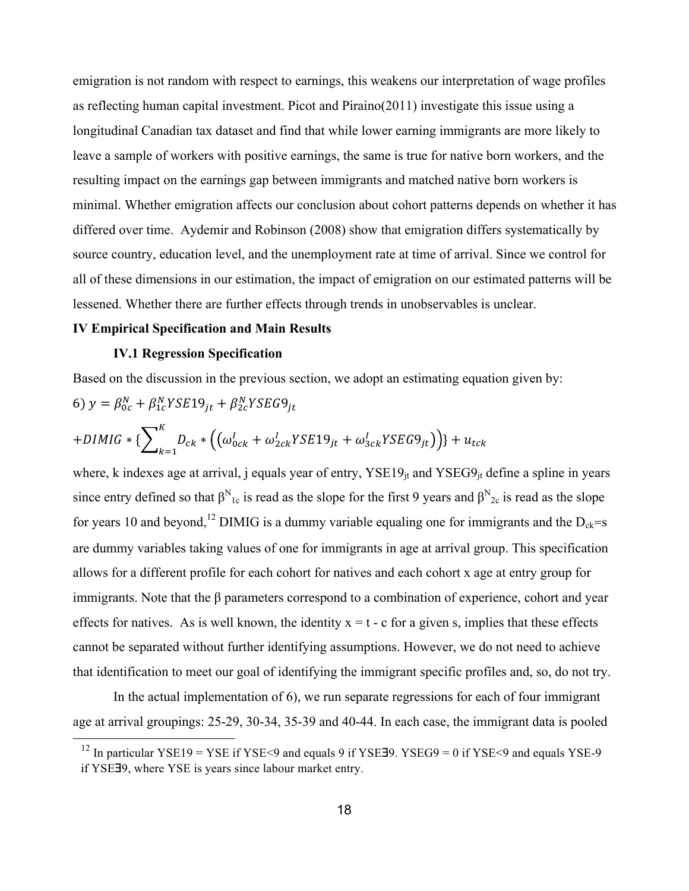emigration is not random with respect to earnings, this weakens our interpretation of wage profiles as reflecting human capital investment. Picot and Piraino(2011) investigate this issue using a longitudinal Canadian tax dataset and find that while lower earning immigrants are more likely to leave a sample of workers with positive earnings, the same is true for native born workers, and the resulting impact on the earnings gap between immigrants and matched native born workers is minimal. Whether emigration affects our conclusion about cohort patterns depends on whether it has differed over time. Aydemir and Robinson (2008) show that emigration differs systematically by source country, education level, and the unemployment rate at time of arrival. Since we control for all of these dimensions in our estimation, the impact of emigration on our estimated patterns will be lessened. Whether there are further effects through trends in unobservables is unclear.

## IV Empirical Specification and Main Results

### IV.1 Regression Specification

Based on the discussion in the previous section, we adopt an estimating equation given by:

$$6)\ y = \beta^N_{0c} + \beta^N_{1c} YSE19_{jt} + \beta^N_{2c} YSEG9_{jt}$$

$$+ DIMIG * \{\sum_{k=1}^{K} D_{ck} * \left( \left( \omega^I_{0ck} + \omega^I_{2ck} YSE19_{jt} + \omega^I_{3ck} YSEG9_{jt} \right) \right) \} + u_{tck}$$

where, k indexes age at arrival, j equals year of entry, $YSE19_{jt}$ and $YSEG9_{jt}$ define a spline in years since entry defined so that $\beta^N_{1c}$ is read as the slope for the first 9 years and $\beta^N_{2c}$ is read as the slope for years 10 and beyond,[12] DIMIG is a dummy variable equaling one for immigrants and the $D_{ck}$=s are dummy variables taking values of one for immigrants in age at arrival group. This specification allows for a different profile for each cohort for natives and each cohort x age at entry group for immigrants. Note that the β parameters correspond to a combination of experience, cohort and year effects for natives. As is well known, the identity x = t - c for a given s, implies that these effects cannot be separated without further identifying assumptions. However, we do not need to achieve that identification to meet our goal of identifying the immigrant specific profiles and, so, do not try.

In the actual implementation of 6), we run separate regressions for each of four immigrant age at arrival groupings: 25-29, 30-34, 35-39 and 40-44. In each case, the immigrant data is pooled

[12] In particular YSE19 = YSE if YSE<9 and equals 9 if YSE∃9. YSEG9 = 0 if YSE<9 and equals YSE-9 if YSE∃9, where YSE is years since labour market entry.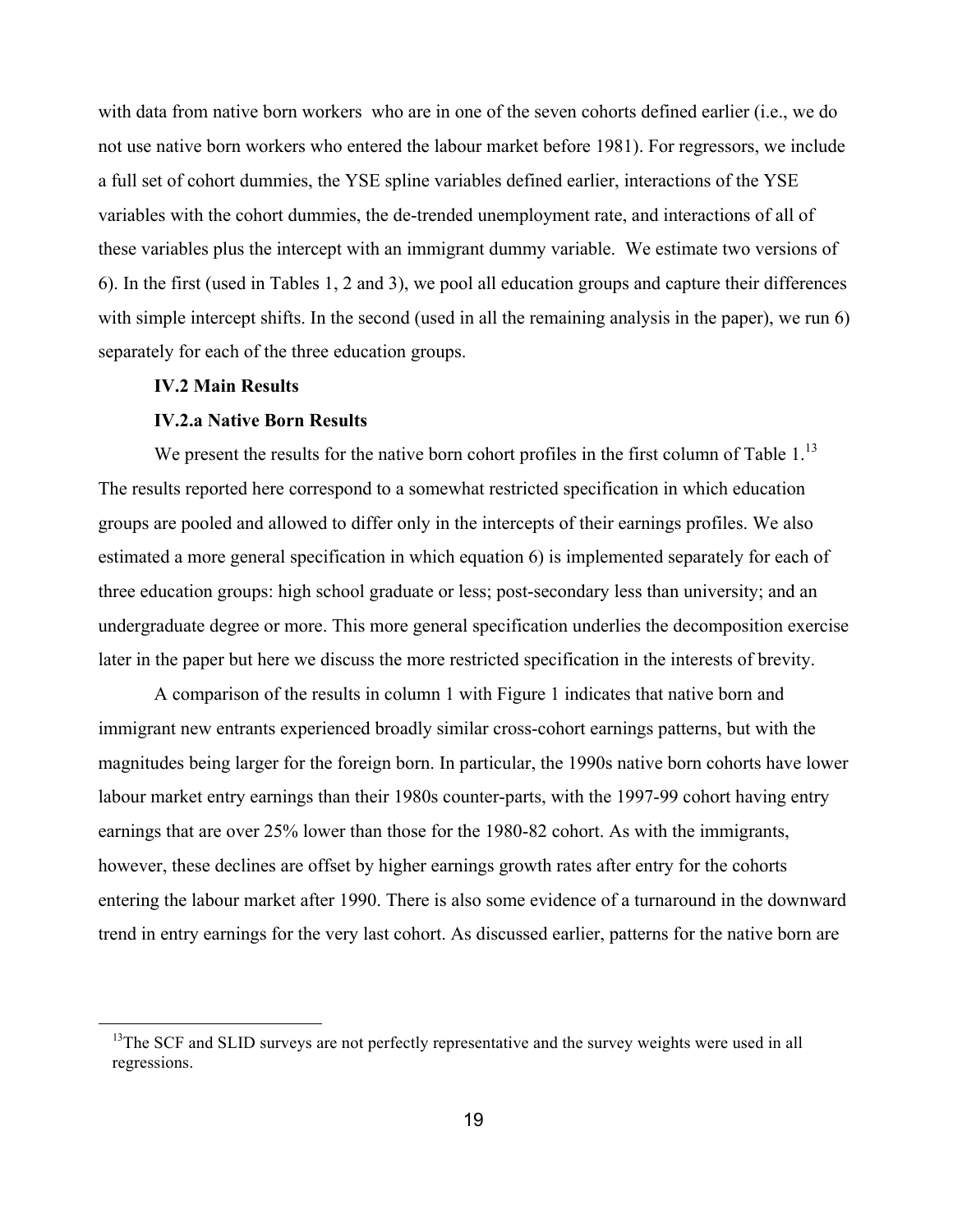with data from native born workers who are in one of the seven cohorts defined earlier (i.e., we do not use native born workers who entered the labour market before 1981). For regressors, we include a full set of cohort dummies, the YSE spline variables defined earlier, interactions of the YSE variables with the cohort dummies, the de-trended unemployment rate, and interactions of all of these variables plus the intercept with an immigrant dummy variable. We estimate two versions of 6). In the first (used in Tables 1, 2 and 3), we pool all education groups and capture their differences with simple intercept shifts. In the second (used in all the remaining analysis in the paper), we run 6) separately for each of the three education groups.

### IV.2 Main Results

#### IV.2.a Native Born Results

We present the results for the native born cohort profiles in the first column of Table 1.[13] The results reported here correspond to a somewhat restricted specification in which education groups are pooled and allowed to differ only in the intercepts of their earnings profiles. We also estimated a more general specification in which equation 6) is implemented separately for each of three education groups: high school graduate or less; post-secondary less than university; and an undergraduate degree or more. This more general specification underlies the decomposition exercise later in the paper but here we discuss the more restricted specification in the interests of brevity.

A comparison of the results in column 1 with Figure 1 indicates that native born and immigrant new entrants experienced broadly similar cross-cohort earnings patterns, but with the magnitudes being larger for the foreign born. In particular, the 1990s native born cohorts have lower labour market entry earnings than their 1980s counter-parts, with the 1997-99 cohort having entry earnings that are over 25% lower than those for the 1980-82 cohort. As with the immigrants, however, these declines are offset by higher earnings growth rates after entry for the cohorts entering the labour market after 1990. There is also some evidence of a turnaround in the downward trend in entry earnings for the very last cohort. As discussed earlier, patterns for the native born are

[13] The SCF and SLID surveys are not perfectly representative and the survey weights were used in all regressions.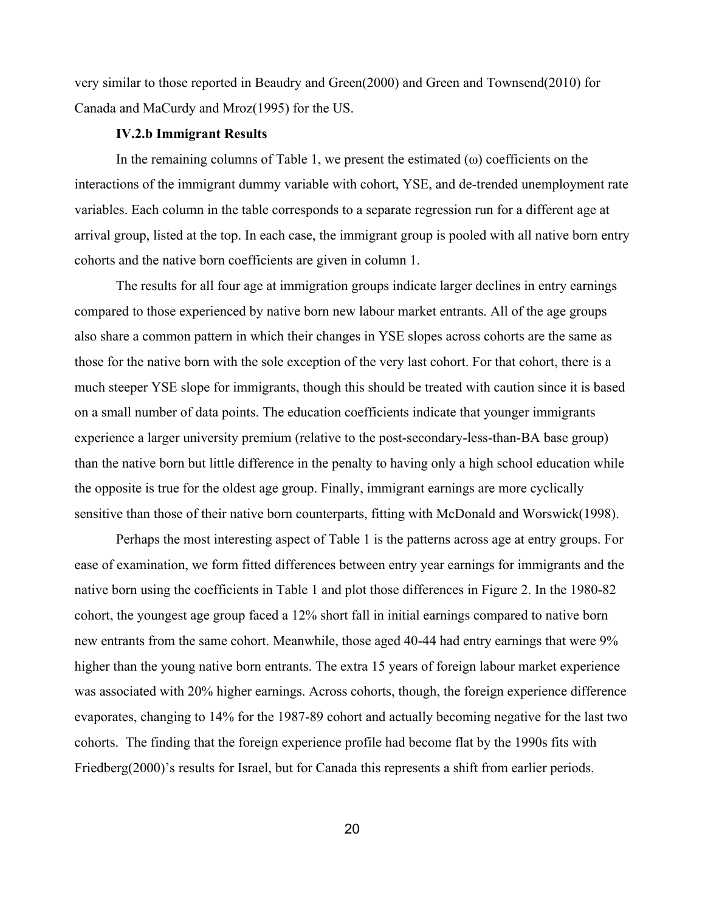very similar to those reported in Beaudry and Green(2000) and Green and Townsend(2010) for Canada and MaCurdy and Mroz(1995) for the US.

### IV.2.b Immigrant Results

In the remaining columns of Table 1, we present the estimated ($\omega$) coefficients on the interactions of the immigrant dummy variable with cohort, YSE, and de-trended unemployment rate variables. Each column in the table corresponds to a separate regression run for a different age at arrival group, listed at the top. In each case, the immigrant group is pooled with all native born entry cohorts and the native born coefficients are given in column 1.

The results for all four age at immigration groups indicate larger declines in entry earnings compared to those experienced by native born new labour market entrants. All of the age groups also share a common pattern in which their changes in YSE slopes across cohorts are the same as those for the native born with the sole exception of the very last cohort. For that cohort, there is a much steeper YSE slope for immigrants, though this should be treated with caution since it is based on a small number of data points. The education coefficients indicate that younger immigrants experience a larger university premium (relative to the post-secondary-less-than-BA base group) than the native born but little difference in the penalty to having only a high school education while the opposite is true for the oldest age group. Finally, immigrant earnings are more cyclically sensitive than those of their native born counterparts, fitting with McDonald and Worswick(1998).

Perhaps the most interesting aspect of Table 1 is the patterns across age at entry groups. For ease of examination, we form fitted differences between entry year earnings for immigrants and the native born using the coefficients in Table 1 and plot those differences in Figure 2. In the 1980-82 cohort, the youngest age group faced a 12% short fall in initial earnings compared to native born new entrants from the same cohort. Meanwhile, those aged 40-44 had entry earnings that were 9% higher than the young native born entrants. The extra 15 years of foreign labour market experience was associated with 20% higher earnings. Across cohorts, though, the foreign experience difference evaporates, changing to 14% for the 1987-89 cohort and actually becoming negative for the last two cohorts. The finding that the foreign experience profile had become flat by the 1990s fits with Friedberg(2000)'s results for Israel, but for Canada this represents a shift from earlier periods.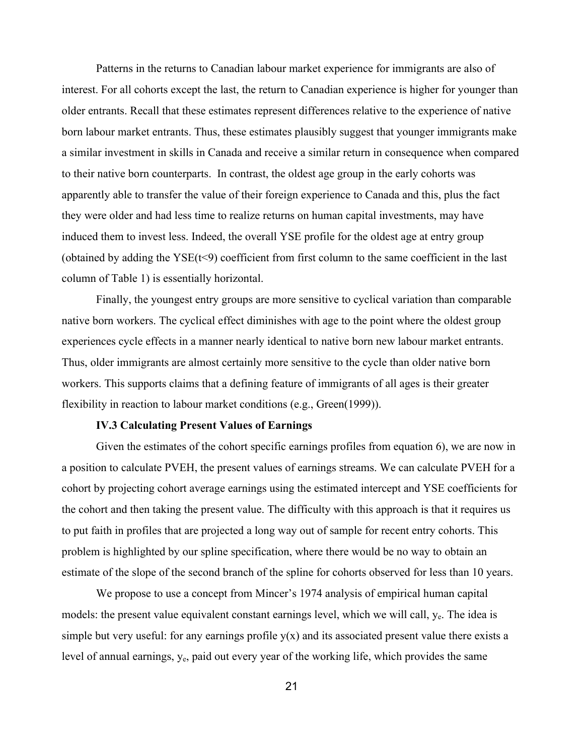Patterns in the returns to Canadian labour market experience for immigrants are also of interest. For all cohorts except the last, the return to Canadian experience is higher for younger than older entrants. Recall that these estimates represent differences relative to the experience of native born labour market entrants. Thus, these estimates plausibly suggest that younger immigrants make a similar investment in skills in Canada and receive a similar return in consequence when compared to their native born counterparts. In contrast, the oldest age group in the early cohorts was apparently able to transfer the value of their foreign experience to Canada and this, plus the fact they were older and had less time to realize returns on human capital investments, may have induced them to invest less. Indeed, the overall YSE profile for the oldest age at entry group (obtained by adding the YSE($t<9$) coefficient from first column to the same coefficient in the last column of Table 1) is essentially horizontal.

Finally, the youngest entry groups are more sensitive to cyclical variation than comparable native born workers. The cyclical effect diminishes with age to the point where the oldest group experiences cycle effects in a manner nearly identical to native born new labour market entrants. Thus, older immigrants are almost certainly more sensitive to the cycle than older native born workers. This supports claims that a defining feature of immigrants of all ages is their greater flexibility in reaction to labour market conditions (e.g., Green(1999)).

### IV.3 Calculating Present Values of Earnings

Given the estimates of the cohort specific earnings profiles from equation 6), we are now in a position to calculate PVEH, the present values of earnings streams. We can calculate PVEH for a cohort by projecting cohort average earnings using the estimated intercept and YSE coefficients for the cohort and then taking the present value. The difficulty with this approach is that it requires us to put faith in profiles that are projected a long way out of sample for recent entry cohorts. This problem is highlighted by our spline specification, where there would be no way to obtain an estimate of the slope of the second branch of the spline for cohorts observed for less than 10 years.

We propose to use a concept from Mincer's 1974 analysis of empirical human capital models: the present value equivalent constant earnings level, which we will call, $y_e$. The idea is simple but very useful: for any earnings profile $y(x)$ and its associated present value there exists a level of annual earnings, $y_e$, paid out every year of the working life, which provides the same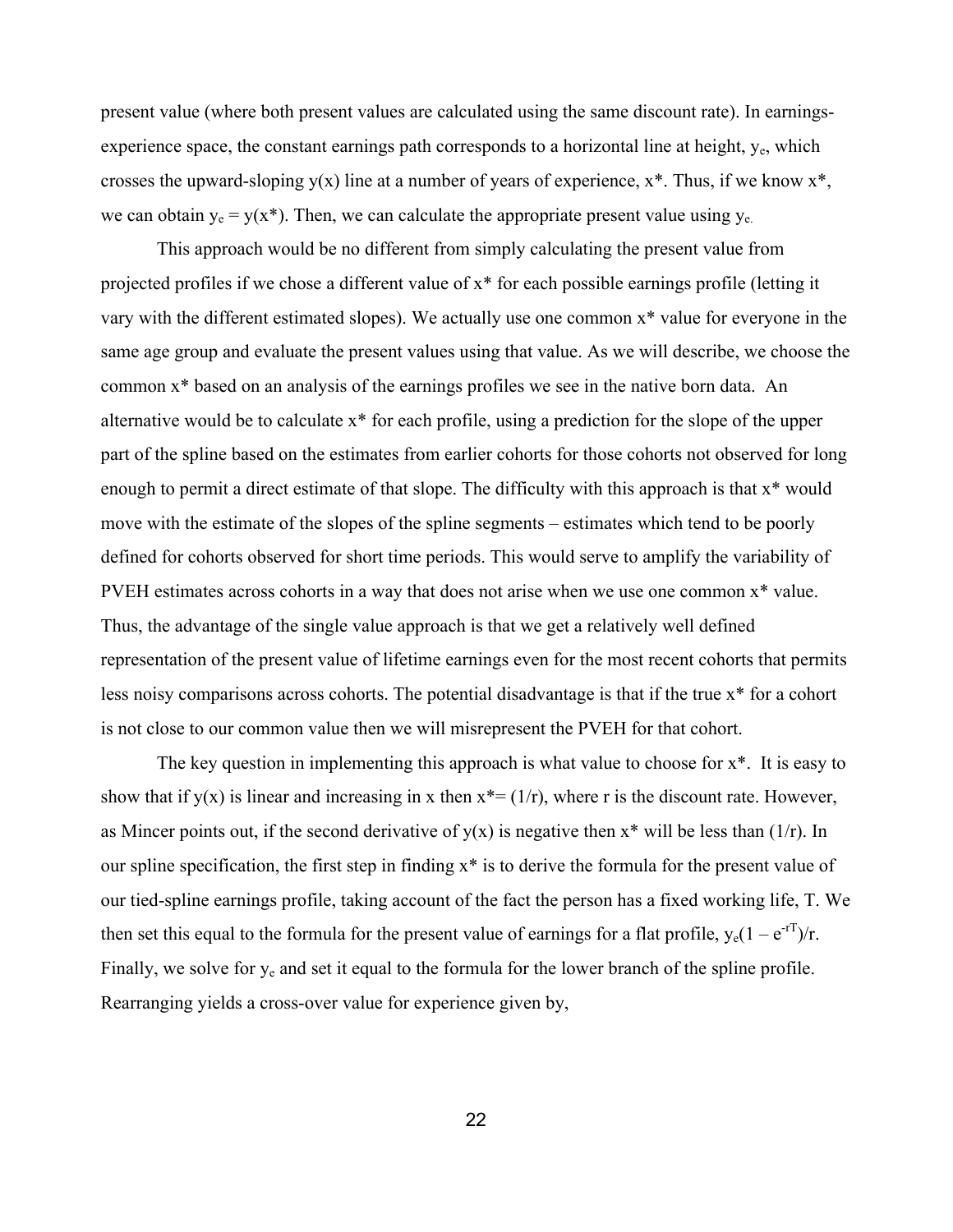present value (where both present values are calculated using the same discount rate). In earnings-experience space, the constant earnings path corresponds to a horizontal line at height, $y_e$, which crosses the upward-sloping $y(x)$ line at a number of years of experience, $x^*$. Thus, if we know $x^*$, we can obtain $y_e = y(x^*)$. Then, we can calculate the appropriate present value using $y_e$.

This approach would be no different from simply calculating the present value from projected profiles if we chose a different value of $x^*$ for each possible earnings profile (letting it vary with the different estimated slopes). We actually use one common $x^*$ value for everyone in the same age group and evaluate the present values using that value. As we will describe, we choose the common $x^*$ based on an analysis of the earnings profiles we see in the native born data. An alternative would be to calculate $x^*$ for each profile, using a prediction for the slope of the upper part of the spline based on the estimates from earlier cohorts for those cohorts not observed for long enough to permit a direct estimate of that slope. The difficulty with this approach is that $x^*$ would move with the estimate of the slopes of the spline segments – estimates which tend to be poorly defined for cohorts observed for short time periods. This would serve to amplify the variability of PVEH estimates across cohorts in a way that does not arise when we use one common $x^*$ value. Thus, the advantage of the single value approach is that we get a relatively well defined representation of the present value of lifetime earnings even for the most recent cohorts that permits less noisy comparisons across cohorts. The potential disadvantage is that if the true $x^*$ for a cohort is not close to our common value then we will misrepresent the PVEH for that cohort.

The key question in implementing this approach is what value to choose for $x^*$. It is easy to show that if $y(x)$ is linear and increasing in x then $x^* = (1/r)$, where r is the discount rate. However, as Mincer points out, if the second derivative of $y(x)$ is negative then $x^*$ will be less than $(1/r)$. In our spline specification, the first step in finding $x^*$ is to derive the formula for the present value of our tied-spline earnings profile, taking account of the fact the person has a fixed working life, T. We then set this equal to the formula for the present value of earnings for a flat profile, $y_e(1 - e^{-rT})/r$. Finally, we solve for $y_e$ and set it equal to the formula for the lower branch of the spline profile. Rearranging yields a cross-over value for experience given by,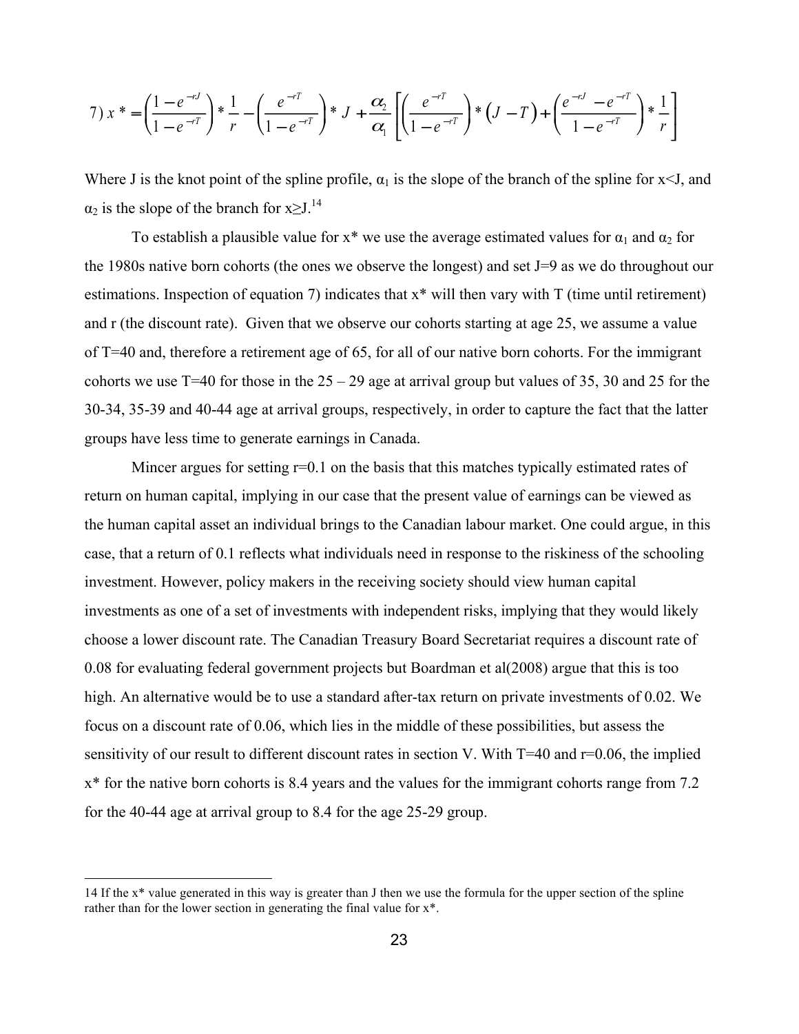$$7)\ x^* = \left(\frac{1-e^{-rJ}}{1-e^{-rT}}\right) * \frac{1}{r} - \left(\frac{e^{-rT}}{1-e^{-rT}}\right) * J + \frac{\alpha_2}{\alpha_1}\left[\left(\frac{e^{-rT}}{1-e^{-rT}}\right) * (J-T) + \left(\frac{e^{-rJ}-e^{-rT}}{1-e^{-rT}}\right) * \frac{1}{r}\right]$$

Where J is the knot point of the spline profile, $\alpha_1$ is the slope of the branch of the spline for x<J, and $\alpha_2$ is the slope of the branch for x≥J.[14]

To establish a plausible value for x* we use the average estimated values for $\alpha_1$ and $\alpha_2$ for the 1980s native born cohorts (the ones we observe the longest) and set J=9 as we do throughout our estimations. Inspection of equation 7) indicates that x* will then vary with T (time until retirement) and r (the discount rate). Given that we observe our cohorts starting at age 25, we assume a value of T=40 and, therefore a retirement age of 65, for all of our native born cohorts. For the immigrant cohorts we use T=40 for those in the 25 – 29 age at arrival group but values of 35, 30 and 25 for the 30-34, 35-39 and 40-44 age at arrival groups, respectively, in order to capture the fact that the latter groups have less time to generate earnings in Canada.

Mincer argues for setting r=0.1 on the basis that this matches typically estimated rates of return on human capital, implying in our case that the present value of earnings can be viewed as the human capital asset an individual brings to the Canadian labour market. One could argue, in this case, that a return of 0.1 reflects what individuals need in response to the riskiness of the schooling investment. However, policy makers in the receiving society should view human capital investments as one of a set of investments with independent risks, implying that they would likely choose a lower discount rate. The Canadian Treasury Board Secretariat requires a discount rate of 0.08 for evaluating federal government projects but Boardman et al(2008) argue that this is too high. An alternative would be to use a standard after-tax return on private investments of 0.02. We focus on a discount rate of 0.06, which lies in the middle of these possibilities, but assess the sensitivity of our result to different discount rates in section V. With T=40 and r=0.06, the implied x* for the native born cohorts is 8.4 years and the values for the immigrant cohorts range from 7.2 for the 40-44 age at arrival group to 8.4 for the age 25-29 group.

---

14 If the x* value generated in this way is greater than J then we use the formula for the upper section of the spline rather than for the lower section in generating the final value for x*.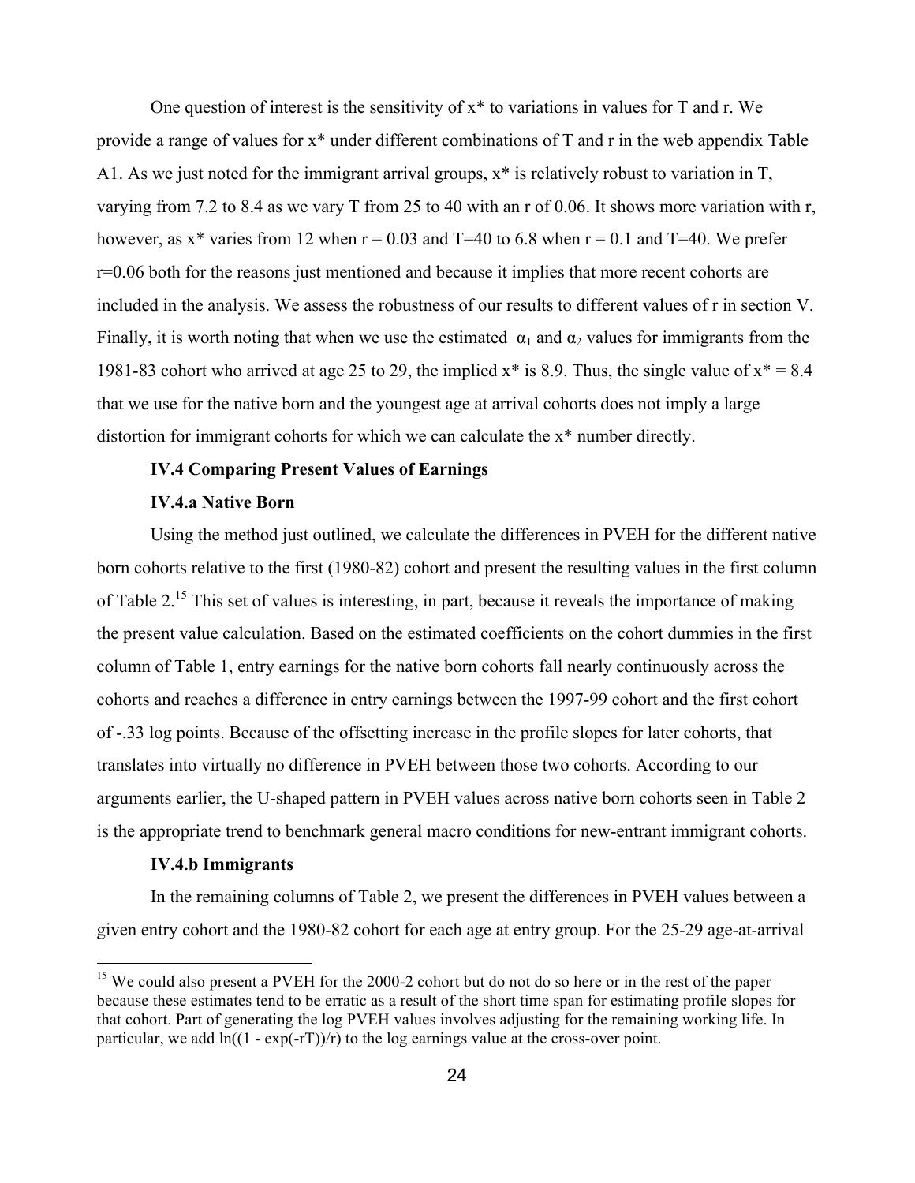One question of interest is the sensitivity of $x^*$ to variations in values for T and r. We provide a range of values for $x^*$ under different combinations of T and r in the web appendix Table A1. As we just noted for the immigrant arrival groups, $x^*$ is relatively robust to variation in T, varying from 7.2 to 8.4 as we vary T from 25 to 40 with an r of 0.06. It shows more variation with r, however, as $x^*$ varies from 12 when r = 0.03 and T=40 to 6.8 when r = 0.1 and T=40. We prefer r=0.06 both for the reasons just mentioned and because it implies that more recent cohorts are included in the analysis. We assess the robustness of our results to different values of r in section V. Finally, it is worth noting that when we use the estimated $\alpha_1$ and $\alpha_2$ values for immigrants from the 1981-83 cohort who arrived at age 25 to 29, the implied $x^*$ is 8.9. Thus, the single value of $x^* = 8.4$ that we use for the native born and the youngest age at arrival cohorts does not imply a large distortion for immigrant cohorts for which we can calculate the $x^*$ number directly.

### IV.4 Comparing Present Values of Earnings

#### IV.4.a Native Born

Using the method just outlined, we calculate the differences in PVEH for the different native born cohorts relative to the first (1980-82) cohort and present the resulting values in the first column of Table 2.[15] This set of values is interesting, in part, because it reveals the importance of making the present value calculation. Based on the estimated coefficients on the cohort dummies in the first column of Table 1, entry earnings for the native born cohorts fall nearly continuously across the cohorts and reaches a difference in entry earnings between the 1997-99 cohort and the first cohort of -.33 log points. Because of the offsetting increase in the profile slopes for later cohorts, that translates into virtually no difference in PVEH between those two cohorts. According to our arguments earlier, the U-shaped pattern in PVEH values across native born cohorts seen in Table 2 is the appropriate trend to benchmark general macro conditions for new-entrant immigrant cohorts.

#### IV.4.b Immigrants

In the remaining columns of Table 2, we present the differences in PVEH values between a given entry cohort and the 1980-82 cohort for each age at entry group. For the 25-29 age-at-arrival

[15] We could also present a PVEH for the 2000-2 cohort but do not do so here or in the rest of the paper because these estimates tend to be erratic as a result of the short time span for estimating profile slopes for that cohort. Part of generating the log PVEH values involves adjusting for the remaining working life. In particular, we add $\ln((1 - \exp(-rT))/r)$ to the log earnings value at the cross-over point.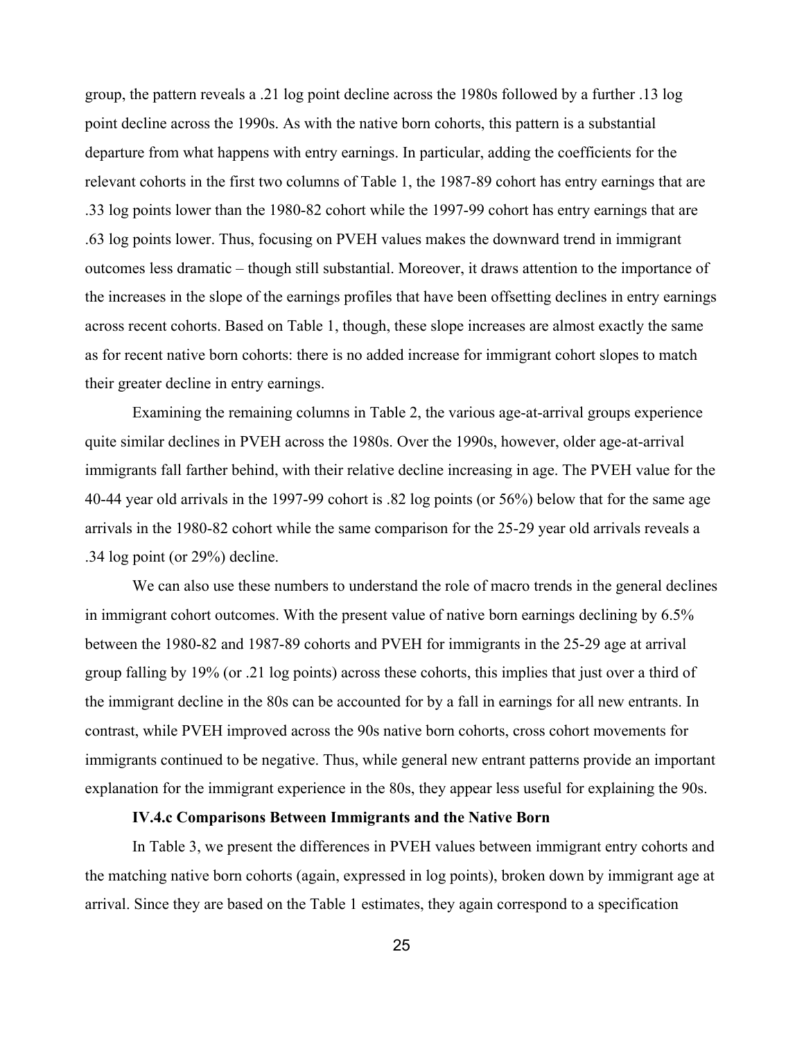group, the pattern reveals a .21 log point decline across the 1980s followed by a further .13 log point decline across the 1990s. As with the native born cohorts, this pattern is a substantial departure from what happens with entry earnings. In particular, adding the coefficients for the relevant cohorts in the first two columns of Table 1, the 1987-89 cohort has entry earnings that are .33 log points lower than the 1980-82 cohort while the 1997-99 cohort has entry earnings that are .63 log points lower. Thus, focusing on PVEH values makes the downward trend in immigrant outcomes less dramatic – though still substantial. Moreover, it draws attention to the importance of the increases in the slope of the earnings profiles that have been offsetting declines in entry earnings across recent cohorts. Based on Table 1, though, these slope increases are almost exactly the same as for recent native born cohorts: there is no added increase for immigrant cohort slopes to match their greater decline in entry earnings.

Examining the remaining columns in Table 2, the various age-at-arrival groups experience quite similar declines in PVEH across the 1980s. Over the 1990s, however, older age-at-arrival immigrants fall farther behind, with their relative decline increasing in age. The PVEH value for the 40-44 year old arrivals in the 1997-99 cohort is .82 log points (or 56%) below that for the same age arrivals in the 1980-82 cohort while the same comparison for the 25-29 year old arrivals reveals a .34 log point (or 29%) decline.

We can also use these numbers to understand the role of macro trends in the general declines in immigrant cohort outcomes. With the present value of native born earnings declining by 6.5% between the 1980-82 and 1987-89 cohorts and PVEH for immigrants in the 25-29 age at arrival group falling by 19% (or .21 log points) across these cohorts, this implies that just over a third of the immigrant decline in the 80s can be accounted for by a fall in earnings for all new entrants. In contrast, while PVEH improved across the 90s native born cohorts, cross cohort movements for immigrants continued to be negative. Thus, while general new entrant patterns provide an important explanation for the immigrant experience in the 80s, they appear less useful for explaining the 90s.

#### IV.4.c Comparisons Between Immigrants and the Native Born

In Table 3, we present the differences in PVEH values between immigrant entry cohorts and the matching native born cohorts (again, expressed in log points), broken down by immigrant age at arrival. Since they are based on the Table 1 estimates, they again correspond to a specification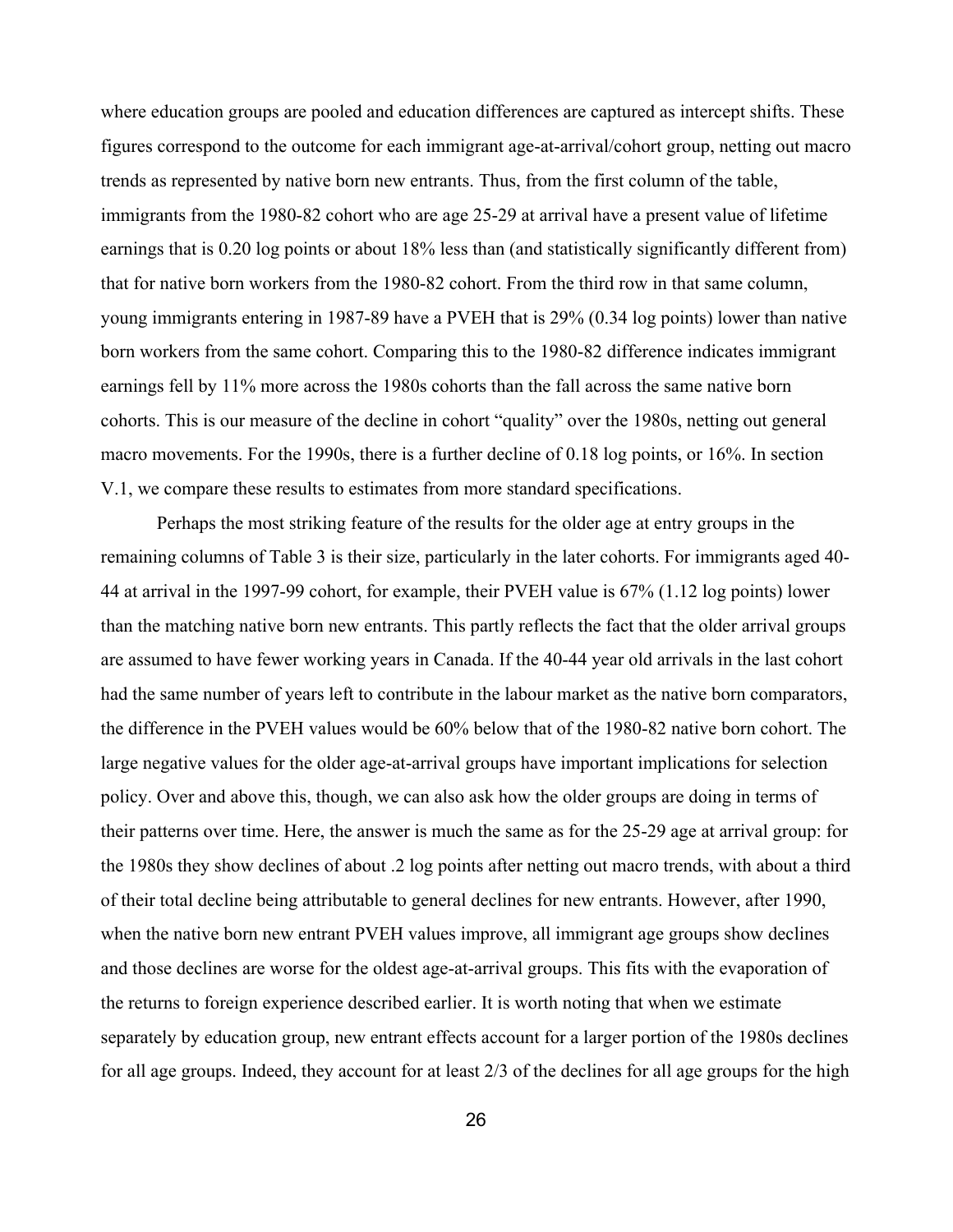where education groups are pooled and education differences are captured as intercept shifts. These figures correspond to the outcome for each immigrant age-at-arrival/cohort group, netting out macro trends as represented by native born new entrants. Thus, from the first column of the table, immigrants from the 1980-82 cohort who are age 25-29 at arrival have a present value of lifetime earnings that is 0.20 log points or about 18% less than (and statistically significantly different from) that for native born workers from the 1980-82 cohort. From the third row in that same column, young immigrants entering in 1987-89 have a PVEH that is 29% (0.34 log points) lower than native born workers from the same cohort. Comparing this to the 1980-82 difference indicates immigrant earnings fell by 11% more across the 1980s cohorts than the fall across the same native born cohorts. This is our measure of the decline in cohort "quality" over the 1980s, netting out general macro movements. For the 1990s, there is a further decline of 0.18 log points, or 16%. In section V.1, we compare these results to estimates from more standard specifications.

Perhaps the most striking feature of the results for the older age at entry groups in the remaining columns of Table 3 is their size, particularly in the later cohorts. For immigrants aged 40-44 at arrival in the 1997-99 cohort, for example, their PVEH value is 67% (1.12 log points) lower than the matching native born new entrants. This partly reflects the fact that the older arrival groups are assumed to have fewer working years in Canada. If the 40-44 year old arrivals in the last cohort had the same number of years left to contribute in the labour market as the native born comparators, the difference in the PVEH values would be 60% below that of the 1980-82 native born cohort. The large negative values for the older age-at-arrival groups have important implications for selection policy. Over and above this, though, we can also ask how the older groups are doing in terms of their patterns over time. Here, the answer is much the same as for the 25-29 age at arrival group: for the 1980s they show declines of about .2 log points after netting out macro trends, with about a third of their total decline being attributable to general declines for new entrants. However, after 1990, when the native born new entrant PVEH values improve, all immigrant age groups show declines and those declines are worse for the oldest age-at-arrival groups. This fits with the evaporation of the returns to foreign experience described earlier. It is worth noting that when we estimate separately by education group, new entrant effects account for a larger portion of the 1980s declines for all age groups. Indeed, they account for at least 2/3 of the declines for all age groups for the high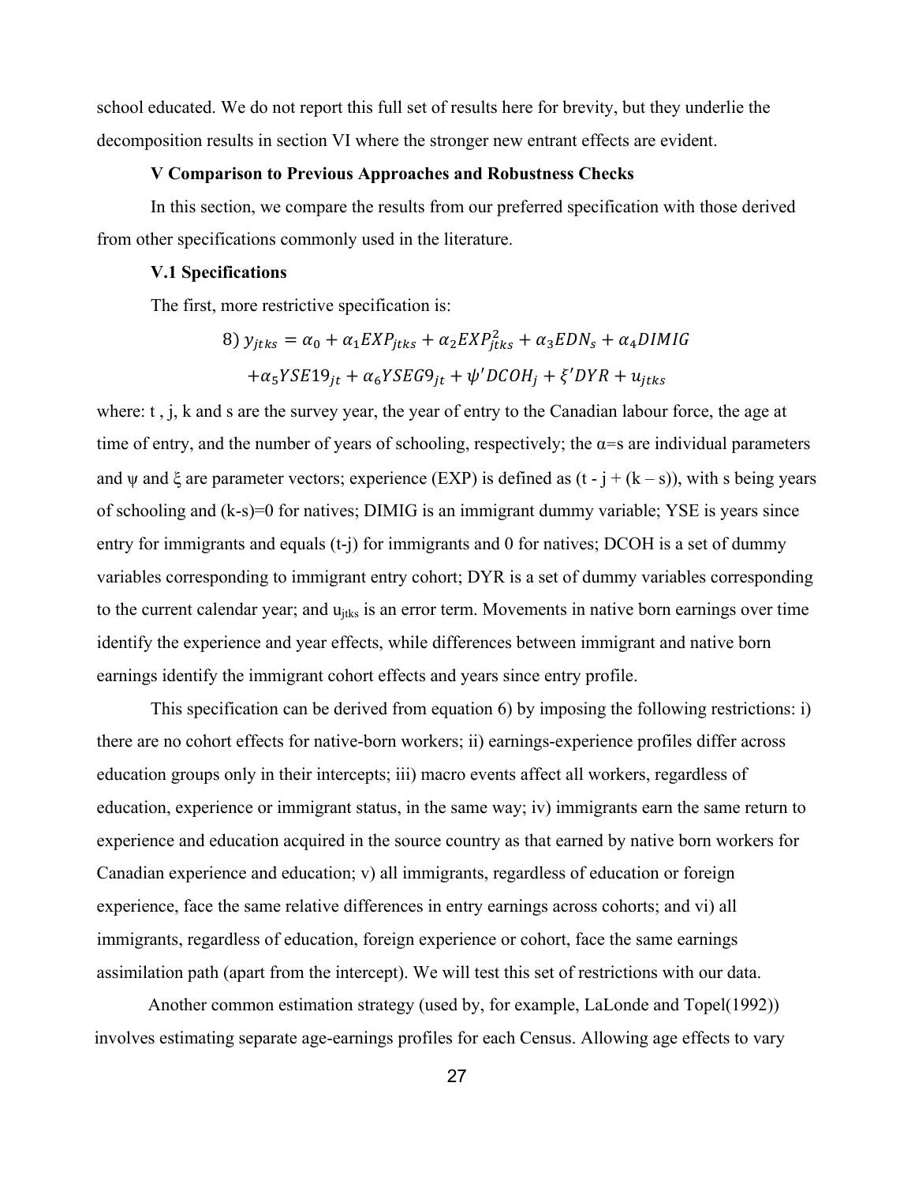school educated. We do not report this full set of results here for brevity, but they underlie the decomposition results in section VI where the stronger new entrant effects are evident.

### V Comparison to Previous Approaches and Robustness Checks

In this section, we compare the results from our preferred specification with those derived from other specifications commonly used in the literature.

#### V.1 Specifications

The first, more restrictive specification is:

$$8)\ y_{jtks} = \alpha_0 + \alpha_1 EXP_{jtks} + \alpha_2 EXP_{jtks}^2 + \alpha_3 EDN_s + \alpha_4 DIMIG$$
$$+\alpha_5 YSE19_{jt} + \alpha_6 YSEG9_{jt} + \psi' DCOH_j + \xi' DYR + u_{jtks}$$

where: t , j, k and s are the survey year, the year of entry to the Canadian labour force, the age at time of entry, and the number of years of schooling, respectively; the α=s are individual parameters and ψ and ξ are parameter vectors; experience (EXP) is defined as (t - j + (k – s)), with s being years of schooling and (k-s)=0 for natives; DIMIG is an immigrant dummy variable; YSE is years since entry for immigrants and equals (t-j) for immigrants and 0 for natives; DCOH is a set of dummy variables corresponding to immigrant entry cohort; DYR is a set of dummy variables corresponding to the current calendar year; and $u_{jtks}$ is an error term. Movements in native born earnings over time identify the experience and year effects, while differences between immigrant and native born earnings identify the immigrant cohort effects and years since entry profile.

This specification can be derived from equation 6) by imposing the following restrictions: i) there are no cohort effects for native-born workers; ii) earnings-experience profiles differ across education groups only in their intercepts; iii) macro events affect all workers, regardless of education, experience or immigrant status, in the same way; iv) immigrants earn the same return to experience and education acquired in the source country as that earned by native born workers for Canadian experience and education; v) all immigrants, regardless of education or foreign experience, face the same relative differences in entry earnings across cohorts; and vi) all immigrants, regardless of education, foreign experience or cohort, face the same earnings assimilation path (apart from the intercept). We will test this set of restrictions with our data.

Another common estimation strategy (used by, for example, LaLonde and Topel(1992)) involves estimating separate age-earnings profiles for each Census. Allowing age effects to vary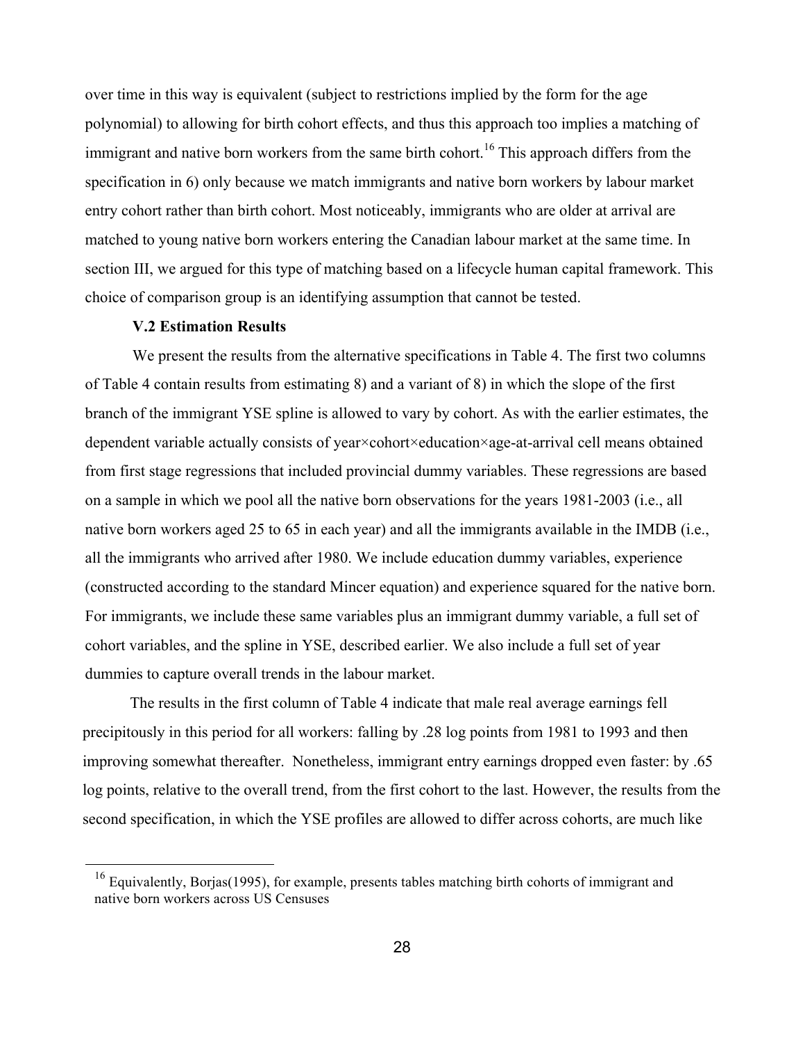over time in this way is equivalent (subject to restrictions implied by the form for the age polynomial) to allowing for birth cohort effects, and thus this approach too implies a matching of immigrant and native born workers from the same birth cohort.[16] This approach differs from the specification in 6) only because we match immigrants and native born workers by labour market entry cohort rather than birth cohort. Most noticeably, immigrants who are older at arrival are matched to young native born workers entering the Canadian labour market at the same time. In section III, we argued for this type of matching based on a lifecycle human capital framework. This choice of comparison group is an identifying assumption that cannot be tested.

### V.2 Estimation Results

We present the results from the alternative specifications in Table 4. The first two columns of Table 4 contain results from estimating 8) and a variant of 8) in which the slope of the first branch of the immigrant YSE spline is allowed to vary by cohort. As with the earlier estimates, the dependent variable actually consists of year×cohort×education×age-at-arrival cell means obtained from first stage regressions that included provincial dummy variables. These regressions are based on a sample in which we pool all the native born observations for the years 1981-2003 (i.e., all native born workers aged 25 to 65 in each year) and all the immigrants available in the IMDB (i.e., all the immigrants who arrived after 1980. We include education dummy variables, experience (constructed according to the standard Mincer equation) and experience squared for the native born. For immigrants, we include these same variables plus an immigrant dummy variable, a full set of cohort variables, and the spline in YSE, described earlier. We also include a full set of year dummies to capture overall trends in the labour market.

The results in the first column of Table 4 indicate that male real average earnings fell precipitously in this period for all workers: falling by .28 log points from 1981 to 1993 and then improving somewhat thereafter. Nonetheless, immigrant entry earnings dropped even faster: by .65 log points, relative to the overall trend, from the first cohort to the last. However, the results from the second specification, in which the YSE profiles are allowed to differ across cohorts, are much like

[16] Equivalently, Borjas(1995), for example, presents tables matching birth cohorts of immigrant and native born workers across US Censuses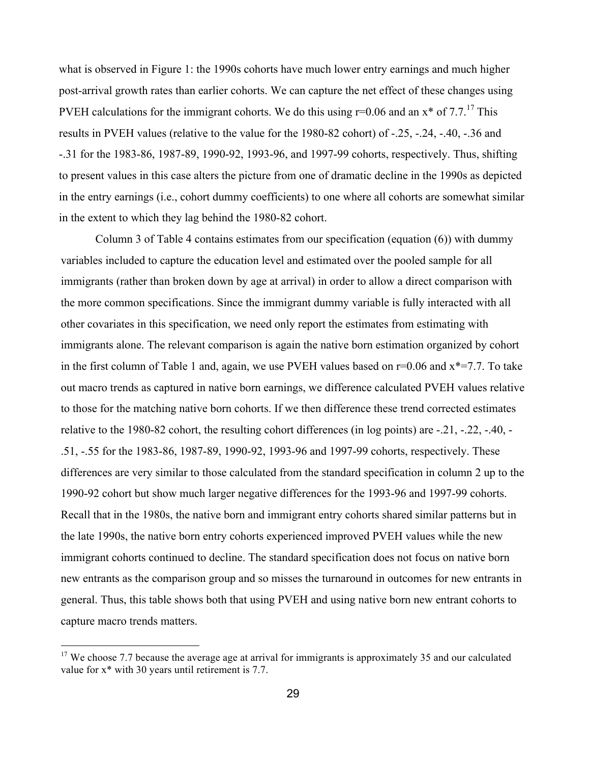what is observed in Figure 1: the 1990s cohorts have much lower entry earnings and much higher post-arrival growth rates than earlier cohorts. We can capture the net effect of these changes using PVEH calculations for the immigrant cohorts. We do this using r=0.06 and an x* of 7.7.[17] This results in PVEH values (relative to the value for the 1980-82 cohort) of -.25, -.24, -.40, -.36 and -.31 for the 1983-86, 1987-89, 1990-92, 1993-96, and 1997-99 cohorts, respectively. Thus, shifting to present values in this case alters the picture from one of dramatic decline in the 1990s as depicted in the entry earnings (i.e., cohort dummy coefficients) to one where all cohorts are somewhat similar in the extent to which they lag behind the 1980-82 cohort.

Column 3 of Table 4 contains estimates from our specification (equation (6)) with dummy variables included to capture the education level and estimated over the pooled sample for all immigrants (rather than broken down by age at arrival) in order to allow a direct comparison with the more common specifications. Since the immigrant dummy variable is fully interacted with all other covariates in this specification, we need only report the estimates from estimating with immigrants alone. The relevant comparison is again the native born estimation organized by cohort in the first column of Table 1 and, again, we use PVEH values based on r=0.06 and x*=7.7. To take out macro trends as captured in native born earnings, we difference calculated PVEH values relative to those for the matching native born cohorts. If we then difference these trend corrected estimates relative to the 1980-82 cohort, the resulting cohort differences (in log points) are -.21, -.22, -.40, -.51, -.55 for the 1983-86, 1987-89, 1990-92, 1993-96 and 1997-99 cohorts, respectively. These differences are very similar to those calculated from the standard specification in column 2 up to the 1990-92 cohort but show much larger negative differences for the 1993-96 and 1997-99 cohorts. Recall that in the 1980s, the native born and immigrant entry cohorts shared similar patterns but in the late 1990s, the native born entry cohorts experienced improved PVEH values while the new immigrant cohorts continued to decline. The standard specification does not focus on native born new entrants as the comparison group and so misses the turnaround in outcomes for new entrants in general. Thus, this table shows both that using PVEH and using native born new entrant cohorts to capture macro trends matters.

---

[17] We choose 7.7 because the average age at arrival for immigrants is approximately 35 and our calculated value for x* with 30 years until retirement is 7.7.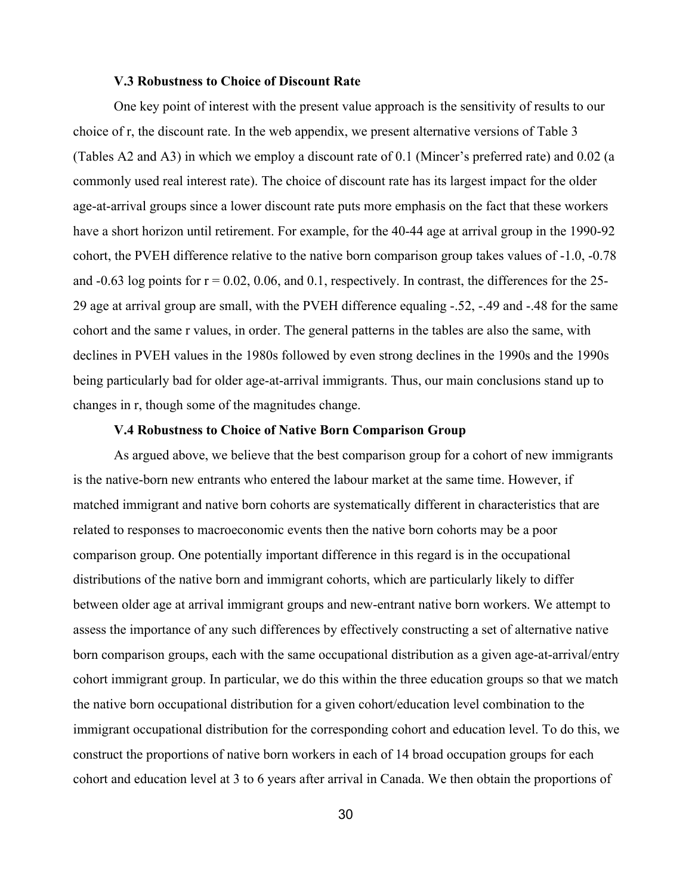### V.3 Robustness to Choice of Discount Rate

One key point of interest with the present value approach is the sensitivity of results to our choice of r, the discount rate. In the web appendix, we present alternative versions of Table 3 (Tables A2 and A3) in which we employ a discount rate of 0.1 (Mincer's preferred rate) and 0.02 (a commonly used real interest rate). The choice of discount rate has its largest impact for the older age-at-arrival groups since a lower discount rate puts more emphasis on the fact that these workers have a short horizon until retirement. For example, for the 40-44 age at arrival group in the 1990-92 cohort, the PVEH difference relative to the native born comparison group takes values of -1.0, -0.78 and -0.63 log points for r = 0.02, 0.06, and 0.1, respectively. In contrast, the differences for the 25-29 age at arrival group are small, with the PVEH difference equaling -.52, -.49 and -.48 for the same cohort and the same r values, in order. The general patterns in the tables are also the same, with declines in PVEH values in the 1980s followed by even strong declines in the 1990s and the 1990s being particularly bad for older age-at-arrival immigrants. Thus, our main conclusions stand up to changes in r, though some of the magnitudes change.

### V.4 Robustness to Choice of Native Born Comparison Group

As argued above, we believe that the best comparison group for a cohort of new immigrants is the native-born new entrants who entered the labour market at the same time. However, if matched immigrant and native born cohorts are systematically different in characteristics that are related to responses to macroeconomic events then the native born cohorts may be a poor comparison group. One potentially important difference in this regard is in the occupational distributions of the native born and immigrant cohorts, which are particularly likely to differ between older age at arrival immigrant groups and new-entrant native born workers. We attempt to assess the importance of any such differences by effectively constructing a set of alternative native born comparison groups, each with the same occupational distribution as a given age-at-arrival/entry cohort immigrant group. In particular, we do this within the three education groups so that we match the native born occupational distribution for a given cohort/education level combination to the immigrant occupational distribution for the corresponding cohort and education level. To do this, we construct the proportions of native born workers in each of 14 broad occupation groups for each cohort and education level at 3 to 6 years after arrival in Canada. We then obtain the proportions of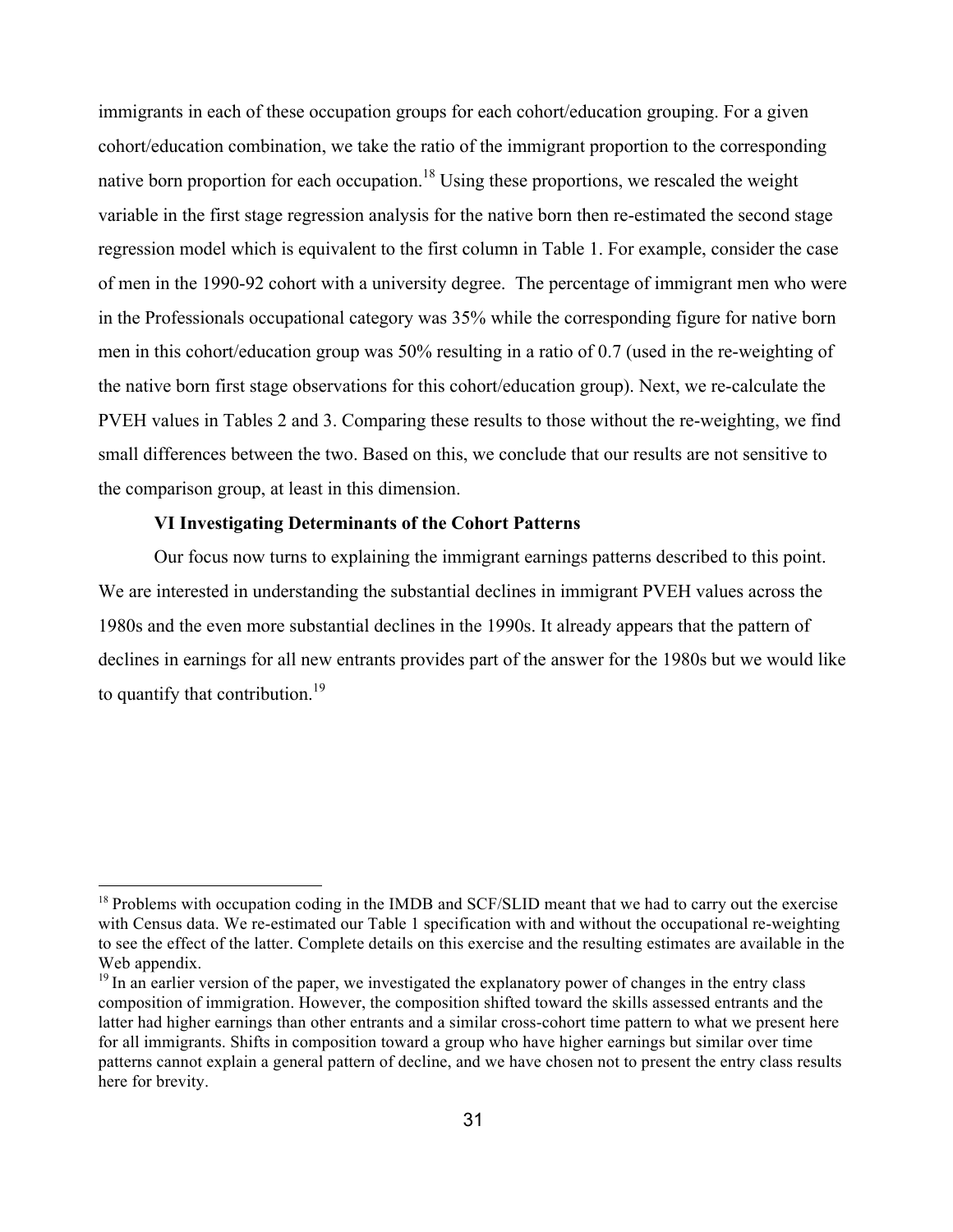immigrants in each of these occupation groups for each cohort/education grouping. For a given cohort/education combination, we take the ratio of the immigrant proportion to the corresponding native born proportion for each occupation.[18] Using these proportions, we rescaled the weight variable in the first stage regression analysis for the native born then re-estimated the second stage regression model which is equivalent to the first column in Table 1. For example, consider the case of men in the 1990-92 cohort with a university degree. The percentage of immigrant men who were in the Professionals occupational category was 35% while the corresponding figure for native born men in this cohort/education group was 50% resulting in a ratio of 0.7 (used in the re-weighting of the native born first stage observations for this cohort/education group). Next, we re-calculate the PVEH values in Tables 2 and 3. Comparing these results to those without the re-weighting, we find small differences between the two. Based on this, we conclude that our results are not sensitive to the comparison group, at least in this dimension.

## VI Investigating Determinants of the Cohort Patterns

Our focus now turns to explaining the immigrant earnings patterns described to this point. We are interested in understanding the substantial declines in immigrant PVEH values across the 1980s and the even more substantial declines in the 1990s. It already appears that the pattern of declines in earnings for all new entrants provides part of the answer for the 1980s but we would like to quantify that contribution.[19]

---

[18] Problems with occupation coding in the IMDB and SCF/SLID meant that we had to carry out the exercise with Census data. We re-estimated our Table 1 specification with and without the occupational re-weighting to see the effect of the latter. Complete details on this exercise and the resulting estimates are available in the Web appendix.

[19] In an earlier version of the paper, we investigated the explanatory power of changes in the entry class composition of immigration. However, the composition shifted toward the skills assessed entrants and the latter had higher earnings than other entrants and a similar cross-cohort time pattern to what we present here for all immigrants. Shifts in composition toward a group who have higher earnings but similar over time patterns cannot explain a general pattern of decline, and we have chosen not to present the entry class results here for brevity.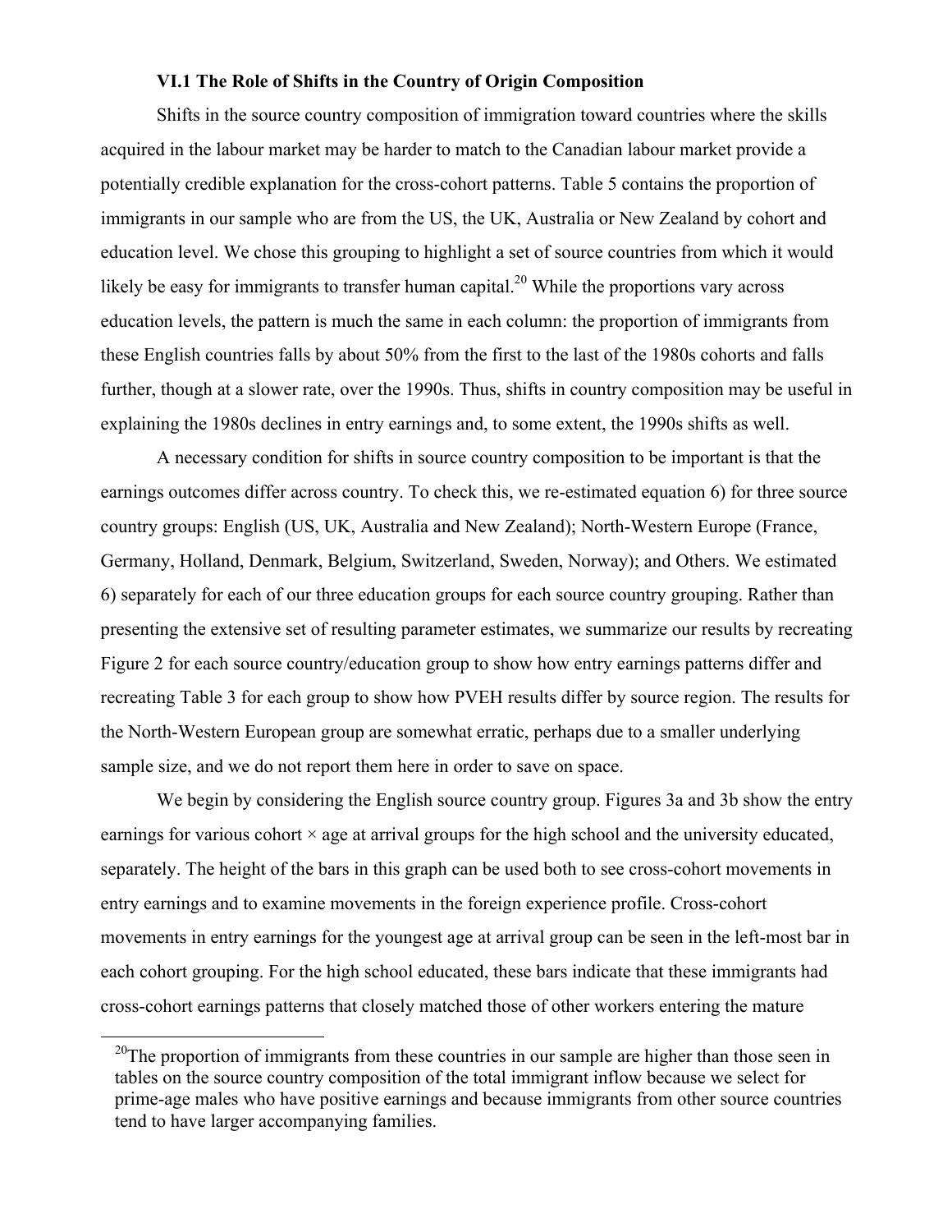### VI.1 The Role of Shifts in the Country of Origin Composition

Shifts in the source country composition of immigration toward countries where the skills acquired in the labour market may be harder to match to the Canadian labour market provide a potentially credible explanation for the cross-cohort patterns. Table 5 contains the proportion of immigrants in our sample who are from the US, the UK, Australia or New Zealand by cohort and education level. We chose this grouping to highlight a set of source countries from which it would likely be easy for immigrants to transfer human capital.[20] While the proportions vary across education levels, the pattern is much the same in each column: the proportion of immigrants from these English countries falls by about 50% from the first to the last of the 1980s cohorts and falls further, though at a slower rate, over the 1990s. Thus, shifts in country composition may be useful in explaining the 1980s declines in entry earnings and, to some extent, the 1990s shifts as well.

A necessary condition for shifts in source country composition to be important is that the earnings outcomes differ across country. To check this, we re-estimated equation 6) for three source country groups: English (US, UK, Australia and New Zealand); North-Western Europe (France, Germany, Holland, Denmark, Belgium, Switzerland, Sweden, Norway); and Others. We estimated 6) separately for each of our three education groups for each source country grouping. Rather than presenting the extensive set of resulting parameter estimates, we summarize our results by recreating Figure 2 for each source country/education group to show how entry earnings patterns differ and recreating Table 3 for each group to show how PVEH results differ by source region. The results for the North-Western European group are somewhat erratic, perhaps due to a smaller underlying sample size, and we do not report them here in order to save on space.

We begin by considering the English source country group. Figures 3a and 3b show the entry earnings for various cohort × age at arrival groups for the high school and the university educated, separately. The height of the bars in this graph can be used both to see cross-cohort movements in entry earnings and to examine movements in the foreign experience profile. Cross-cohort movements in entry earnings for the youngest age at arrival group can be seen in the left-most bar in each cohort grouping. For the high school educated, these bars indicate that these immigrants had cross-cohort earnings patterns that closely matched those of other workers entering the mature

[20]The proportion of immigrants from these countries in our sample are higher than those seen in tables on the source country composition of the total immigrant inflow because we select for prime-age males who have positive earnings and because immigrants from other source countries tend to have larger accompanying families.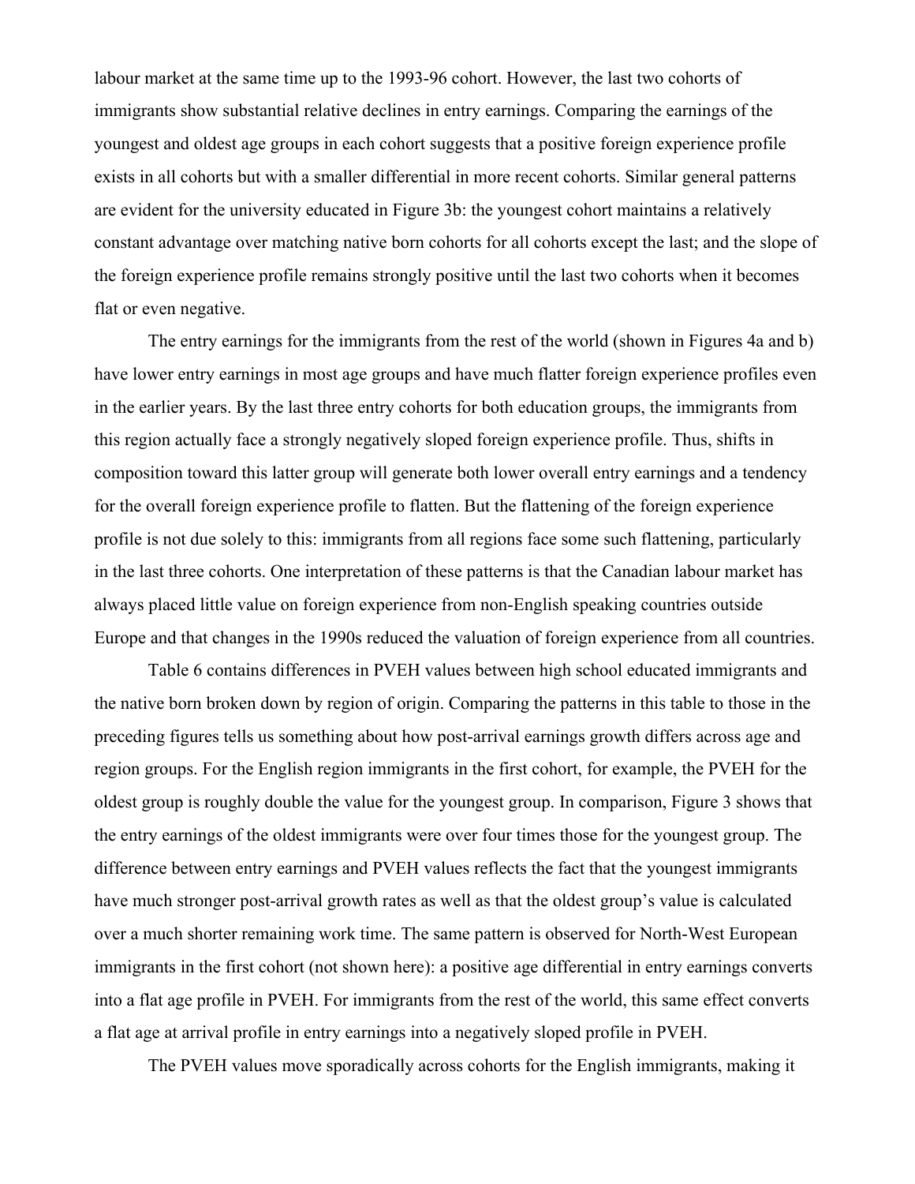labour market at the same time up to the 1993-96 cohort. However, the last two cohorts of immigrants show substantial relative declines in entry earnings. Comparing the earnings of the youngest and oldest age groups in each cohort suggests that a positive foreign experience profile exists in all cohorts but with a smaller differential in more recent cohorts. Similar general patterns are evident for the university educated in Figure 3b: the youngest cohort maintains a relatively constant advantage over matching native born cohorts for all cohorts except the last; and the slope of the foreign experience profile remains strongly positive until the last two cohorts when it becomes flat or even negative.

The entry earnings for the immigrants from the rest of the world (shown in Figures 4a and b) have lower entry earnings in most age groups and have much flatter foreign experience profiles even in the earlier years. By the last three entry cohorts for both education groups, the immigrants from this region actually face a strongly negatively sloped foreign experience profile. Thus, shifts in composition toward this latter group will generate both lower overall entry earnings and a tendency for the overall foreign experience profile to flatten. But the flattening of the foreign experience profile is not due solely to this: immigrants from all regions face some such flattening, particularly in the last three cohorts. One interpretation of these patterns is that the Canadian labour market has always placed little value on foreign experience from non-English speaking countries outside Europe and that changes in the 1990s reduced the valuation of foreign experience from all countries.

Table 6 contains differences in PVEH values between high school educated immigrants and the native born broken down by region of origin. Comparing the patterns in this table to those in the preceding figures tells us something about how post-arrival earnings growth differs across age and region groups. For the English region immigrants in the first cohort, for example, the PVEH for the oldest group is roughly double the value for the youngest group. In comparison, Figure 3 shows that the entry earnings of the oldest immigrants were over four times those for the youngest group. The difference between entry earnings and PVEH values reflects the fact that the youngest immigrants have much stronger post-arrival growth rates as well as that the oldest group's value is calculated over a much shorter remaining work time. The same pattern is observed for North-West European immigrants in the first cohort (not shown here): a positive age differential in entry earnings converts into a flat age profile in PVEH. For immigrants from the rest of the world, this same effect converts a flat age at arrival profile in entry earnings into a negatively sloped profile in PVEH.

The PVEH values move sporadically across cohorts for the English immigrants, making it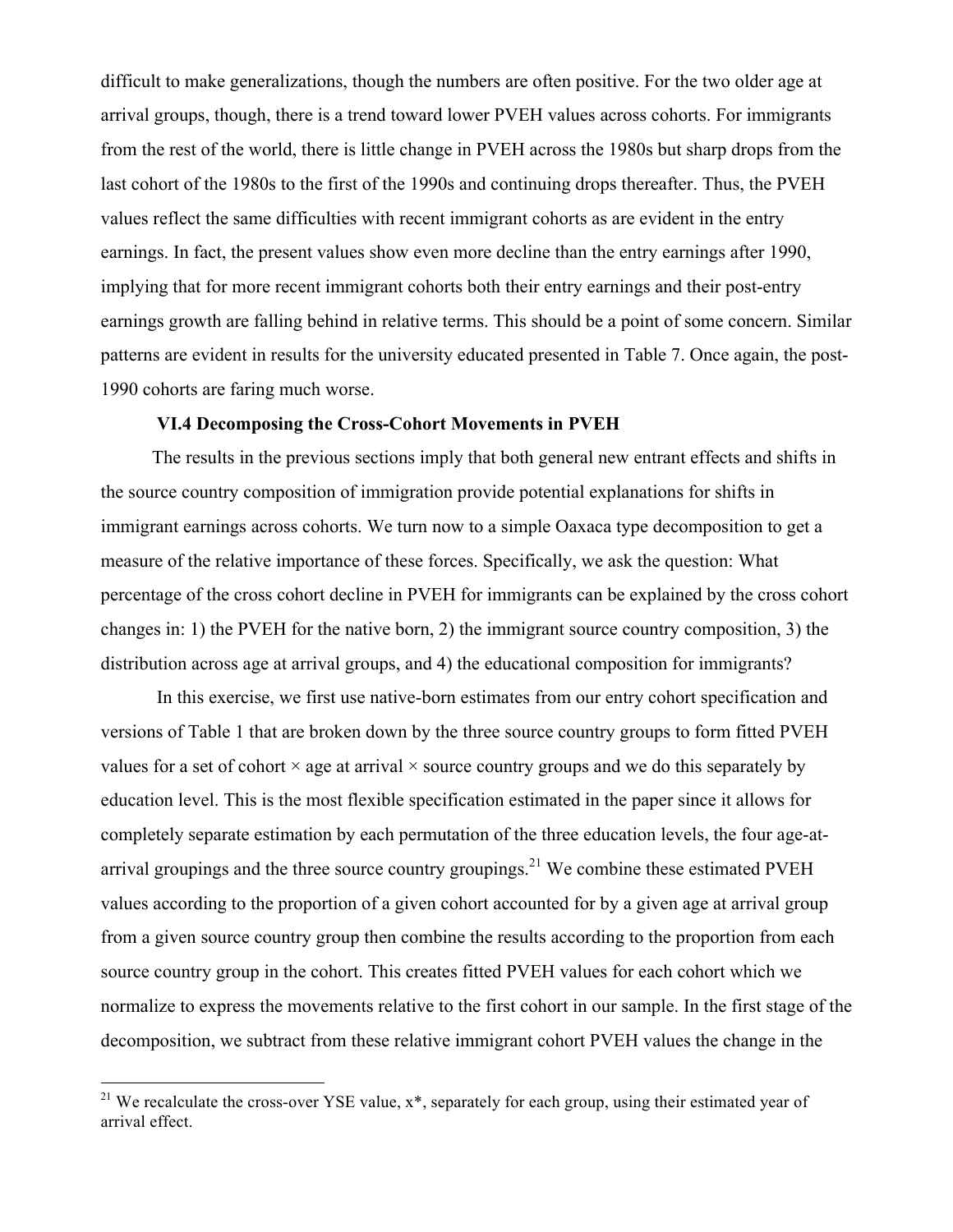difficult to make generalizations, though the numbers are often positive. For the two older age at arrival groups, though, there is a trend toward lower PVEH values across cohorts. For immigrants from the rest of the world, there is little change in PVEH across the 1980s but sharp drops from the last cohort of the 1980s to the first of the 1990s and continuing drops thereafter. Thus, the PVEH values reflect the same difficulties with recent immigrant cohorts as are evident in the entry earnings. In fact, the present values show even more decline than the entry earnings after 1990, implying that for more recent immigrant cohorts both their entry earnings and their post-entry earnings growth are falling behind in relative terms. This should be a point of some concern. Similar patterns are evident in results for the university educated presented in Table 7. Once again, the post-1990 cohorts are faring much worse.

### VI.4 Decomposing the Cross-Cohort Movements in PVEH

The results in the previous sections imply that both general new entrant effects and shifts in the source country composition of immigration provide potential explanations for shifts in immigrant earnings across cohorts. We turn now to a simple Oaxaca type decomposition to get a measure of the relative importance of these forces. Specifically, we ask the question: What percentage of the cross cohort decline in PVEH for immigrants can be explained by the cross cohort changes in: 1) the PVEH for the native born, 2) the immigrant source country composition, 3) the distribution across age at arrival groups, and 4) the educational composition for immigrants?

In this exercise, we first use native-born estimates from our entry cohort specification and versions of Table 1 that are broken down by the three source country groups to form fitted PVEH values for a set of cohort × age at arrival × source country groups and we do this separately by education level. This is the most flexible specification estimated in the paper since it allows for completely separate estimation by each permutation of the three education levels, the four age-at-arrival groupings and the three source country groupings.[21] We combine these estimated PVEH values according to the proportion of a given cohort accounted for by a given age at arrival group from a given source country group then combine the results according to the proportion from each source country group in the cohort. This creates fitted PVEH values for each cohort which we normalize to express the movements relative to the first cohort in our sample. In the first stage of the decomposition, we subtract from these relative immigrant cohort PVEH values the change in the

[21] We recalculate the cross-over YSE value, x*, separately for each group, using their estimated year of arrival effect.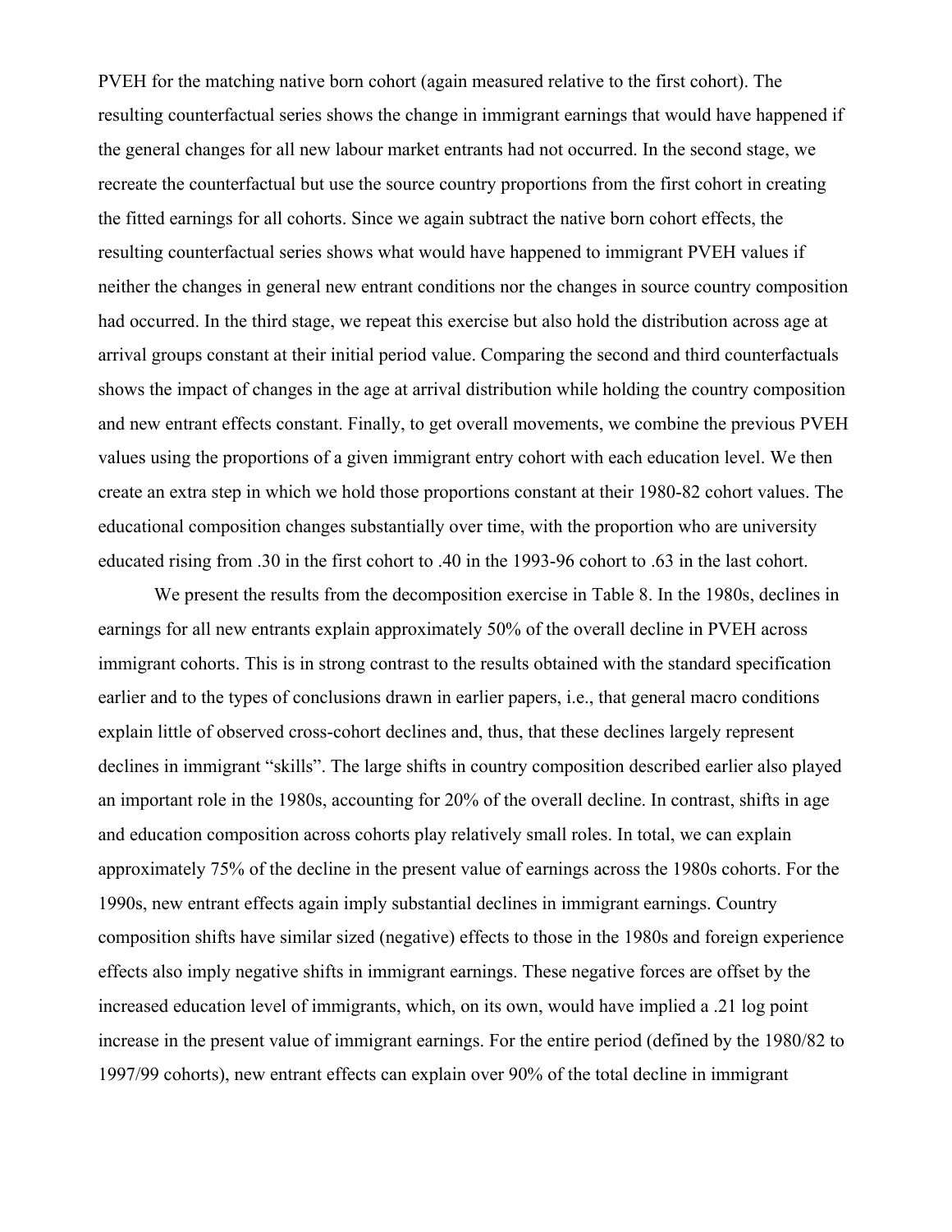PVEH for the matching native born cohort (again measured relative to the first cohort). The resulting counterfactual series shows the change in immigrant earnings that would have happened if the general changes for all new labour market entrants had not occurred. In the second stage, we recreate the counterfactual but use the source country proportions from the first cohort in creating the fitted earnings for all cohorts. Since we again subtract the native born cohort effects, the resulting counterfactual series shows what would have happened to immigrant PVEH values if neither the changes in general new entrant conditions nor the changes in source country composition had occurred. In the third stage, we repeat this exercise but also hold the distribution across age at arrival groups constant at their initial period value. Comparing the second and third counterfactuals shows the impact of changes in the age at arrival distribution while holding the country composition and new entrant effects constant. Finally, to get overall movements, we combine the previous PVEH values using the proportions of a given immigrant entry cohort with each education level. We then create an extra step in which we hold those proportions constant at their 1980-82 cohort values. The educational composition changes substantially over time, with the proportion who are university educated rising from .30 in the first cohort to .40 in the 1993-96 cohort to .63 in the last cohort.

We present the results from the decomposition exercise in Table 8. In the 1980s, declines in earnings for all new entrants explain approximately 50% of the overall decline in PVEH across immigrant cohorts. This is in strong contrast to the results obtained with the standard specification earlier and to the types of conclusions drawn in earlier papers, i.e., that general macro conditions explain little of observed cross-cohort declines and, thus, that these declines largely represent declines in immigrant "skills". The large shifts in country composition described earlier also played an important role in the 1980s, accounting for 20% of the overall decline. In contrast, shifts in age and education composition across cohorts play relatively small roles. In total, we can explain approximately 75% of the decline in the present value of earnings across the 1980s cohorts. For the 1990s, new entrant effects again imply substantial declines in immigrant earnings. Country composition shifts have similar sized (negative) effects to those in the 1980s and foreign experience effects also imply negative shifts in immigrant earnings. These negative forces are offset by the increased education level of immigrants, which, on its own, would have implied a .21 log point increase in the present value of immigrant earnings. For the entire period (defined by the 1980/82 to 1997/99 cohorts), new entrant effects can explain over 90% of the total decline in immigrant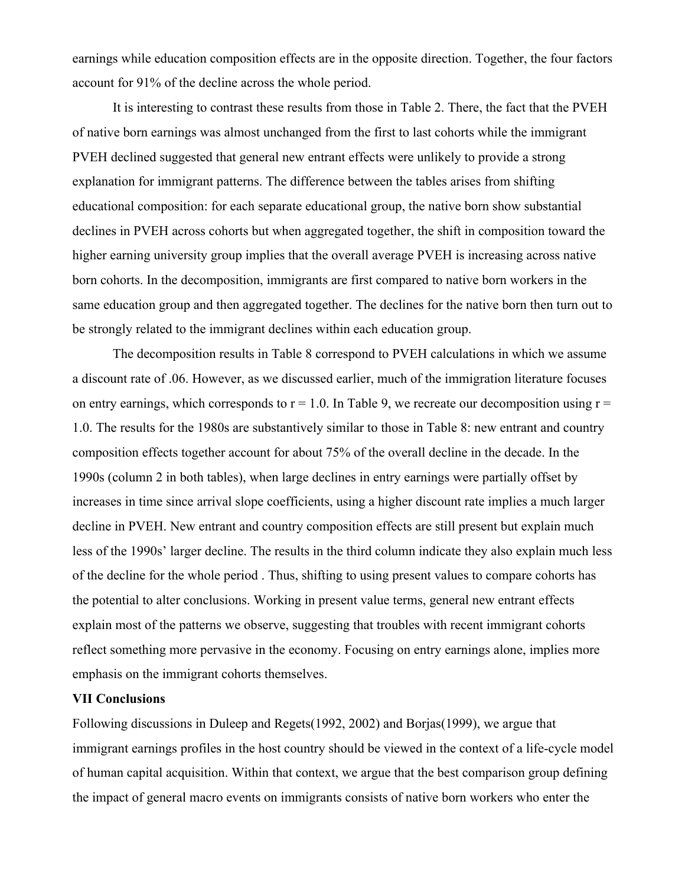earnings while education composition effects are in the opposite direction. Together, the four factors account for 91% of the decline across the whole period.

It is interesting to contrast these results from those in Table 2. There, the fact that the PVEH of native born earnings was almost unchanged from the first to last cohorts while the immigrant PVEH declined suggested that general new entrant effects were unlikely to provide a strong explanation for immigrant patterns. The difference between the tables arises from shifting educational composition: for each separate educational group, the native born show substantial declines in PVEH across cohorts but when aggregated together, the shift in composition toward the higher earning university group implies that the overall average PVEH is increasing across native born cohorts. In the decomposition, immigrants are first compared to native born workers in the same education group and then aggregated together. The declines for the native born then turn out to be strongly related to the immigrant declines within each education group.

The decomposition results in Table 8 correspond to PVEH calculations in which we assume a discount rate of .06. However, as we discussed earlier, much of the immigration literature focuses on entry earnings, which corresponds to $r = 1.0$. In Table 9, we recreate our decomposition using $r = 1.0$. The results for the 1980s are substantively similar to those in Table 8: new entrant and country composition effects together account for about 75% of the overall decline in the decade. In the 1990s (column 2 in both tables), when large declines in entry earnings were partially offset by increases in time since arrival slope coefficients, using a higher discount rate implies a much larger decline in PVEH. New entrant and country composition effects are still present but explain much less of the 1990s' larger decline. The results in the third column indicate they also explain much less of the decline for the whole period . Thus, shifting to using present values to compare cohorts has the potential to alter conclusions. Working in present value terms, general new entrant effects explain most of the patterns we observe, suggesting that troubles with recent immigrant cohorts reflect something more pervasive in the economy. Focusing on entry earnings alone, implies more emphasis on the immigrant cohorts themselves.

## VII Conclusions

Following discussions in Duleep and Regets(1992, 2002) and Borjas(1999), we argue that immigrant earnings profiles in the host country should be viewed in the context of a life-cycle model of human capital acquisition. Within that context, we argue that the best comparison group defining the impact of general macro events on immigrants consists of native born workers who enter the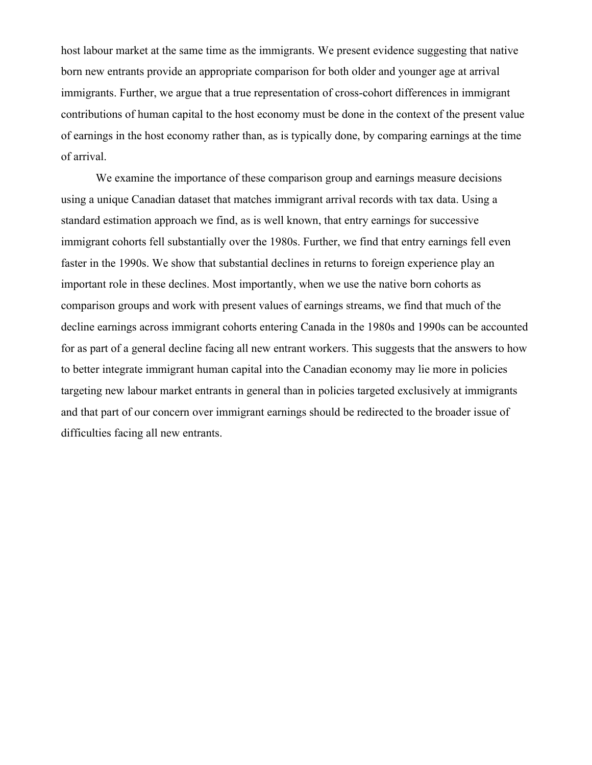host labour market at the same time as the immigrants. We present evidence suggesting that native born new entrants provide an appropriate comparison for both older and younger age at arrival immigrants. Further, we argue that a true representation of cross-cohort differences in immigrant contributions of human capital to the host economy must be done in the context of the present value of earnings in the host economy rather than, as is typically done, by comparing earnings at the time of arrival.

We examine the importance of these comparison group and earnings measure decisions using a unique Canadian dataset that matches immigrant arrival records with tax data. Using a standard estimation approach we find, as is well known, that entry earnings for successive immigrant cohorts fell substantially over the 1980s. Further, we find that entry earnings fell even faster in the 1990s. We show that substantial declines in returns to foreign experience play an important role in these declines. Most importantly, when we use the native born cohorts as comparison groups and work with present values of earnings streams, we find that much of the decline earnings across immigrant cohorts entering Canada in the 1980s and 1990s can be accounted for as part of a general decline facing all new entrant workers. This suggests that the answers to how to better integrate immigrant human capital into the Canadian economy may lie more in policies targeting new labour market entrants in general than in policies targeted exclusively at immigrants and that part of our concern over immigrant earnings should be redirected to the broader issue of difficulties facing all new entrants.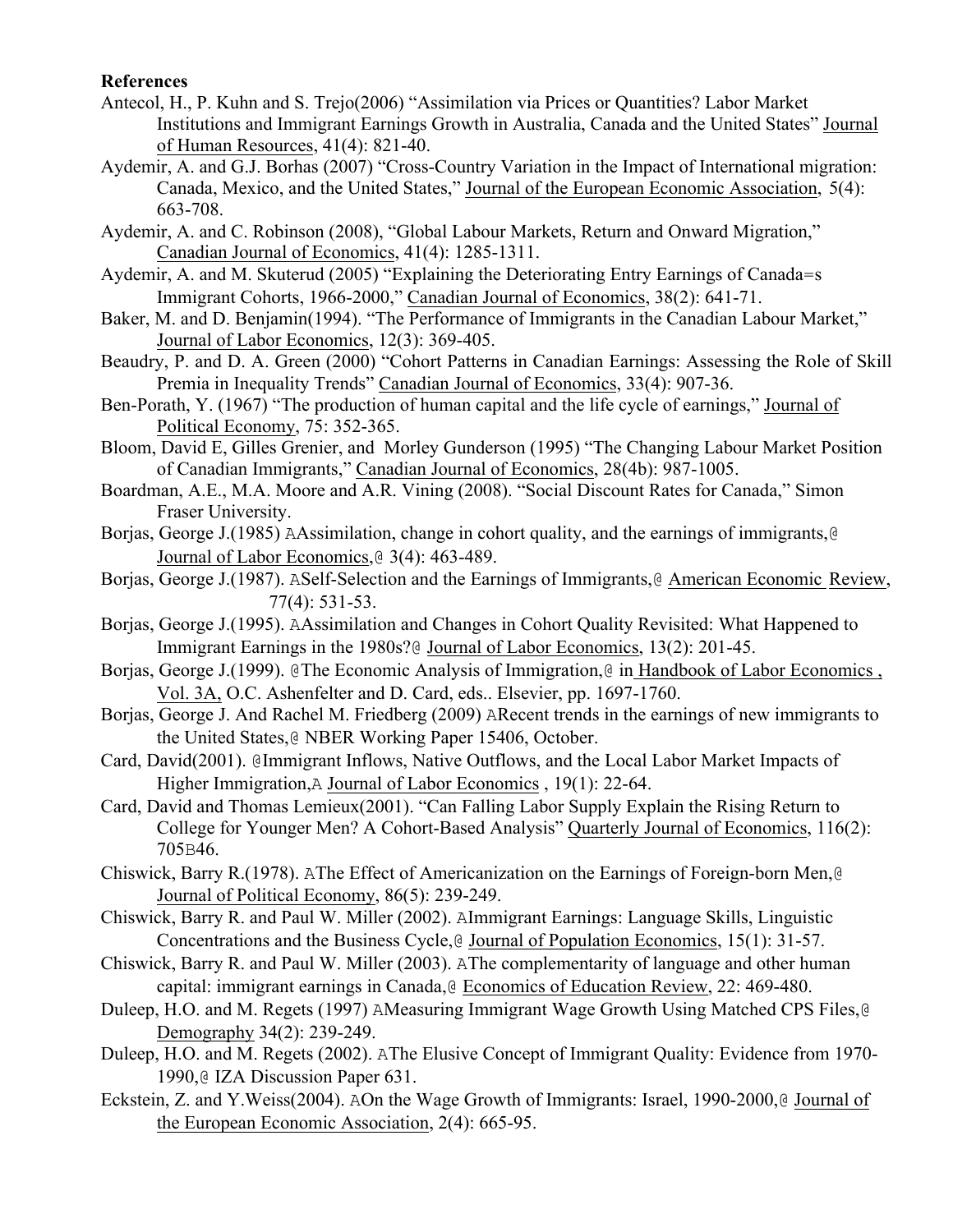**References**

Antecol, H., P. Kuhn and S. Trejo(2006) "Assimilation via Prices or Quantities? Labor Market Institutions and Immigrant Earnings Growth in Australia, Canada and the United States" Journal of Human Resources, 41(4): 821-40.

Aydemir, A. and G.J. Borhas (2007) "Cross-Country Variation in the Impact of International migration: Canada, Mexico, and the United States," Journal of the European Economic Association, 5(4): 663-708.

Aydemir, A. and C. Robinson (2008), "Global Labour Markets, Return and Onward Migration," Canadian Journal of Economics, 41(4): 1285-1311.

Aydemir, A. and M. Skuterud (2005) "Explaining the Deteriorating Entry Earnings of Canada=s Immigrant Cohorts, 1966-2000," Canadian Journal of Economics, 38(2): 641-71.

Baker, M. and D. Benjamin(1994). "The Performance of Immigrants in the Canadian Labour Market," Journal of Labor Economics, 12(3): 369-405.

Beaudry, P. and D. A. Green (2000) "Cohort Patterns in Canadian Earnings: Assessing the Role of Skill Premia in Inequality Trends" Canadian Journal of Economics, 33(4): 907-36.

Ben-Porath, Y. (1967) "The production of human capital and the life cycle of earnings," Journal of Political Economy, 75: 352-365.

Bloom, David E, Gilles Grenier, and Morley Gunderson (1995) "The Changing Labour Market Position of Canadian Immigrants," Canadian Journal of Economics, 28(4b): 987-1005.

Boardman, A.E., M.A. Moore and A.R. Vining (2008). "Social Discount Rates for Canada," Simon Fraser University.

Borjas, George J.(1985) AAssimilation, change in cohort quality, and the earnings of immigrants,@ Journal of Labor Economics,@ 3(4): 463-489.

Borjas, George J.(1987). ASelf-Selection and the Earnings of Immigrants,@ American Economic Review, 77(4): 531-53.

Borjas, George J.(1995). AAssimilation and Changes in Cohort Quality Revisited: What Happened to Immigrant Earnings in the 1980s?@ Journal of Labor Economics, 13(2): 201-45.

Borjas, George J.(1999). @The Economic Analysis of Immigration,@ in Handbook of Labor Economics , Vol. 3A, O.C. Ashenfelter and D. Card, eds.. Elsevier, pp. 1697-1760.

Borjas, George J. And Rachel M. Friedberg (2009) ARecent trends in the earnings of new immigrants to the United States,@ NBER Working Paper 15406, October.

Card, David(2001). @Immigrant Inflows, Native Outflows, and the Local Labor Market Impacts of Higher Immigration,A Journal of Labor Economics , 19(1): 22-64.

Card, David and Thomas Lemieux(2001). "Can Falling Labor Supply Explain the Rising Return to College for Younger Men? A Cohort-Based Analysis" Quarterly Journal of Economics, 116(2): 705B46.

Chiswick, Barry R.(1978). AThe Effect of Americanization on the Earnings of Foreign-born Men,@ Journal of Political Economy, 86(5): 239-249.

Chiswick, Barry R. and Paul W. Miller (2002). AImmigrant Earnings: Language Skills, Linguistic Concentrations and the Business Cycle,@ Journal of Population Economics, 15(1): 31-57.

Chiswick, Barry R. and Paul W. Miller (2003). AThe complementarity of language and other human capital: immigrant earnings in Canada,@ Economics of Education Review, 22: 469-480.

Duleep, H.O. and M. Regets (1997) AMeasuring Immigrant Wage Growth Using Matched CPS Files,@ Demography 34(2): 239-249.

Duleep, H.O. and M. Regets (2002). AThe Elusive Concept of Immigrant Quality: Evidence from 1970-1990,@ IZA Discussion Paper 631.

Eckstein, Z. and Y.Weiss(2004). AOn the Wage Growth of Immigrants: Israel, 1990-2000,@ Journal of the European Economic Association, 2(4): 665-95.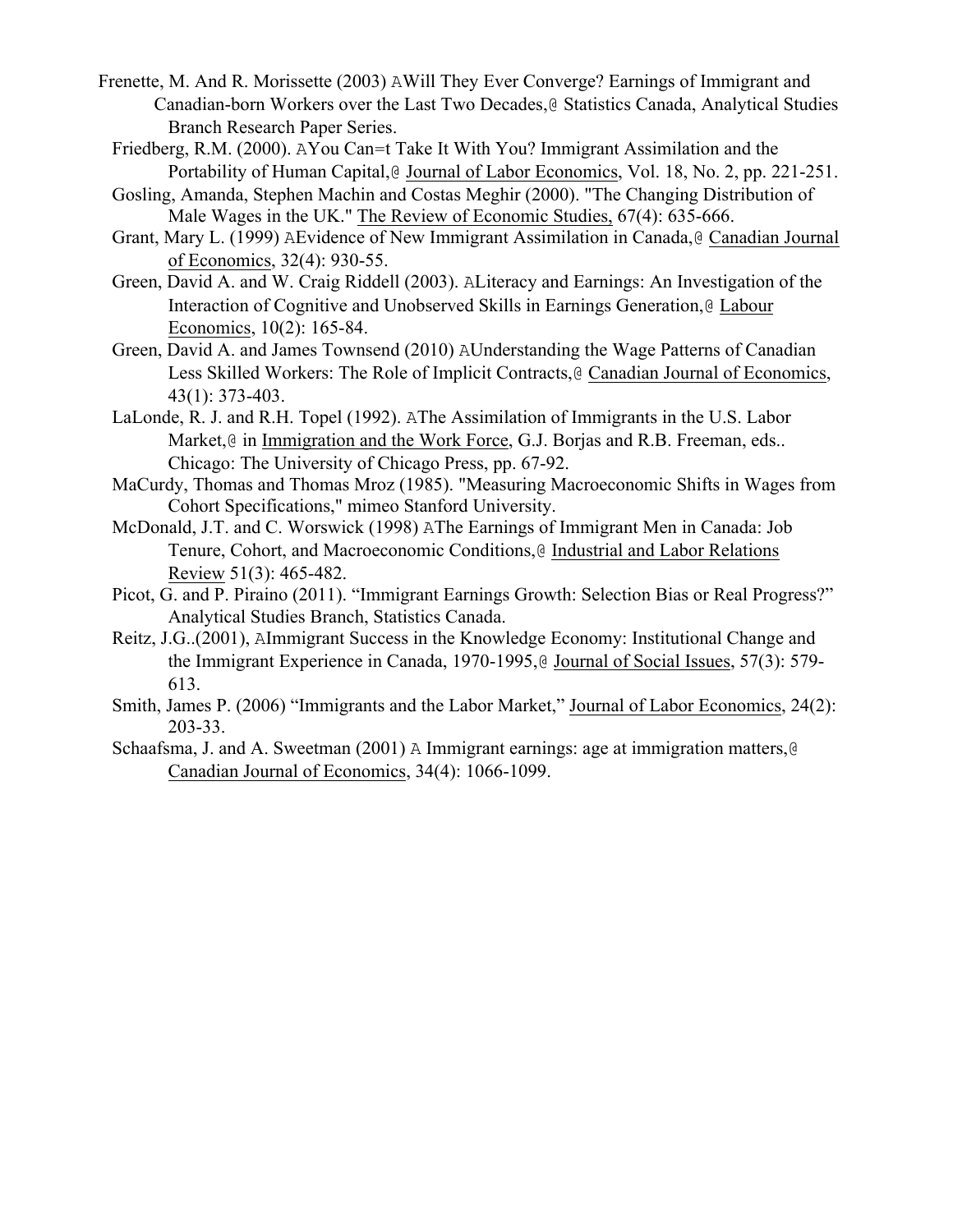Frenette, M. And R. Morissette (2003) AWill They Ever Converge? Earnings of Immigrant and Canadian-born Workers over the Last Two Decades,@ Statistics Canada, Analytical Studies Branch Research Paper Series.

Friedberg, R.M. (2000). AYou Can=t Take It With You? Immigrant Assimilation and the Portability of Human Capital,@ Journal of Labor Economics, Vol. 18, No. 2, pp. 221-251.

Gosling, Amanda, Stephen Machin and Costas Meghir (2000). "The Changing Distribution of Male Wages in the UK." The Review of Economic Studies, 67(4): 635-666.

Grant, Mary L. (1999) AEvidence of New Immigrant Assimilation in Canada,@ Canadian Journal of Economics, 32(4): 930-55.

Green, David A. and W. Craig Riddell (2003). ALiteracy and Earnings: An Investigation of the Interaction of Cognitive and Unobserved Skills in Earnings Generation,@ Labour Economics, 10(2): 165-84.

Green, David A. and James Townsend (2010) AUnderstanding the Wage Patterns of Canadian Less Skilled Workers: The Role of Implicit Contracts,@ Canadian Journal of Economics, 43(1): 373-403.

LaLonde, R. J. and R.H. Topel (1992). AThe Assimilation of Immigrants in the U.S. Labor Market,@ in Immigration and the Work Force, G.J. Borjas and R.B. Freeman, eds.. Chicago: The University of Chicago Press, pp. 67-92.

MaCurdy, Thomas and Thomas Mroz (1985). "Measuring Macroeconomic Shifts in Wages from Cohort Specifications," mimeo Stanford University.

McDonald, J.T. and C. Worswick (1998) AThe Earnings of Immigrant Men in Canada: Job Tenure, Cohort, and Macroeconomic Conditions,@ Industrial and Labor Relations Review 51(3): 465-482.

Picot, G. and P. Piraino (2011). "Immigrant Earnings Growth: Selection Bias or Real Progress?" Analytical Studies Branch, Statistics Canada.

Reitz, J.G..(2001), AImmigrant Success in the Knowledge Economy: Institutional Change and the Immigrant Experience in Canada, 1970-1995,@ Journal of Social Issues, 57(3): 579-613.

Smith, James P. (2006) "Immigrants and the Labor Market," Journal of Labor Economics, 24(2): 203-33.

Schaafsma, J. and A. Sweetman (2001) A Immigrant earnings: age at immigration matters,@ Canadian Journal of Economics, 34(4): 1066-1099.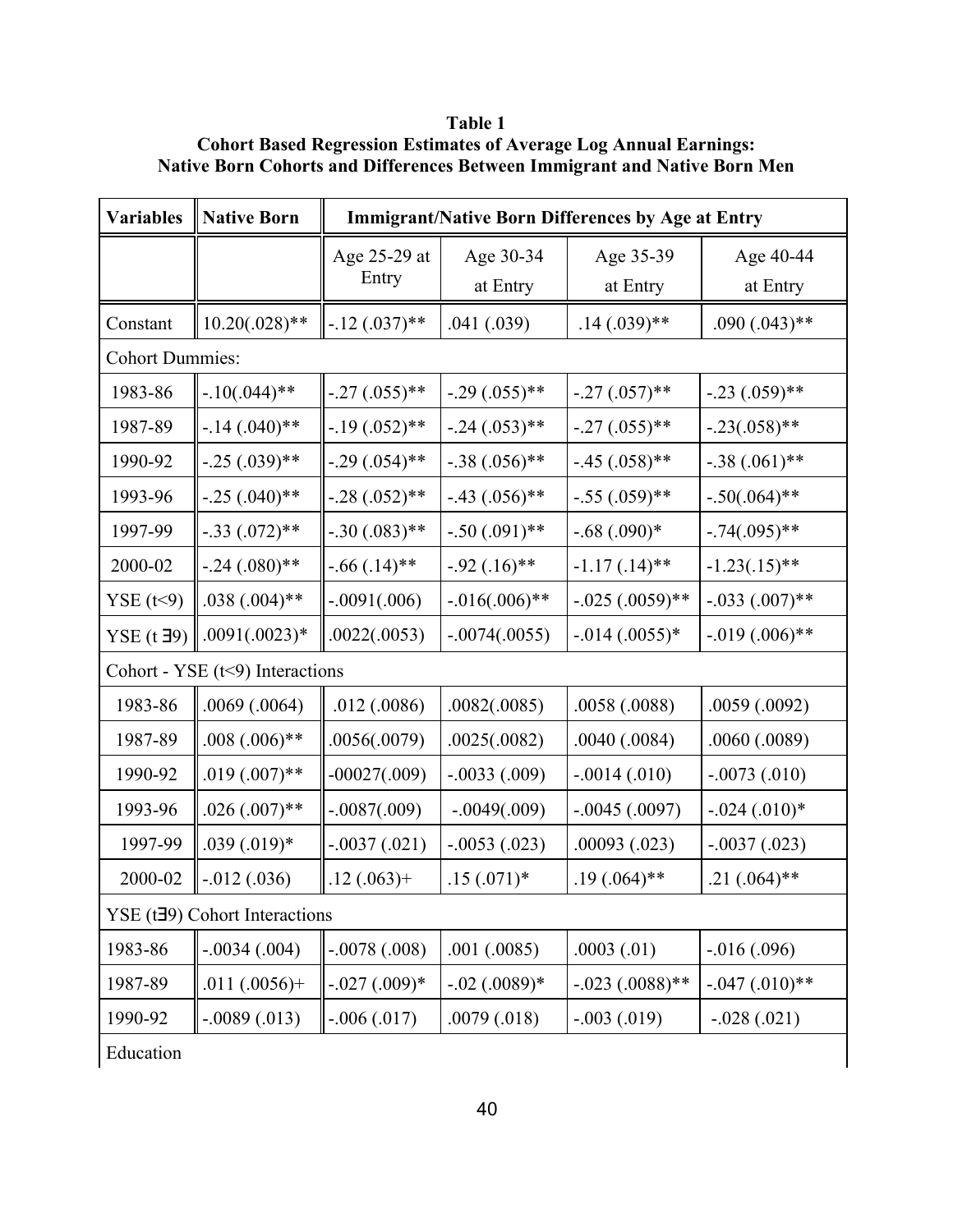**Table 1**
**Cohort Based Regression Estimates of Average Log Annual Earnings: Native Born Cohorts and Differences Between Immigrant and Native Born Men**

| Variables | Native Born | Immigrant/Native Born Differences by Age at Entry | | | |
|---|---|---|---|---|---|
| | | Age 25-29 at Entry | Age 30-34 at Entry | Age 35-39 at Entry | Age 40-44 at Entry |
| Constant | 10.20(.028)** | -.12 (.037)** | .041 (.039) | .14 (.039)** | .090 (.043)** |
| Cohort Dummies: | | | | | |
| 1983-86 | -.10(.044)** | -.27 (.055)** | -.29 (.055)** | -.27 (.057)** | -.23 (.059)** |
| 1987-89 | -.14 (.040)** | -.19 (.052)** | -.24 (.053)** | -.27 (.055)** | -.23(.058)** |
| 1990-92 | -.25 (.039)** | -.29 (.054)** | -.38 (.056)** | -.45 (.058)** | -.38 (.061)** |
| 1993-96 | -.25 (.040)** | -.28 (.052)** | -.43 (.056)** | -.55 (.059)** | -.50(.064)** |
| 1997-99 | -.33 (.072)** | -.30 (.083)** | -.50 (.091)** | -.68 (.090)* | -.74(.095)** |
| 2000-02 | -.24 (.080)** | -.66 (.14)** | -.92 (.16)** | -1.17 (.14)** | -1.23(.15)** |
| YSE (t<9) | .038 (.004)** | -.0091(.006) | -.016(.006)** | -.025 (.0059)** | -.033 (.007)** |
| YSE (t ∃9) | .0091(.0023)* | .0022(.0053) | -.0074(.0055) | -.014 (.0055)* | -.019 (.006)** |
| Cohort - YSE (t<9) Interactions | | | | | |
| 1983-86 | .0069 (.0064) | .012 (.0086) | .0082(.0085) | .0058 (.0088) | .0059 (.0092) |
| 1987-89 | .008 (.006)** | .0056(.0079) | .0025(.0082) | .0040 (.0084) | .0060 (.0089) |
| 1990-92 | .019 (.007)** | -00027(.009) | -.0033 (.009) | -.0014 (.010) | -.0073 (.010) |
| 1993-96 | .026 (.007)** | -.0087(.009) | -.0049(.009) | -.0045 (.0097) | -.024 (.010)* |
| 1997-99 | .039 (.019)* | -.0037 (.021) | -.0053 (.023) | .00093 (.023) | -.0037 (.023) |
| 2000-02 | -.012 (.036) | .12 (.063)+ | .15 (.071)* | .19 (.064)** | .21 (.064)** |
| YSE (t∃9) Cohort Interactions | | | | | |
| 1983-86 | -.0034 (.004) | -.0078 (.008) | .001 (.0085) | .0003 (.01) | -.016 (.096) |
| 1987-89 | .011 (.0056)+ | -.027 (.009)* | -.02 (.0089)* | -.023 (.0088)** | -.047 (.010)** |
| 1990-92 | -.0089 (.013) | -.006 (.017) | .0079 (.018) | -.003 (.019) | -.028 (.021) |
| Education | | | | | |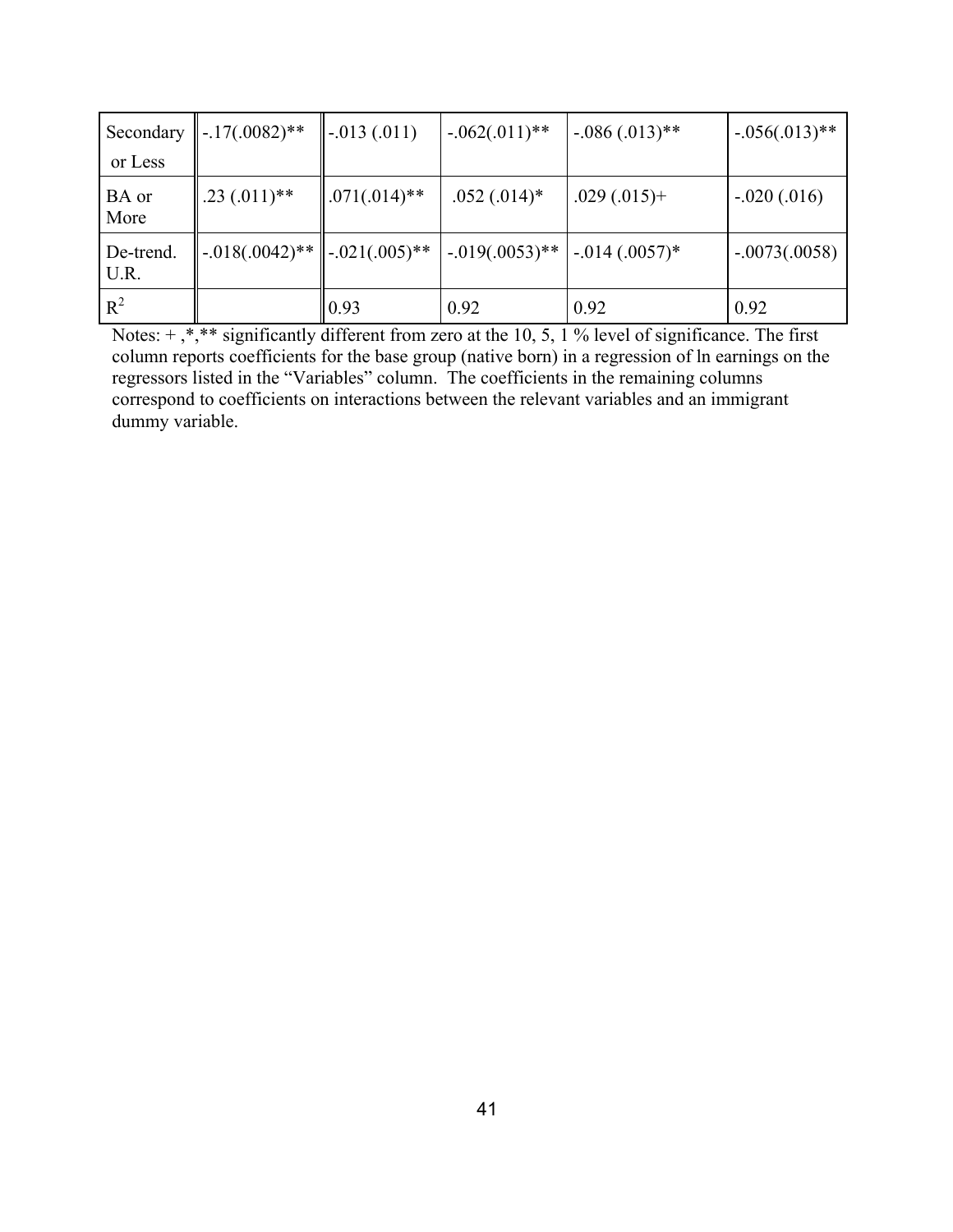| | | | | | |
|---|---|---|---|---|---|
| Secondary or Less | -.17(.0082)** | -.013 (.011) | -.062(.011)** | -.086 (.013)** | -.056(.013)** |
| BA or More | .23 (.011)** | .071(.014)** | .052 (.014)* | .029 (.015)+ | -.020 (.016) |
| De-trend. U.R. | -.018(.0042)** | -.021(.005)** | -.019(.0053)** | -.014 (.0057)* | -.0073(.0058) |
| $R^2$ | | 0.93 | 0.92 | 0.92 | 0.92 |

Notes: + ,*,** significantly different from zero at the 10, 5, 1 % level of significance. The first column reports coefficients for the base group (native born) in a regression of ln earnings on the regressors listed in the "Variables" column. The coefficients in the remaining columns correspond to coefficients on interactions between the relevant variables and an immigrant dummy variable.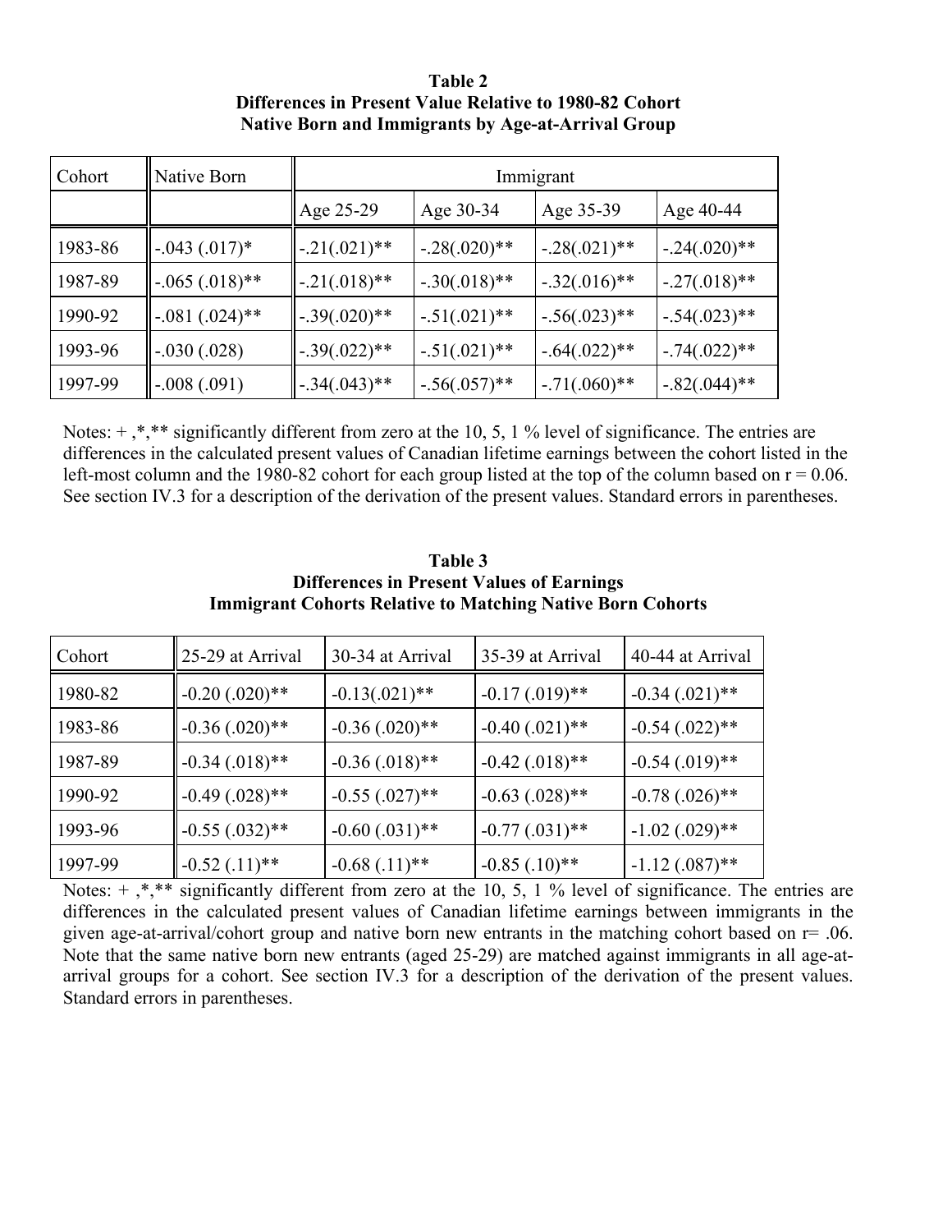**Table 2**
**Differences in Present Value Relative to 1980-82 Cohort**
**Native Born and Immigrants by Age-at-Arrival Group**

| Cohort | Native Born | Immigrant | | | |
|---|---|---|---|---|---|
| | | Age 25-29 | Age 30-34 | Age 35-39 | Age 40-44 |
| 1983-86 | -.043 (.017)* | -.21(.021)** | -.28(.020)** | -.28(.021)** | -.24(.020)** |
| 1987-89 | -.065 (.018)** | -.21(.018)** | -.30(.018)** | -.32(.016)** | -.27(.018)** |
| 1990-92 | -.081 (.024)** | -.39(.020)** | -.51(.021)** | -.56(.023)** | -.54(.023)** |
| 1993-96 | -.030 (.028) | -.39(.022)** | -.51(.021)** | -.64(.022)** | -.74(.022)** |
| 1997-99 | -.008 (.091) | -.34(.043)** | -.56(.057)** | -.71(.060)** | -.82(.044)** |

Notes: + ,*,** significantly different from zero at the 10, 5, 1 % level of significance. The entries are differences in the calculated present values of Canadian lifetime earnings between the cohort listed in the left-most column and the 1980-82 cohort for each group listed at the top of the column based on r = 0.06. See section IV.3 for a description of the derivation of the present values. Standard errors in parentheses.

**Table 3**
**Differences in Present Values of Earnings**
**Immigrant Cohorts Relative to Matching Native Born Cohorts**

| Cohort | 25-29 at Arrival | 30-34 at Arrival | 35-39 at Arrival | 40-44 at Arrival |
|---|---|---|---|---|
| 1980-82 | -0.20 (.020)** | -0.13(.021)** | -0.17 (.019)** | -0.34 (.021)** |
| 1983-86 | -0.36 (.020)** | -0.36 (.020)** | -0.40 (.021)** | -0.54 (.022)** |
| 1987-89 | -0.34 (.018)** | -0.36 (.018)** | -0.42 (.018)** | -0.54 (.019)** |
| 1990-92 | -0.49 (.028)** | -0.55 (.027)** | -0.63 (.028)** | -0.78 (.026)** |
| 1993-96 | -0.55 (.032)** | -0.60 (.031)** | -0.77 (.031)** | -1.02 (.029)** |
| 1997-99 | -0.52 (.11)** | -0.68 (.11)** | -0.85 (.10)** | -1.12 (.087)** |

Notes: + ,*,** significantly different from zero at the 10, 5, 1 % level of significance. The entries are differences in the calculated present values of Canadian lifetime earnings between immigrants in the given age-at-arrival/cohort group and native born new entrants in the matching cohort based on r= .06. Note that the same native born new entrants (aged 25-29) are matched against immigrants in all age-at-arrival groups for a cohort. See section IV.3 for a description of the derivation of the present values. Standard errors in parentheses.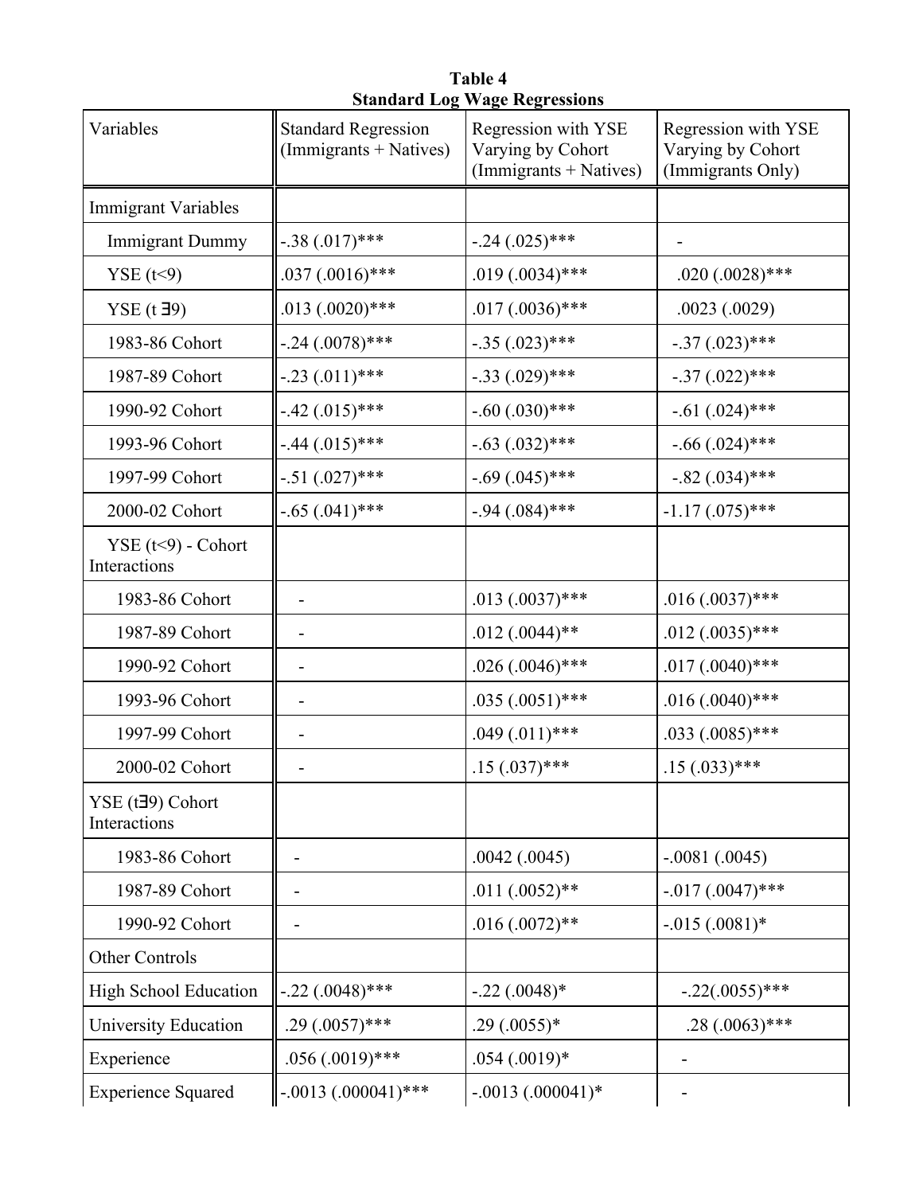**Table 4**
**Standard Log Wage Regressions**

| Variables | Standard Regression (Immigrants + Natives) | Regression with YSE Varying by Cohort (Immigrants + Natives) | Regression with YSE Varying by Cohort (Immigrants Only) |
|---|---|---|---|
| Immigrant Variables | | | |
| Immigrant Dummy | -.38 (.017)*** | -.24 (.025)*** | - |
| YSE (t<9) | .037 (.0016)*** | .019 (.0034)*** | .020 (.0028)*** |
| YSE (t ∃9) | .013 (.0020)*** | .017 (.0036)*** | .0023 (.0029) |
| 1983-86 Cohort | -.24 (.0078)*** | -.35 (.023)*** | -.37 (.023)*** |
| 1987-89 Cohort | -.23 (.011)*** | -.33 (.029)*** | -.37 (.022)*** |
| 1990-92 Cohort | -.42 (.015)*** | -.60 (.030)*** | -.61 (.024)*** |
| 1993-96 Cohort | -.44 (.015)*** | -.63 (.032)*** | -.66 (.024)*** |
| 1997-99 Cohort | -.51 (.027)*** | -.69 (.045)*** | -.82 (.034)*** |
| 2000-02 Cohort | -.65 (.041)*** | -.94 (.084)*** | -1.17 (.075)*** |
| YSE (t<9) - Cohort Interactions | | | |
| 1983-86 Cohort | - | .013 (.0037)*** | .016 (.0037)*** |
| 1987-89 Cohort | - | .012 (.0044)** | .012 (.0035)*** |
| 1990-92 Cohort | - | .026 (.0046)*** | .017 (.0040)*** |
| 1993-96 Cohort | - | .035 (.0051)*** | .016 (.0040)*** |
| 1997-99 Cohort | - | .049 (.011)*** | .033 (.0085)*** |
| 2000-02 Cohort | - | .15 (.037)*** | .15 (.033)*** |
| YSE (t∃9) Cohort Interactions | | | |
| 1983-86 Cohort | - | .0042 (.0045) | -.0081 (.0045) |
| 1987-89 Cohort | - | .011 (.0052)** | -.017 (.0047)*** |
| 1990-92 Cohort | - | .016 (.0072)** | -.015 (.0081)* |
| Other Controls | | | |
| High School Education | -.22 (.0048)*** | -.22 (.0048)* | -.22(.0055)*** |
| University Education | .29 (.0057)*** | .29 (.0055)* | .28 (.0063)*** |
| Experience | .056 (.0019)*** | .054 (.0019)* | - |
| Experience Squared | -.0013 (.000041)*** | -.0013 (.000041)* | - |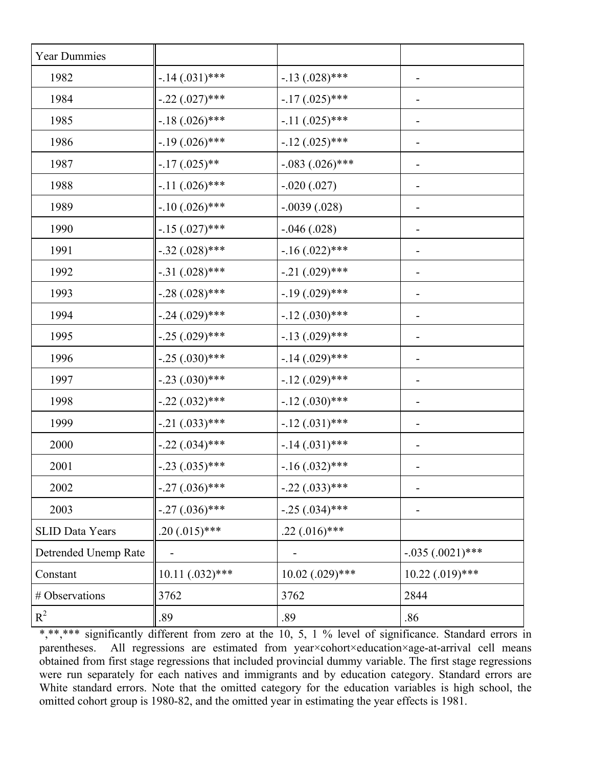| Year Dummies | | | |
|---|---|---|---|
| 1982 | -.14 (.031)*** | -.13 (.028)*** | - |
| 1984 | -.22 (.027)*** | -.17 (.025)*** | - |
| 1985 | -.18 (.026)*** | -.11 (.025)*** | - |
| 1986 | -.19 (.026)*** | -.12 (.025)*** | - |
| 1987 | -.17 (.025)** | -.083 (.026)*** | - |
| 1988 | -.11 (.026)*** | -.020 (.027) | - |
| 1989 | -.10 (.026)*** | -.0039 (.028) | - |
| 1990 | -.15 (.027)*** | -.046 (.028) | - |
| 1991 | -.32 (.028)*** | -.16 (.022)*** | - |
| 1992 | -.31 (.028)*** | -.21 (.029)*** | - |
| 1993 | -.28 (.028)*** | -.19 (.029)*** | - |
| 1994 | -.24 (.029)*** | -.12 (.030)*** | - |
| 1995 | -.25 (.029)*** | -.13 (.029)*** | - |
| 1996 | -.25 (.030)*** | -.14 (.029)*** | - |
| 1997 | -.23 (.030)*** | -.12 (.029)*** | - |
| 1998 | -.22 (.032)*** | -.12 (.030)*** | - |
| 1999 | -.21 (.033)*** | -.12 (.031)*** | - |
| 2000 | -.22 (.034)*** | -.14 (.031)*** | - |
| 2001 | -.23 (.035)*** | -.16 (.032)*** | - |
| 2002 | -.27 (.036)*** | -.22 (.033)*** | - |
| 2003 | -.27 (.036)*** | -.25 (.034)*** | - |
| SLID Data Years | .20 (.015)*** | .22 (.016)*** | |
| Detrended Unemp Rate | - | - | -.035 (.0021)*** |
| Constant | 10.11 (.032)*** | 10.02 (.029)*** | 10.22 (.019)*** |
| # Observations | 3762 | 3762 | 2844 |
| $R^2$ | .89 | .89 | .86 |

*,**,*** significantly different from zero at the 10, 5, 1 % level of significance. Standard errors in parentheses. All regressions are estimated from year×cohort×education×age-at-arrival cell means obtained from first stage regressions that included provincial dummy variable. The first stage regressions were run separately for each natives and immigrants and by education category. Standard errors are White standard errors. Note that the omitted category for the education variables is high school, the omitted cohort group is 1980-82, and the omitted year in estimating the year effects is 1981.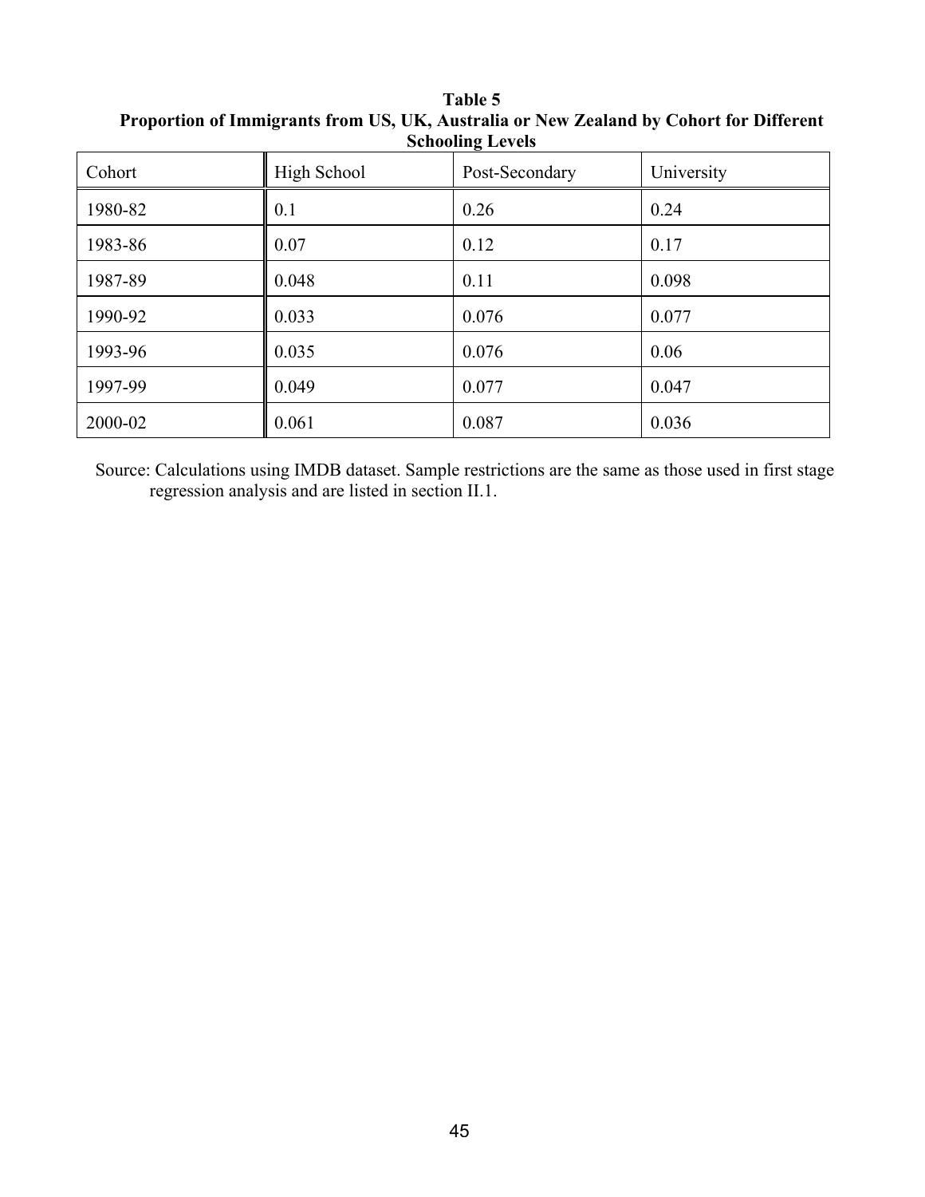**Table 5**
**Proportion of Immigrants from US, UK, Australia or New Zealand by Cohort for Different Schooling Levels**

| Cohort | High School | Post-Secondary | University |
|---|---|---|---|
| 1980-82 | 0.1 | 0.26 | 0.24 |
| 1983-86 | 0.07 | 0.12 | 0.17 |
| 1987-89 | 0.048 | 0.11 | 0.098 |
| 1990-92 | 0.033 | 0.076 | 0.077 |
| 1993-96 | 0.035 | 0.076 | 0.06 |
| 1997-99 | 0.049 | 0.077 | 0.047 |
| 2000-02 | 0.061 | 0.087 | 0.036 |

Source: Calculations using IMDB dataset. Sample restrictions are the same as those used in first stage regression analysis and are listed in section II.1.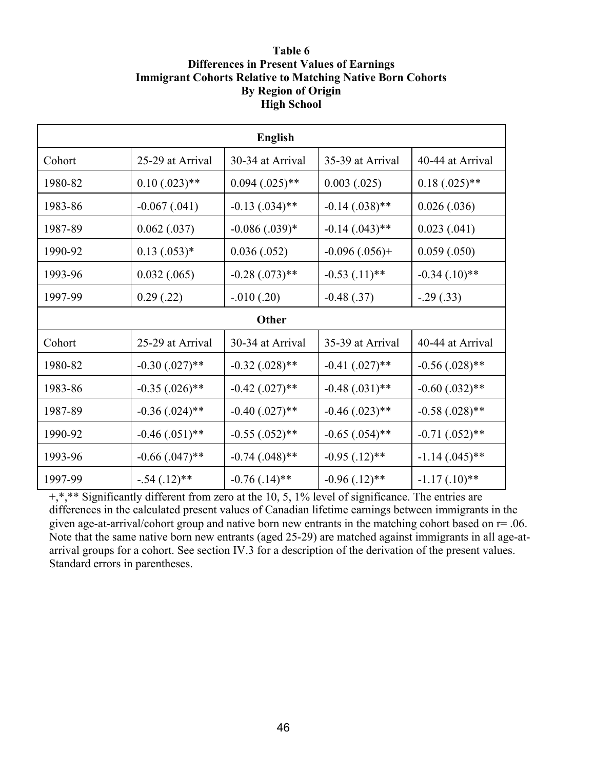**Table 6**
**Differences in Present Values of Earnings**
**Immigrant Cohorts Relative to Matching Native Born Cohorts**
**By Region of Origin**
**High School**

| **English** | | | | |
|---|---|---|---|---|
| Cohort | 25-29 at Arrival | 30-34 at Arrival | 35-39 at Arrival | 40-44 at Arrival |
| 1980-82 | 0.10 (.023)** | 0.094 (.025)** | 0.003 (.025) | 0.18 (.025)** |
| 1983-86 | -0.067 (.041) | -0.13 (.034)** | -0.14 (.038)** | 0.026 (.036) |
| 1987-89 | 0.062 (.037) | -0.086 (.039)* | -0.14 (.043)** | 0.023 (.041) |
| 1990-92 | 0.13 (.053)* | 0.036 (.052) | -0.096 (.056)+ | 0.059 (.050) |
| 1993-96 | 0.032 (.065) | -0.28 (.073)** | -0.53 (.11)** | -0.34 (.10)** |
| 1997-99 | 0.29 (.22) | -.010 (.20) | -0.48 (.37) | -.29 (.33) |
| **Other** | | | | |
| Cohort | 25-29 at Arrival | 30-34 at Arrival | 35-39 at Arrival | 40-44 at Arrival |
| 1980-82 | -0.30 (.027)** | -0.32 (.028)** | -0.41 (.027)** | -0.56 (.028)** |
| 1983-86 | -0.35 (.026)** | -0.42 (.027)** | -0.48 (.031)** | -0.60 (.032)** |
| 1987-89 | -0.36 (.024)** | -0.40 (.027)** | -0.46 (.023)** | -0.58 (.028)** |
| 1990-92 | -0.46 (.051)** | -0.55 (.052)** | -0.65 (.054)** | -0.71 (.052)** |
| 1993-96 | -0.66 (.047)** | -0.74 (.048)** | -0.95 (.12)** | -1.14 (.045)** |
| 1997-99 | -.54 (.12)** | -0.76 (.14)** | -0.96 (.12)** | -1.17 (.10)** |

+,*,** Significantly different from zero at the 10, 5, 1% level of significance. The entries are differences in the calculated present values of Canadian lifetime earnings between immigrants in the given age-at-arrival/cohort group and native born new entrants in the matching cohort based on r= .06. Note that the same native born new entrants (aged 25-29) are matched against immigrants in all age-at-arrival groups for a cohort. See section IV.3 for a description of the derivation of the present values. Standard errors in parentheses.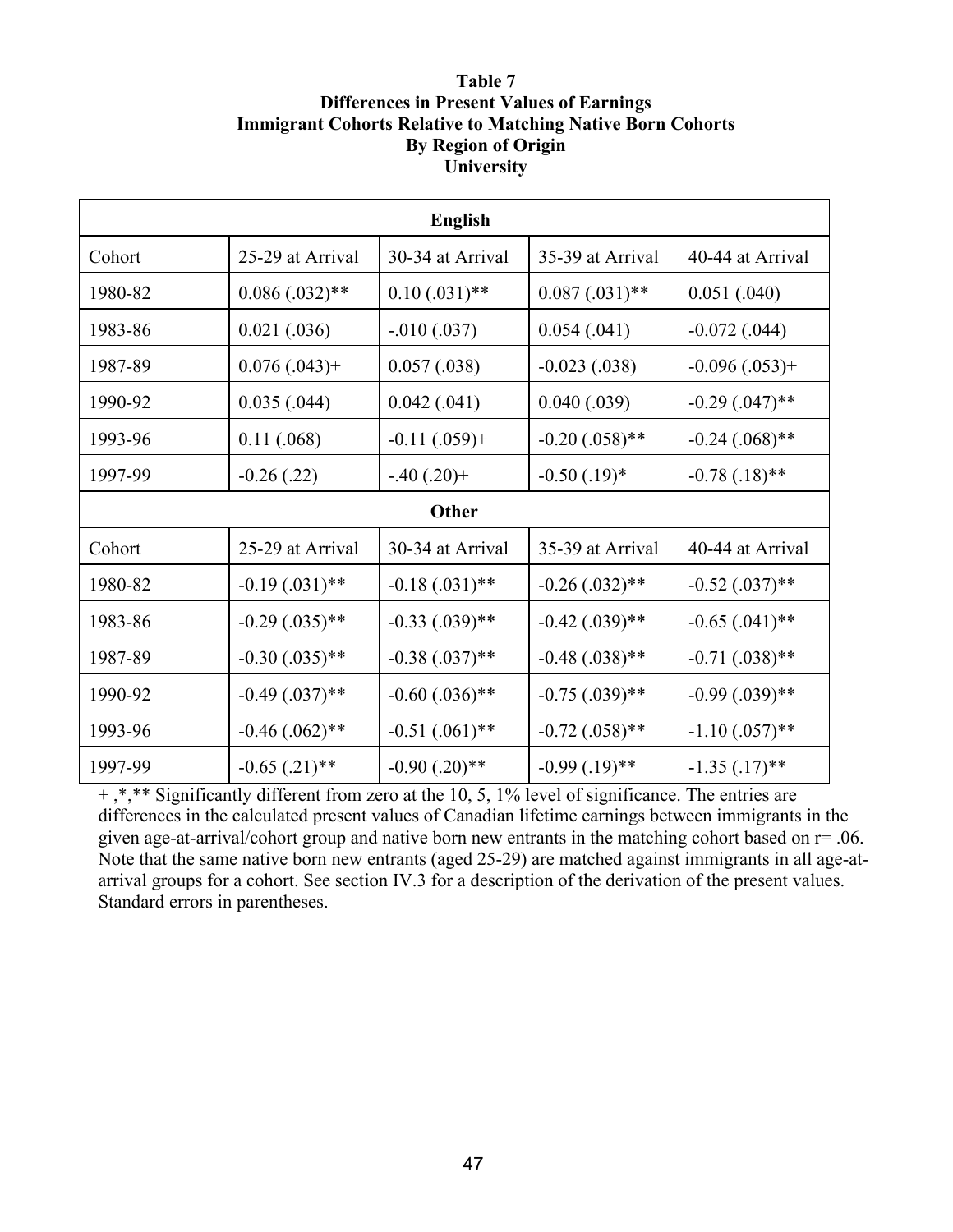**Table 7**
**Differences in Present Values of Earnings**
**Immigrant Cohorts Relative to Matching Native Born Cohorts**
**By Region of Origin**
**University**

| **English** | | | | |
|---|---|---|---|---|
| Cohort | 25-29 at Arrival | 30-34 at Arrival | 35-39 at Arrival | 40-44 at Arrival |
| 1980-82 | 0.086 (.032)** | 0.10 (.031)** | 0.087 (.031)** | 0.051 (.040) |
| 1983-86 | 0.021 (.036) | -.010 (.037) | 0.054 (.041) | -0.072 (.044) |
| 1987-89 | 0.076 (.043)+ | 0.057 (.038) | -0.023 (.038) | -0.096 (.053)+ |
| 1990-92 | 0.035 (.044) | 0.042 (.041) | 0.040 (.039) | -0.29 (.047)** |
| 1993-96 | 0.11 (.068) | -0.11 (.059)+ | -0.20 (.058)** | -0.24 (.068)** |
| 1997-99 | -0.26 (.22) | -.40 (.20)+ | -0.50 (.19)* | -0.78 (.18)** |
| **Other** | | | | |
| Cohort | 25-29 at Arrival | 30-34 at Arrival | 35-39 at Arrival | 40-44 at Arrival |
| 1980-82 | -0.19 (.031)** | -0.18 (.031)** | -0.26 (.032)** | -0.52 (.037)** |
| 1983-86 | -0.29 (.035)** | -0.33 (.039)** | -0.42 (.039)** | -0.65 (.041)** |
| 1987-89 | -0.30 (.035)** | -0.38 (.037)** | -0.48 (.038)** | -0.71 (.038)** |
| 1990-92 | -0.49 (.037)** | -0.60 (.036)** | -0.75 (.039)** | -0.99 (.039)** |
| 1993-96 | -0.46 (.062)** | -0.51 (.061)** | -0.72 (.058)** | -1.10 (.057)** |
| 1997-99 | -0.65 (.21)** | -0.90 (.20)** | -0.99 (.19)** | -1.35 (.17)** |

+ ,*,** Significantly different from zero at the 10, 5, 1% level of significance. The entries are differences in the calculated present values of Canadian lifetime earnings between immigrants in the given age-at-arrival/cohort group and native born new entrants in the matching cohort based on r= .06. Note that the same native born new entrants (aged 25-29) are matched against immigrants in all age-at-arrival groups for a cohort. See section IV.3 for a description of the derivation of the present values. Standard errors in parentheses.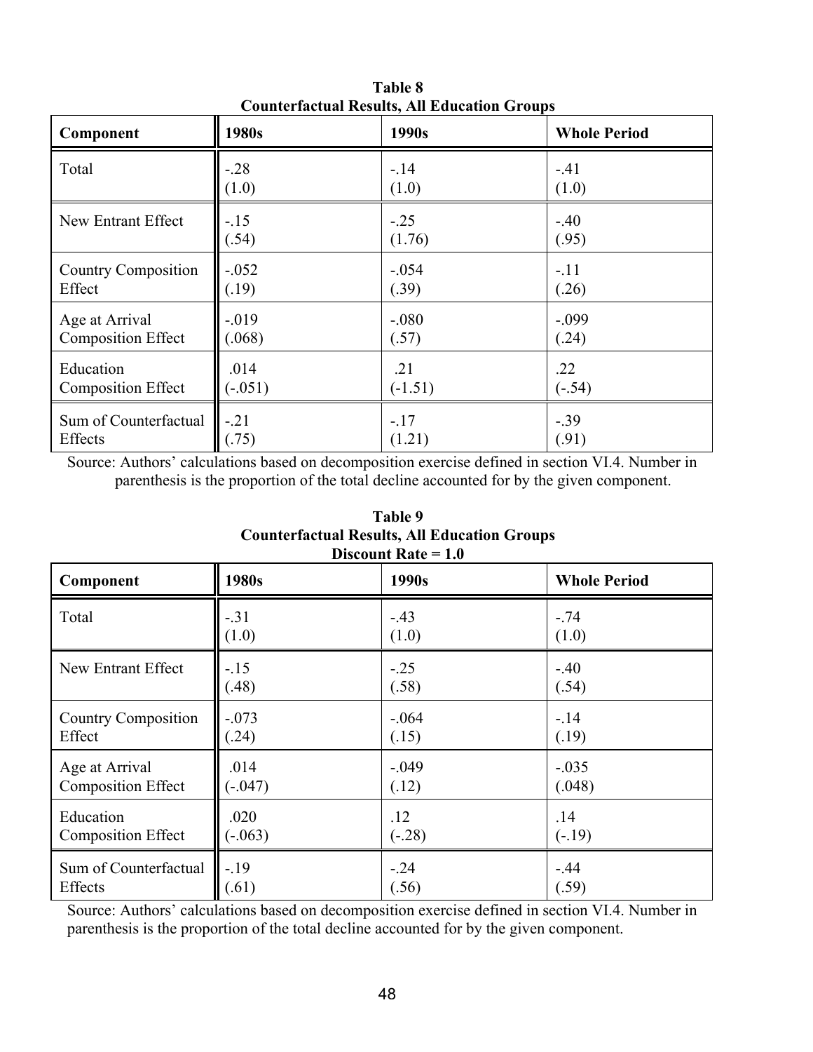**Table 8**
**Counterfactual Results, All Education Groups**

| Component | 1980s | 1990s | Whole Period |
|---|---|---|---|
| Total | -.28<br>(1.0) | -.14<br>(1.0) | -.41<br>(1.0) |
| New Entrant Effect | -.15<br>(.54) | -.25<br>(1.76) | -.40<br>(.95) |
| Country Composition Effect | -.052<br>(.19) | -.054<br>(.39) | -.11<br>(.26) |
| Age at Arrival Composition Effect | -.019<br>(.068) | -.080<br>(.57) | -.099<br>(.24) |
| Education Composition Effect | .014<br>(-.051) | .21<br>(-1.51) | .22<br>(-.54) |
| Sum of Counterfactual Effects | -.21<br>(.75) | -.17<br>(1.21) | -.39<br>(.91) |

Source: Authors' calculations based on decomposition exercise defined in section VI.4. Number in parenthesis is the proportion of the total decline accounted for by the given component.

**Table 9**
**Counterfactual Results, All Education Groups**
**Discount Rate = 1.0**

| Component | 1980s | 1990s | Whole Period |
|---|---|---|---|
| Total | -.31<br>(1.0) | -.43<br>(1.0) | -.74<br>(1.0) |
| New Entrant Effect | -.15<br>(.48) | -.25<br>(.58) | -.40<br>(.54) |
| Country Composition Effect | -.073<br>(.24) | -.064<br>(.15) | -.14<br>(.19) |
| Age at Arrival Composition Effect | .014<br>(-.047) | -.049<br>(.12) | -.035<br>(.048) |
| Education Composition Effect | .020<br>(-.063) | .12<br>(-.28) | .14<br>(-.19) |
| Sum of Counterfactual Effects | -.19<br>(.61) | -.24<br>(.56) | -.44<br>(.59) |

Source: Authors' calculations based on decomposition exercise defined in section VI.4. Number in parenthesis is the proportion of the total decline accounted for by the given component.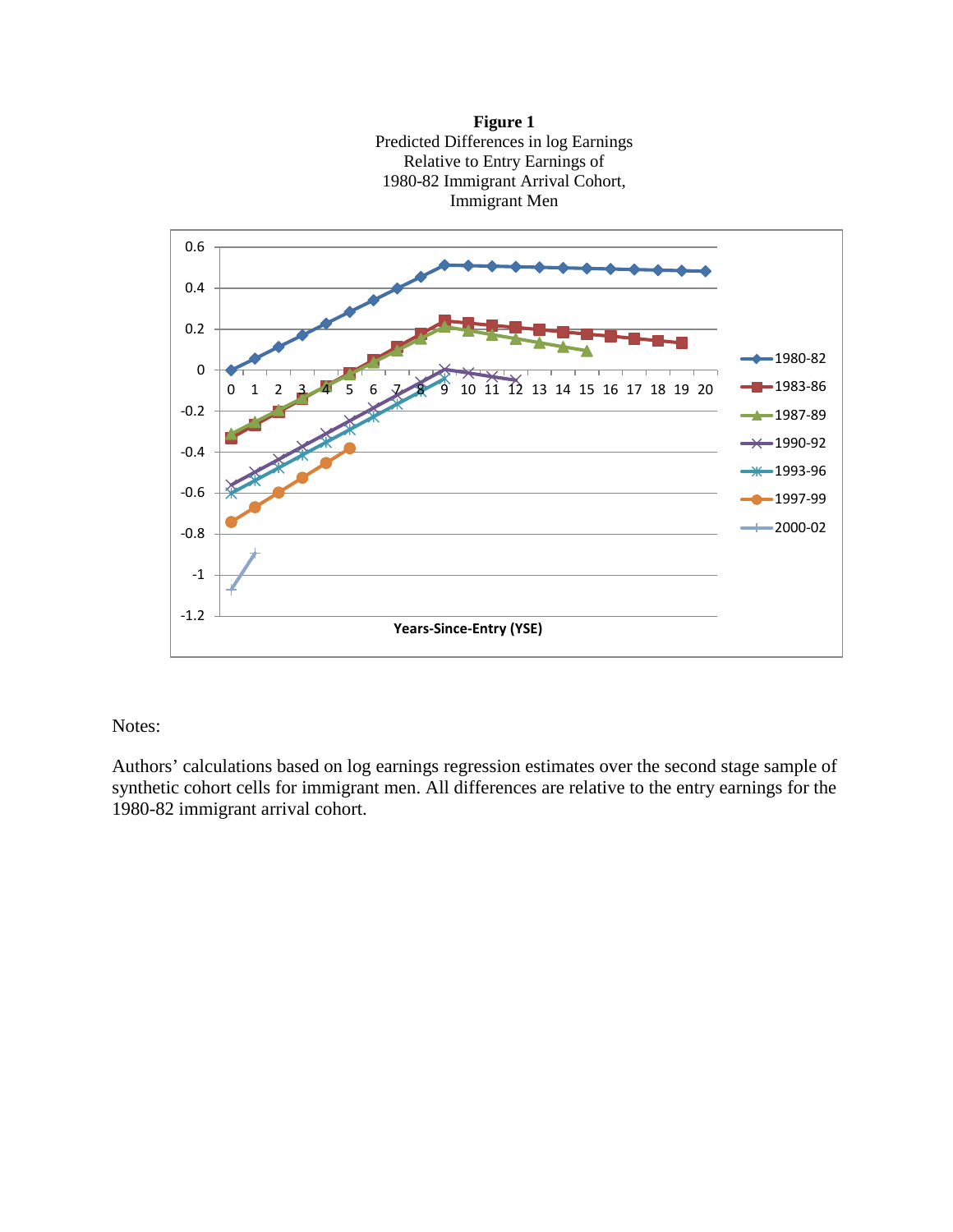**Figure 1**
Predicted Differences in log Earnings
Relative to Entry Earnings of
1980-82 Immigrant Arrival Cohort,
Immigrant Men

Notes:

Authors' calculations based on log earnings regression estimates over the second stage sample of synthetic cohort cells for immigrant men. All differences are relative to the entry earnings for the 1980-82 immigrant arrival cohort.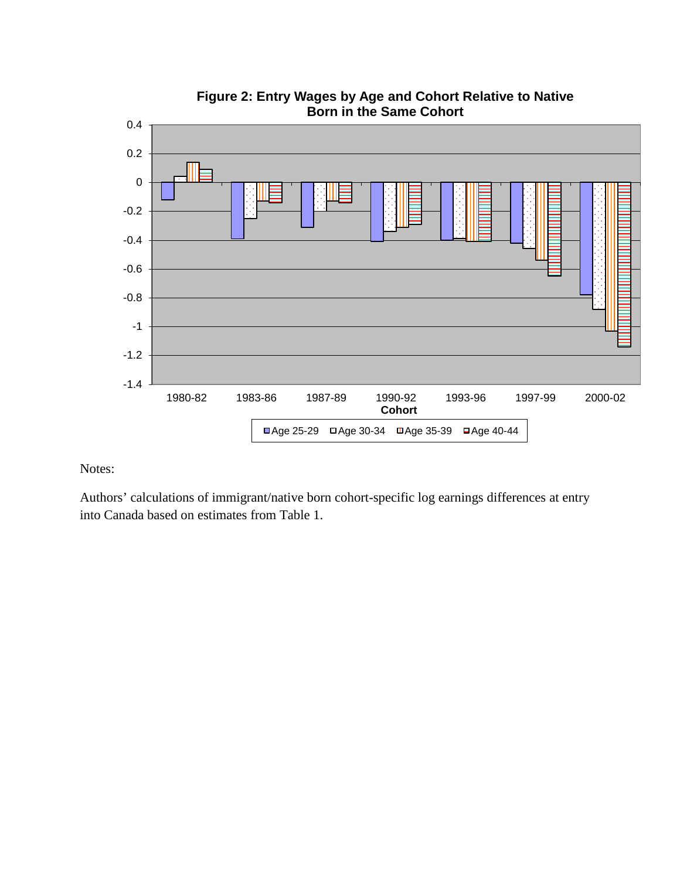**Figure 2: Entry Wages by Age and Cohort Relative to Native Born in the Same Cohort**

Notes:

Authors' calculations of immigrant/native born cohort-specific log earnings differences at entry into Canada based on estimates from Table 1.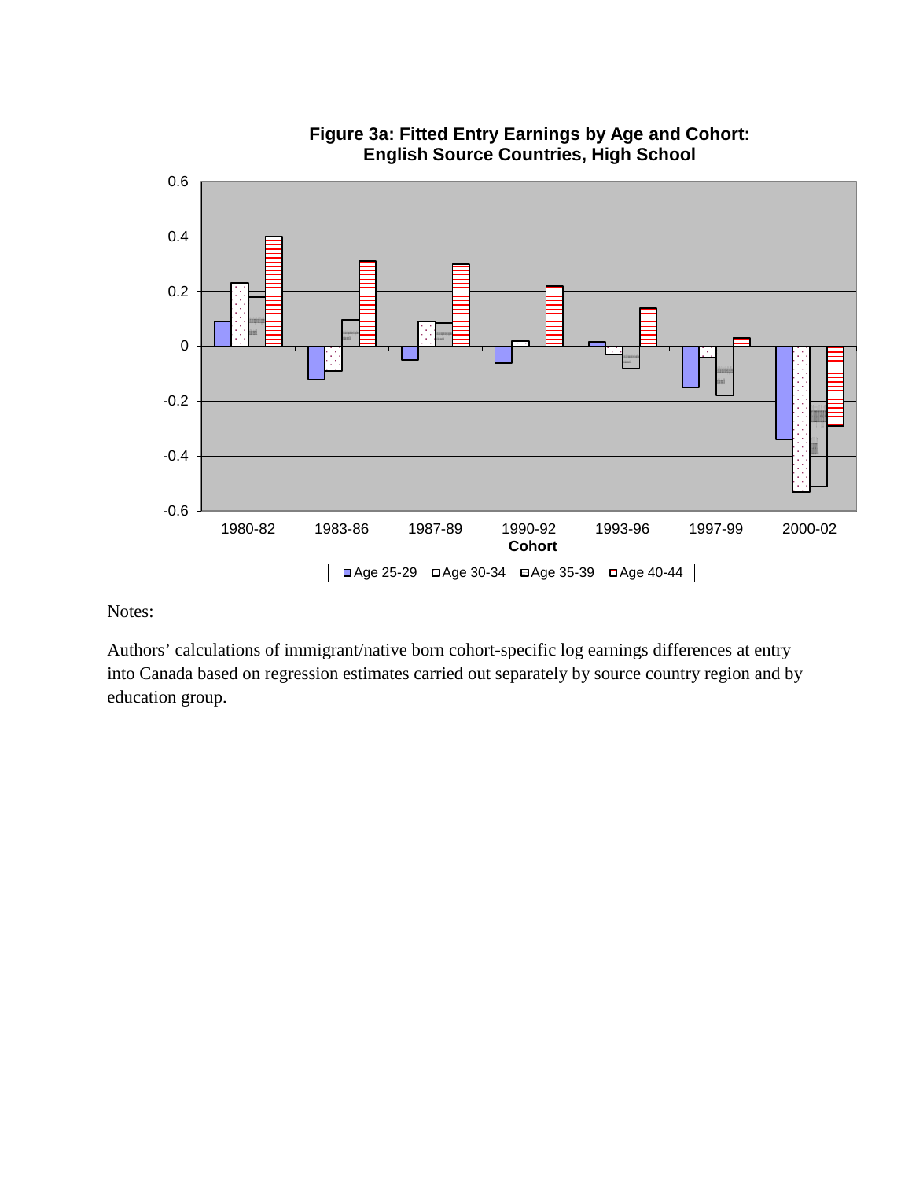**Figure 3a: Fitted Entry Earnings by Age and Cohort: English Source Countries, High School**

Notes:

Authors' calculations of immigrant/native born cohort-specific log earnings differences at entry into Canada based on regression estimates carried out separately by source country region and by education group.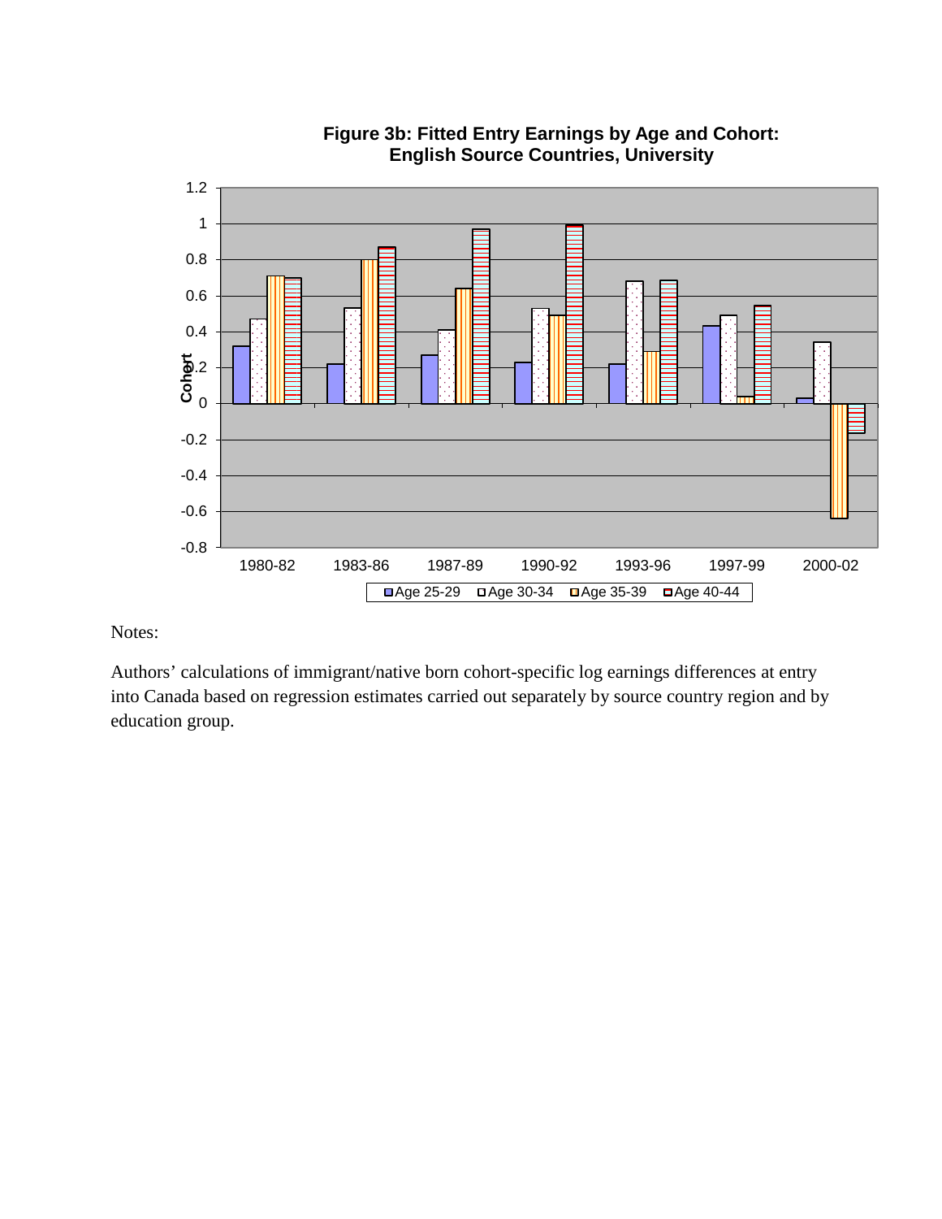**Figure 3b: Fitted Entry Earnings by Age and Cohort: English Source Countries, University**

Notes:

Authors' calculations of immigrant/native born cohort-specific log earnings differences at entry into Canada based on regression estimates carried out separately by source country region and by education group.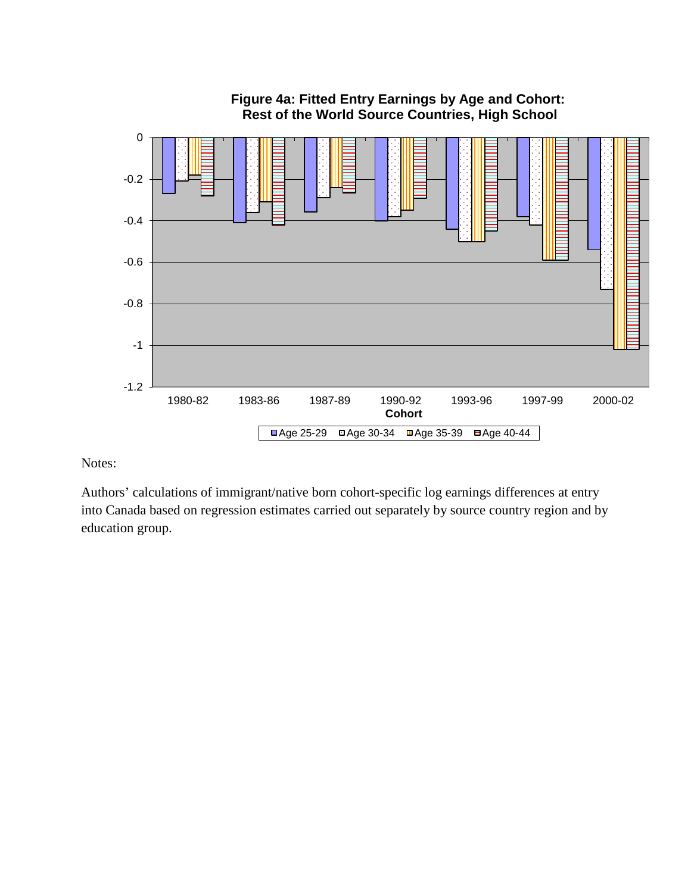**Figure 4a: Fitted Entry Earnings by Age and Cohort: Rest of the World Source Countries, High School**

Notes:

Authors' calculations of immigrant/native born cohort-specific log earnings differences at entry into Canada based on regression estimates carried out separately by source country region and by education group.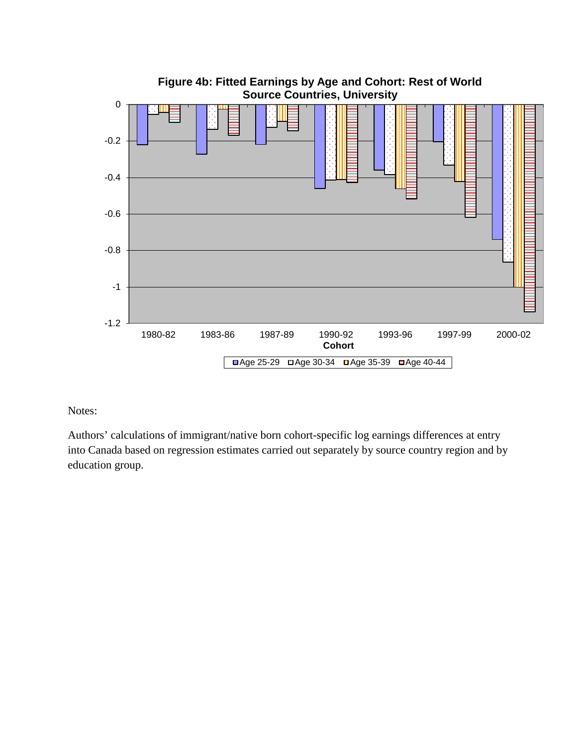**Figure 4b: Fitted Earnings by Age and Cohort: Rest of World Source Countries, University**

0
-0.2
-0.4
-0.6
-0.8
-1
-1.2

1980-82
1983-86
1987-89
1990-92
1993-96
1997-99
2000-02

**Cohort**

Age 25-29 Age 30-34 Age 35-39 Age 40-44

Notes:

Authors' calculations of immigrant/native born cohort-specific log earnings differences at entry into Canada based on regression estimates carried out separately by source country region and by education group.